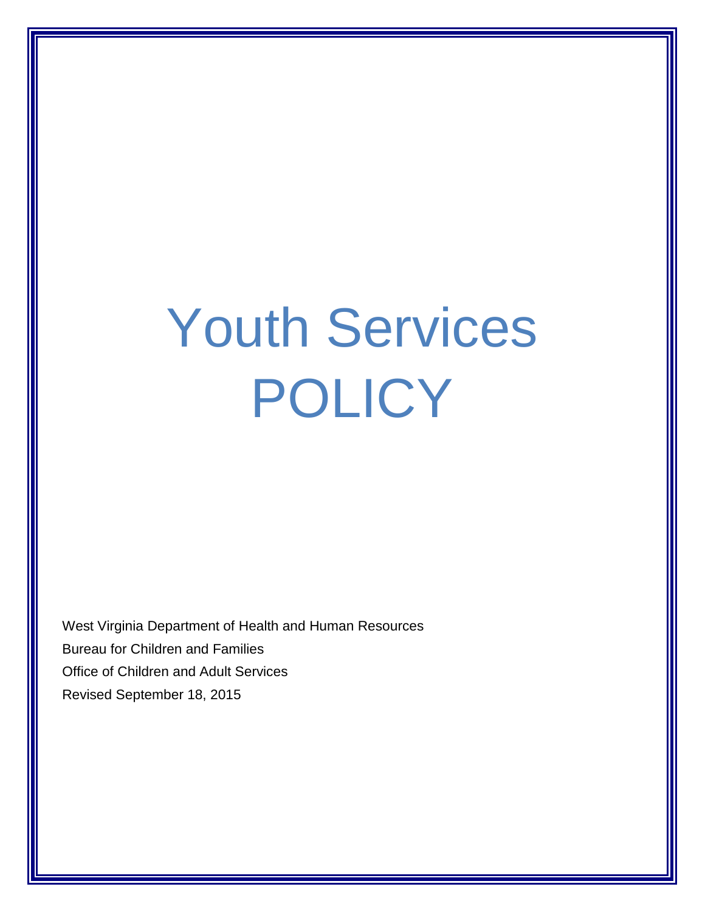# Youth Services POLICY

West Virginia Department of Health and Human Resources

Bureau for Children and Families

Office of Children and Adult Services

Revised September 18, 2015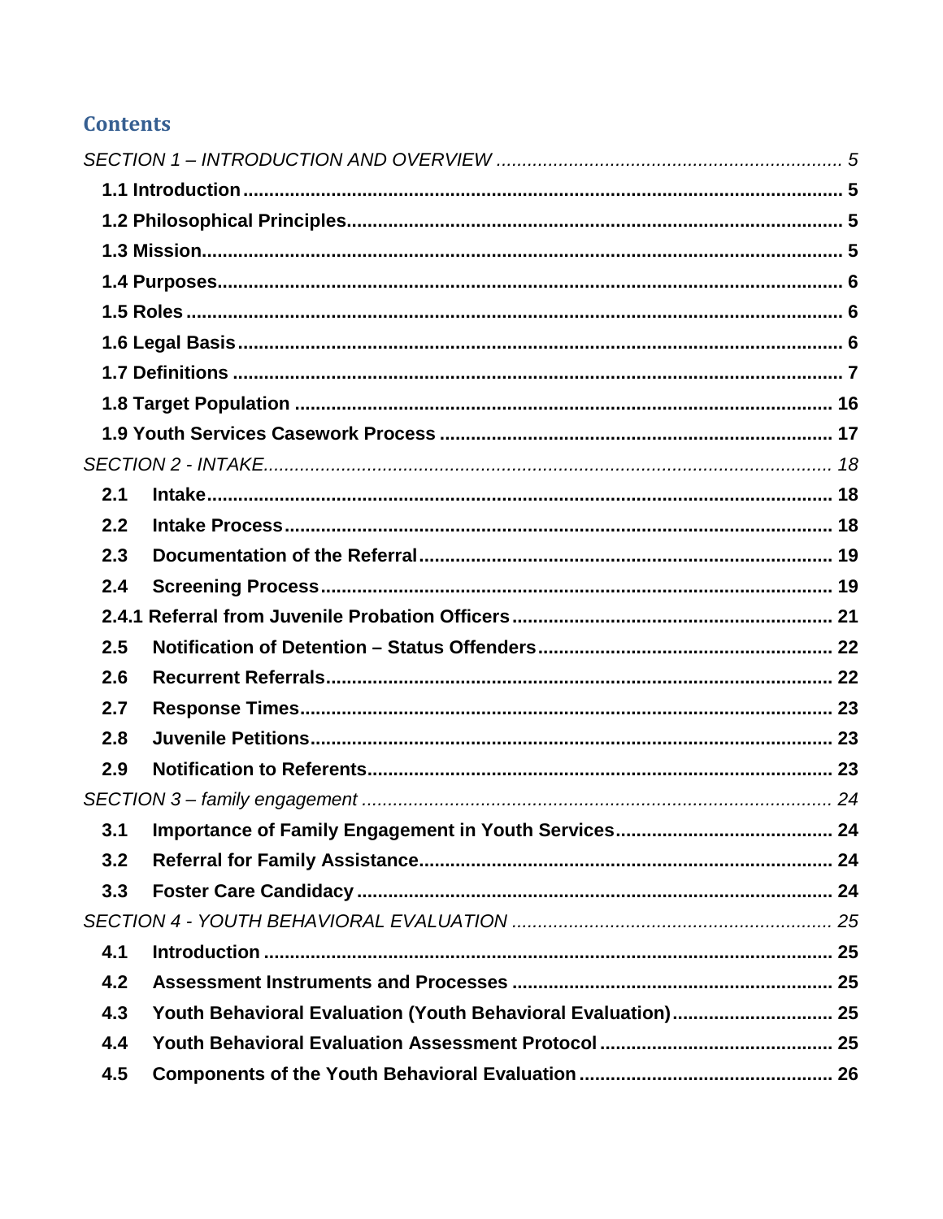## Contents

*SECTION 1 – INTRODUCTION AND OVERVIEW* ........ 5

**1.1 Introduction** ........ 5

**1.2 Philosophical Principles** ........ 5

**1.3 Mission** ........ 5

**1.4 Purposes** ........ 6

**1.5 Roles** ........ 6

**1.6 Legal Basis** ........ 6

**1.7 Definitions** ........ 7

**1.8 Target Population** ........ 16

**1.9 Youth Services Casework Process** ........ 17

*SECTION 2 - INTAKE* ........ 18

**2.1 Intake** ........ 18

**2.2 Intake Process** ........ 18

**2.3 Documentation of the Referral** ........ 19

**2.4 Screening Process** ........ 19

**2.4.1 Referral from Juvenile Probation Officers** ........ 21

**2.5 Notification of Detention – Status Offenders** ........ 22

**2.6 Recurrent Referrals** ........ 22

**2.7 Response Times** ........ 23

**2.8 Juvenile Petitions** ........ 23

**2.9 Notification to Referents** ........ 23

*SECTION 3 – family engagement* ........ 24

**3.1 Importance of Family Engagement in Youth Services** ........ 24

**3.2 Referral for Family Assistance** ........ 24

**3.3 Foster Care Candidacy** ........ 24

*SECTION 4 - YOUTH BEHAVIORAL EVALUATION* ........ 25

**4.1 Introduction** ........ 25

**4.2 Assessment Instruments and Processes** ........ 25

**4.3 Youth Behavioral Evaluation (Youth Behavioral Evaluation)** ........ 25

**4.4 Youth Behavioral Evaluation Assessment Protocol** ........ 25

**4.5 Components of the Youth Behavioral Evaluation** ........ 26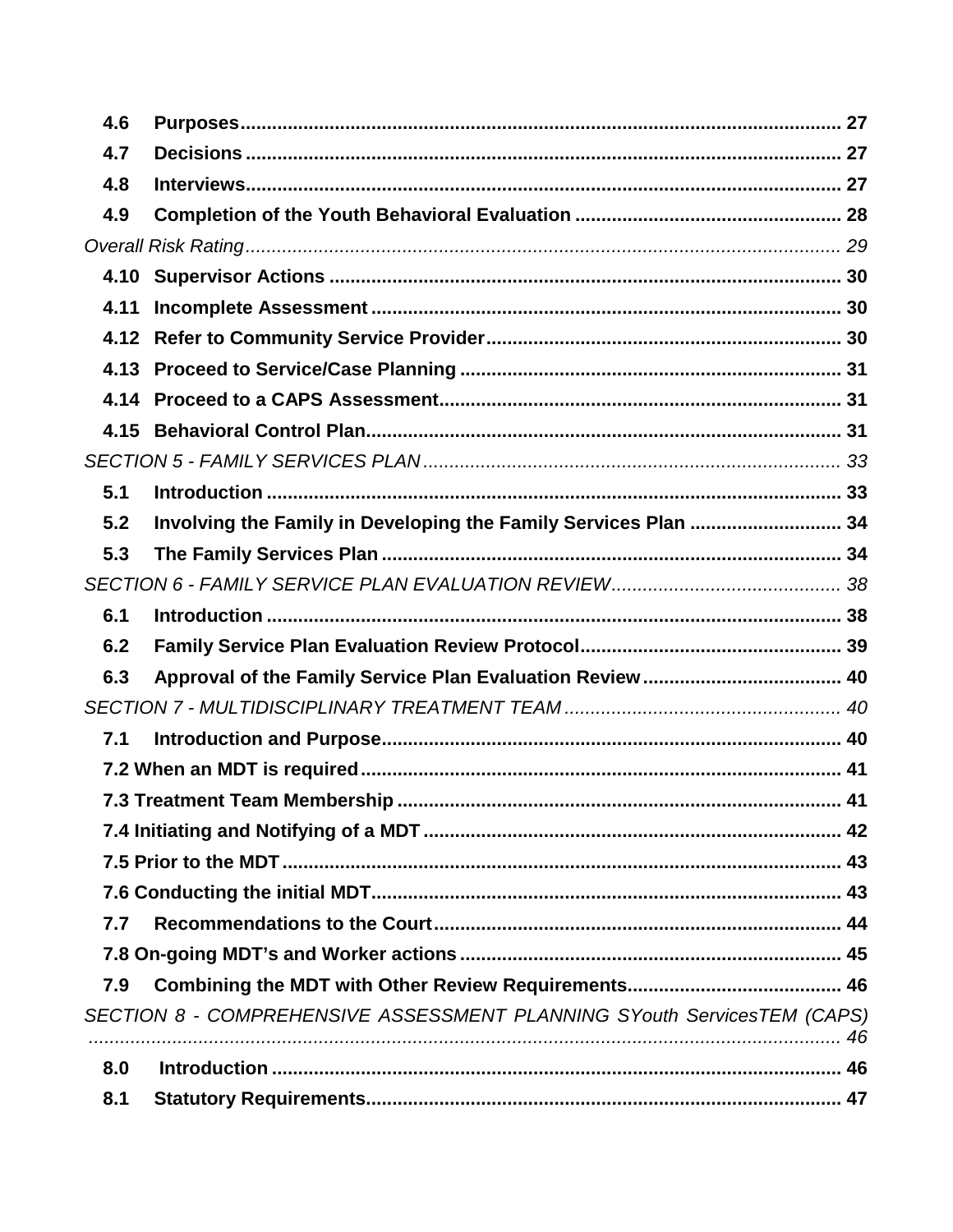**4.6 Purposes** ........................................................................................................ 27

**4.7 Decisions** ........................................................................................................ 27

**4.8 Interviews** ........................................................................................................ 27

**4.9 Completion of the Youth Behavioral Evaluation** ................................................. 28

*Overall Risk Rating* ........................................................................................................ 29

**4.10 Supervisor Actions** ........................................................................................... 30

**4.11 Incomplete Assessment** .................................................................................... 30

**4.12 Refer to Community Service Provider** ............................................................... 30

**4.13 Proceed to Service/Case Planning** ................................................................... 31

**4.14 Proceed to a CAPS Assessment** ....................................................................... 31

**4.15 Behavioral Control Plan** .................................................................................... 31

*SECTION 5 - FAMILY SERVICES PLAN* ............................................................................ 33

**5.1 Introduction** ........................................................................................................ 33

**5.2 Involving the Family in Developing the Family Services Plan** ............................ 34

**5.3 The Family Services Plan** ................................................................................... 34

*SECTION 6 - FAMILY SERVICE PLAN EVALUATION REVIEW* ........................................... 38

**6.1 Introduction** ........................................................................................................ 38

**6.2 Family Service Plan Evaluation Review Protocol** ............................................... 39

**6.3 Approval of the Family Service Plan Evaluation Review** .................................... 40

*SECTION 7 - MULTIDISCIPLINARY TREATMENT TEAM* ..................................................... 40

**7.1 Introduction and Purpose** ................................................................................... 40

**7.2 When an MDT is required** ...................................................................................... 41

**7.3 Treatment Team Membership** ............................................................................... 41

**7.4 Initiating and Notifying of a MDT** .......................................................................... 42

**7.5 Prior to the MDT** .................................................................................................... 43

**7.6 Conducting the initial MDT** ................................................................................... 43

**7.7 Recommendations to the Court** ........................................................................... 44

**7.8 On-going MDT's and Worker actions** ................................................................... 45

**7.9 Combining the MDT with Other Review Requirements** ........................................ 46

*SECTION 8 - COMPREHENSIVE ASSESSMENT PLANNING SYouth ServicesTEM (CAPS)* ......................................................................................................................................... 46

**8.0 Introduction** ........................................................................................................ 46

**8.1 Statutory Requirements** ...................................................................................... 47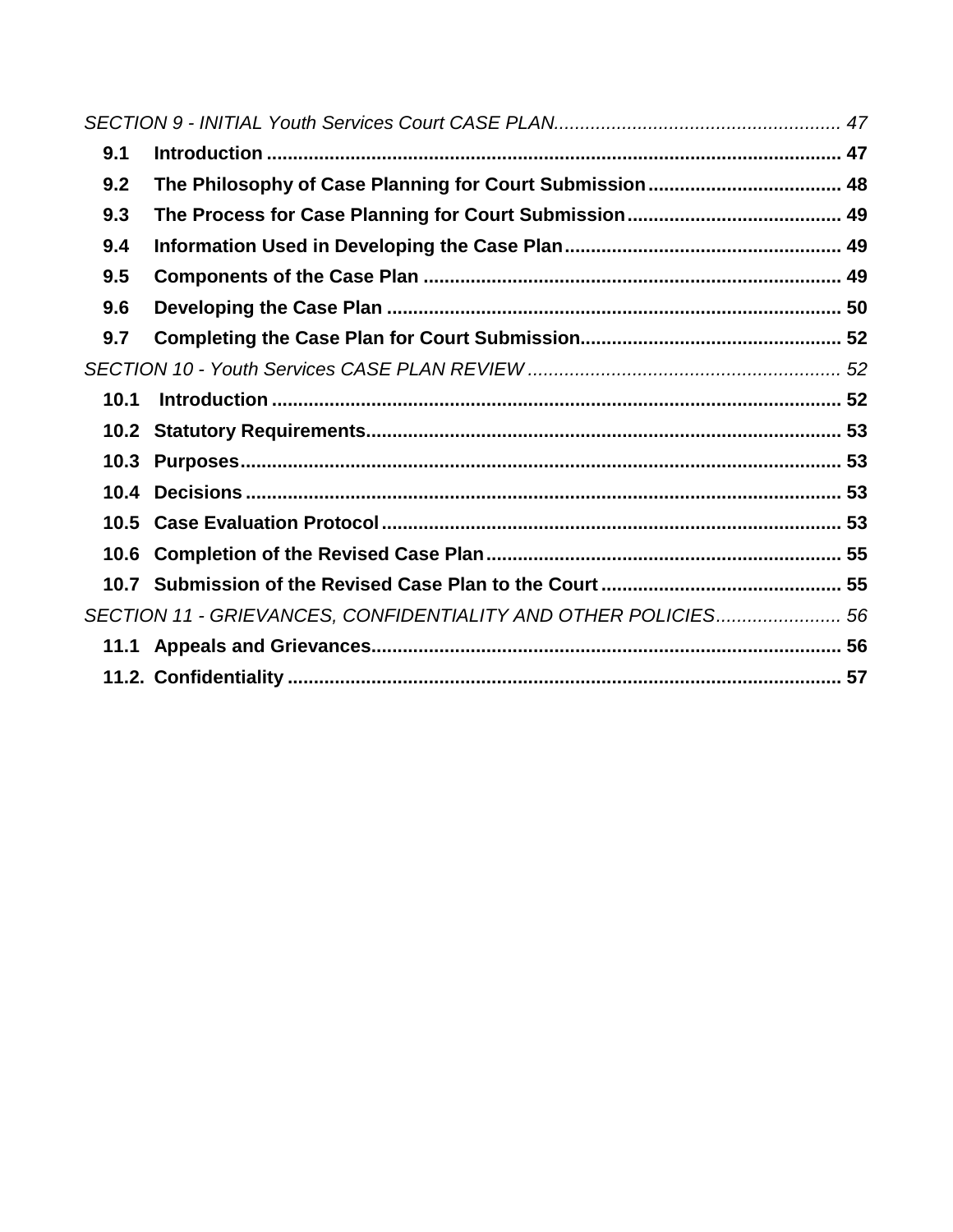*SECTION 9 - INITIAL Youth Services Court CASE PLAN...................................................... 47*

**9.1 Introduction ............................................................................................................. 47**

**9.2 The Philosophy of Case Planning for Court Submission..................................... 48**

**9.3 The Process for Case Planning for Court Submission......................................... 49**

**9.4 Information Used in Developing the Case Plan..................................................... 49**

**9.5 Components of the Case Plan ............................................................................... 49**

**9.6 Developing the Case Plan ...................................................................................... 50**

**9.7 Completing the Case Plan for Court Submission.................................................. 52**

*SECTION 10 - Youth Services CASE PLAN REVIEW ........................................................... 52*

**10.1 Introduction ........................................................................................................... 52**

**10.2 Statutory Requirements.......................................................................................... 53**

**10.3 Purposes................................................................................................................. 53**

**10.4 Decisions ................................................................................................................ 53**

**10.5 Case Evaluation Protocol ....................................................................................... 53**

**10.6 Completion of the Revised Case Plan ................................................................... 55**

**10.7 Submission of the Revised Case Plan to the Court ............................................. 55**

*SECTION 11 - GRIEVANCES, CONFIDENTIALITY AND OTHER POLICIES........................ 56*

**11.1 Appeals and Grievances......................................................................................... 56**

**11.2. Confidentiality ........................................................................................................ 57**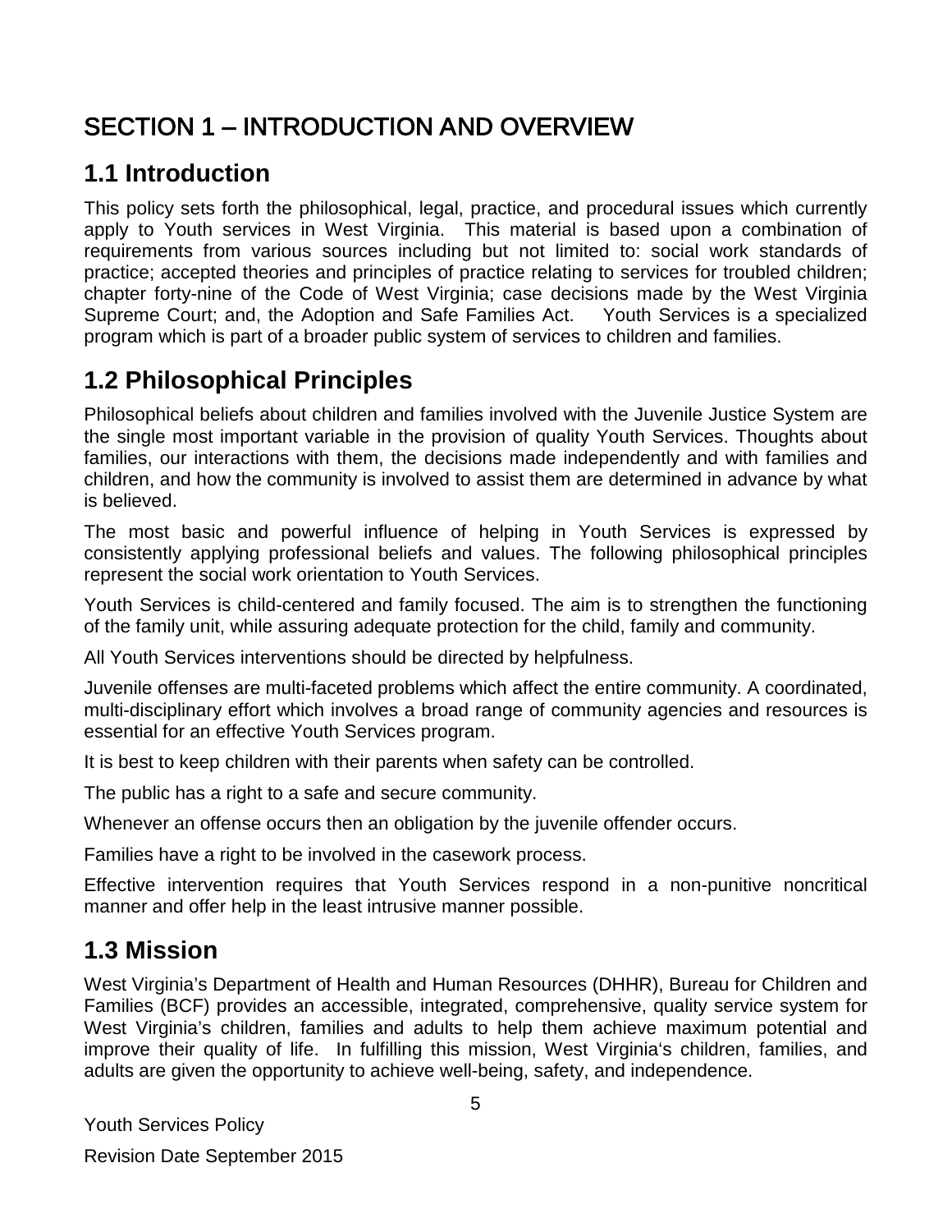# SECTION 1 – INTRODUCTION AND OVERVIEW

## 1.1 Introduction

This policy sets forth the philosophical, legal, practice, and procedural issues which currently apply to Youth services in West Virginia. This material is based upon a combination of requirements from various sources including but not limited to: social work standards of practice; accepted theories and principles of practice relating to services for troubled children; chapter forty-nine of the Code of West Virginia; case decisions made by the West Virginia Supreme Court; and, the Adoption and Safe Families Act. Youth Services is a specialized program which is part of a broader public system of services to children and families.

## 1.2 Philosophical Principles

Philosophical beliefs about children and families involved with the Juvenile Justice System are the single most important variable in the provision of quality Youth Services. Thoughts about families, our interactions with them, the decisions made independently and with families and children, and how the community is involved to assist them are determined in advance by what is believed.

The most basic and powerful influence of helping in Youth Services is expressed by consistently applying professional beliefs and values. The following philosophical principles represent the social work orientation to Youth Services.

Youth Services is child-centered and family focused. The aim is to strengthen the functioning of the family unit, while assuring adequate protection for the child, family and community.

All Youth Services interventions should be directed by helpfulness.

Juvenile offenses are multi-faceted problems which affect the entire community. A coordinated, multi-disciplinary effort which involves a broad range of community agencies and resources is essential for an effective Youth Services program.

It is best to keep children with their parents when safety can be controlled.

The public has a right to a safe and secure community.

Whenever an offense occurs then an obligation by the juvenile offender occurs.

Families have a right to be involved in the casework process.

Effective intervention requires that Youth Services respond in a non-punitive noncritical manner and offer help in the least intrusive manner possible.

## 1.3 Mission

West Virginia's Department of Health and Human Resources (DHHR), Bureau for Children and Families (BCF) provides an accessible, integrated, comprehensive, quality service system for West Virginia's children, families and adults to help them achieve maximum potential and improve their quality of life. In fulfilling this mission, West Virginia's children, families, and adults are given the opportunity to achieve well-being, safety, and independence.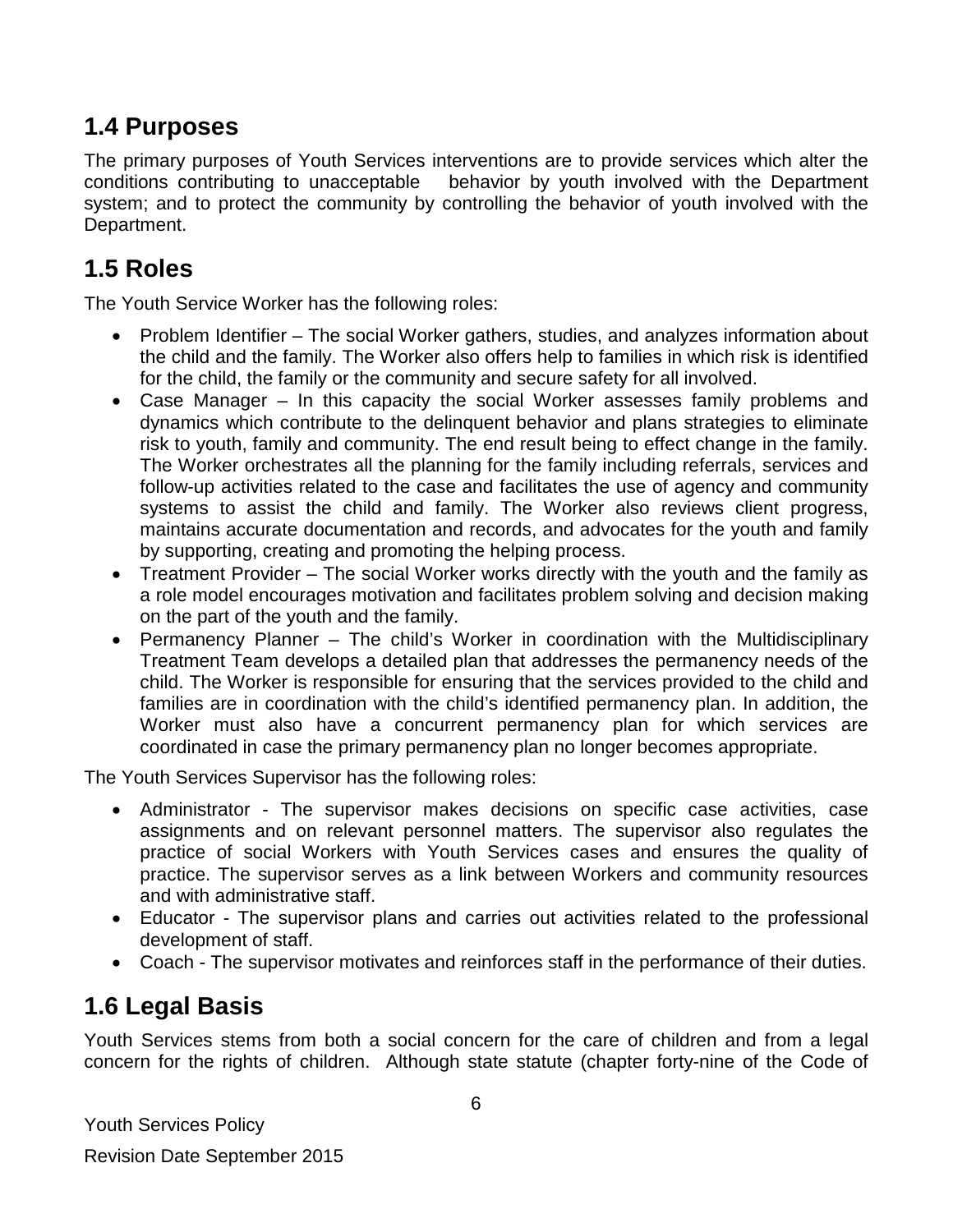## 1.4 Purposes

The primary purposes of Youth Services interventions are to provide services which alter the conditions contributing to unacceptable behavior by youth involved with the Department system; and to protect the community by controlling the behavior of youth involved with the Department.

## 1.5 Roles

The Youth Service Worker has the following roles:

- Problem Identifier – The social Worker gathers, studies, and analyzes information about the child and the family. The Worker also offers help to families in which risk is identified for the child, the family or the community and secure safety for all involved.
- Case Manager – In this capacity the social Worker assesses family problems and dynamics which contribute to the delinquent behavior and plans strategies to eliminate risk to youth, family and community. The end result being to effect change in the family. The Worker orchestrates all the planning for the family including referrals, services and follow-up activities related to the case and facilitates the use of agency and community systems to assist the child and family. The Worker also reviews client progress, maintains accurate documentation and records, and advocates for the youth and family by supporting, creating and promoting the helping process.
- Treatment Provider – The social Worker works directly with the youth and the family as a role model encourages motivation and facilitates problem solving and decision making on the part of the youth and the family.
- Permanency Planner – The child's Worker in coordination with the Multidisciplinary Treatment Team develops a detailed plan that addresses the permanency needs of the child. The Worker is responsible for ensuring that the services provided to the child and families are in coordination with the child's identified permanency plan. In addition, the Worker must also have a concurrent permanency plan for which services are coordinated in case the primary permanency plan no longer becomes appropriate.

The Youth Services Supervisor has the following roles:

- Administrator - The supervisor makes decisions on specific case activities, case assignments and on relevant personnel matters. The supervisor also regulates the practice of social Workers with Youth Services cases and ensures the quality of practice. The supervisor serves as a link between Workers and community resources and with administrative staff.
- Educator - The supervisor plans and carries out activities related to the professional development of staff.
- Coach - The supervisor motivates and reinforces staff in the performance of their duties.

## 1.6 Legal Basis

Youth Services stems from both a social concern for the care of children and from a legal concern for the rights of children. Although state statute (chapter forty-nine of the Code of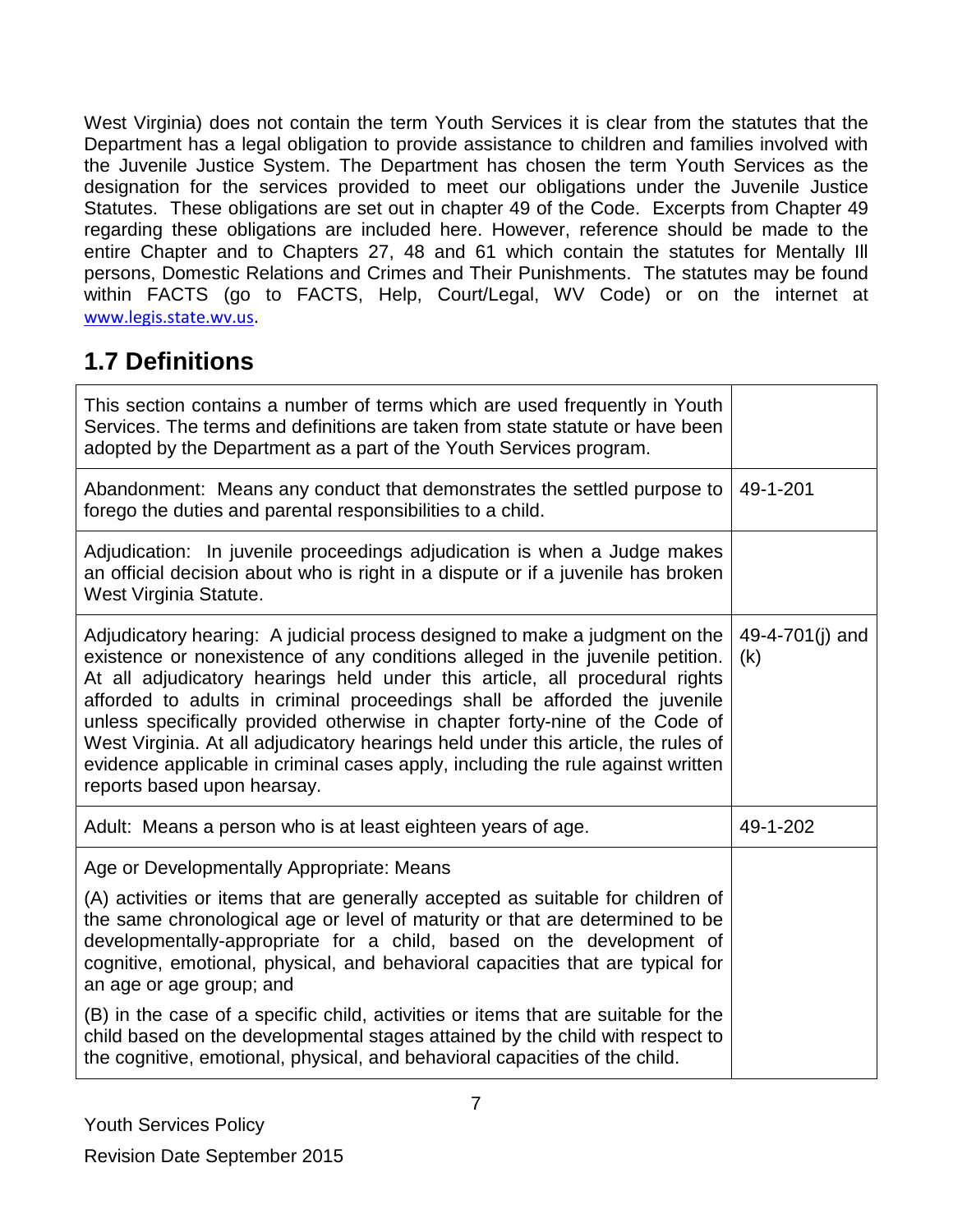West Virginia) does not contain the term Youth Services it is clear from the statutes that the Department has a legal obligation to provide assistance to children and families involved with the Juvenile Justice System. The Department has chosen the term Youth Services as the designation for the services provided to meet our obligations under the Juvenile Justice Statutes. These obligations are set out in chapter 49 of the Code. Excerpts from Chapter 49 regarding these obligations are included here. However, reference should be made to the entire Chapter and to Chapters 27, 48 and 61 which contain the statutes for Mentally Ill persons, Domestic Relations and Crimes and Their Punishments. The statutes may be found within FACTS (go to FACTS, Help, Court/Legal, WV Code) or on the internet at www.legis.state.wv.us.

## 1.7 Definitions

| This section contains a number of terms which are used frequently in Youth Services. The terms and definitions are taken from state statute or have been adopted by the Department as a part of the Youth Services program. | |
|---|---|
| Abandonment: Means any conduct that demonstrates the settled purpose to forego the duties and parental responsibilities to a child. | 49-1-201 |
| Adjudication: In juvenile proceedings adjudication is when a Judge makes an official decision about who is right in a dispute or if a juvenile has broken West Virginia Statute. | |
| Adjudicatory hearing: A judicial process designed to make a judgment on the existence or nonexistence of any conditions alleged in the juvenile petition. At all adjudicatory hearings held under this article, all procedural rights afforded to adults in criminal proceedings shall be afforded the juvenile unless specifically provided otherwise in chapter forty-nine of the Code of West Virginia. At all adjudicatory hearings held under this article, the rules of evidence applicable in criminal cases apply, including the rule against written reports based upon hearsay. | 49-4-701(j) and (k) |
| Adult: Means a person who is at least eighteen years of age. | 49-1-202 |
| Age or Developmentally Appropriate: Means<br><br>(A) activities or items that are generally accepted as suitable for children of the same chronological age or level of maturity or that are determined to be developmentally-appropriate for a child, based on the development of cognitive, emotional, physical, and behavioral capacities that are typical for an age or age group; and<br><br>(B) in the case of a specific child, activities or items that are suitable for the child based on the developmental stages attained by the child with respect to the cognitive, emotional, physical, and behavioral capacities of the child. | |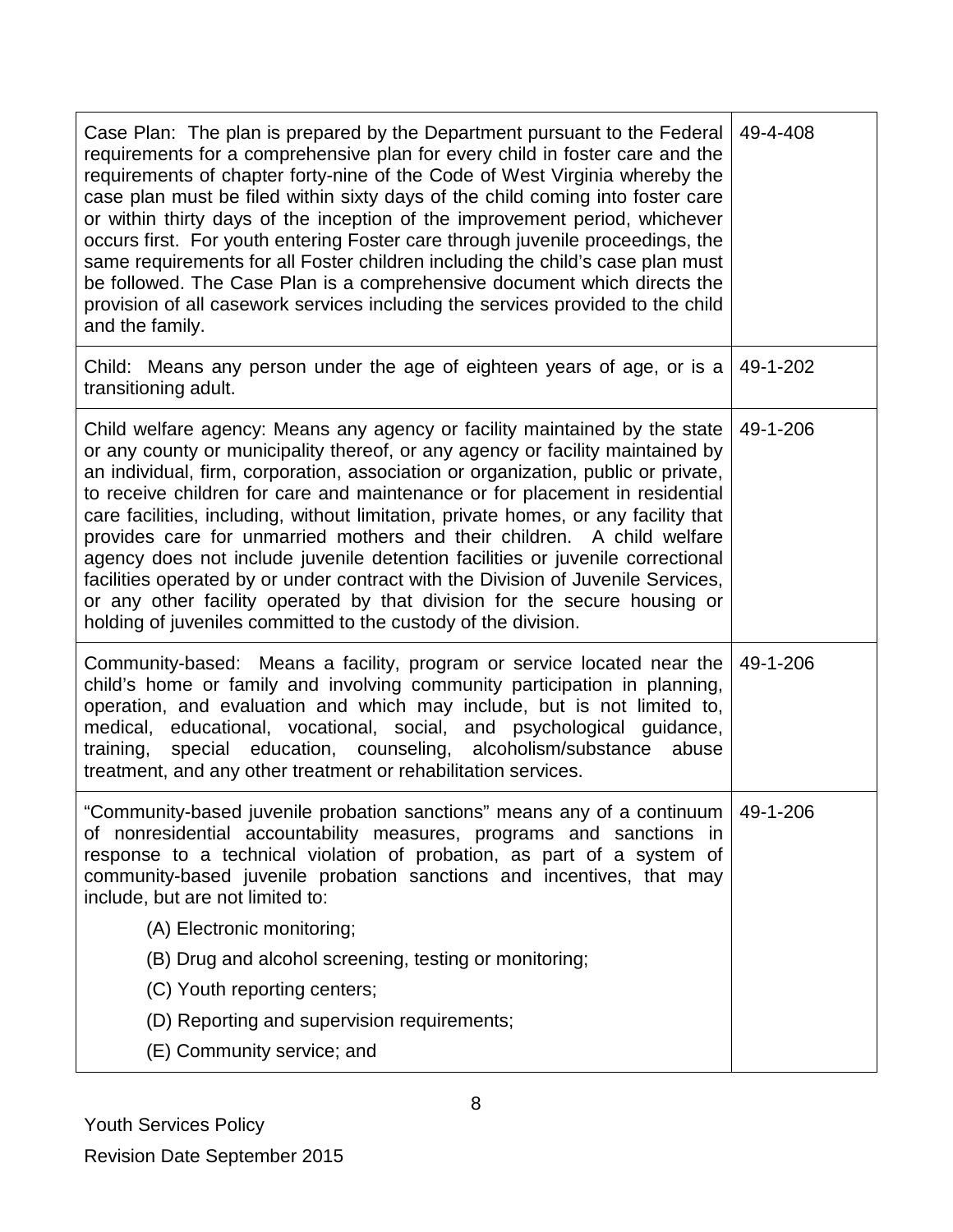| | |
|---|---|
| Case Plan: The plan is prepared by the Department pursuant to the Federal requirements for a comprehensive plan for every child in foster care and the requirements of chapter forty-nine of the Code of West Virginia whereby the case plan must be filed within sixty days of the child coming into foster care or within thirty days of the inception of the improvement period, whichever occurs first. For youth entering Foster care through juvenile proceedings, the same requirements for all Foster children including the child's case plan must be followed. The Case Plan is a comprehensive document which directs the provision of all casework services including the services provided to the child and the family. | 49-4-408 |
| Child: Means any person under the age of eighteen years of age, or is a transitioning adult. | 49-1-202 |
| Child welfare agency: Means any agency or facility maintained by the state or any county or municipality thereof, or any agency or facility maintained by an individual, firm, corporation, association or organization, public or private, to receive children for care and maintenance or for placement in residential care facilities, including, without limitation, private homes, or any facility that provides care for unmarried mothers and their children. A child welfare agency does not include juvenile detention facilities or juvenile correctional facilities operated by or under contract with the Division of Juvenile Services, or any other facility operated by that division for the secure housing or holding of juveniles committed to the custody of the division. | 49-1-206 |
| Community-based: Means a facility, program or service located near the child's home or family and involving community participation in planning, operation, and evaluation and which may include, but is not limited to, medical, educational, vocational, social, and psychological guidance, training, special education, counseling, alcoholism/substance abuse treatment, and any other treatment or rehabilitation services. | 49-1-206 |
| "Community-based juvenile probation sanctions" means any of a continuum of nonresidential accountability measures, programs and sanctions in response to a technical violation of probation, as part of a system of community-based juvenile probation sanctions and incentives, that may include, but are not limited to:<br>(A) Electronic monitoring;<br>(B) Drug and alcohol screening, testing or monitoring;<br>(C) Youth reporting centers;<br>(D) Reporting and supervision requirements;<br>(E) Community service; and | 49-1-206 |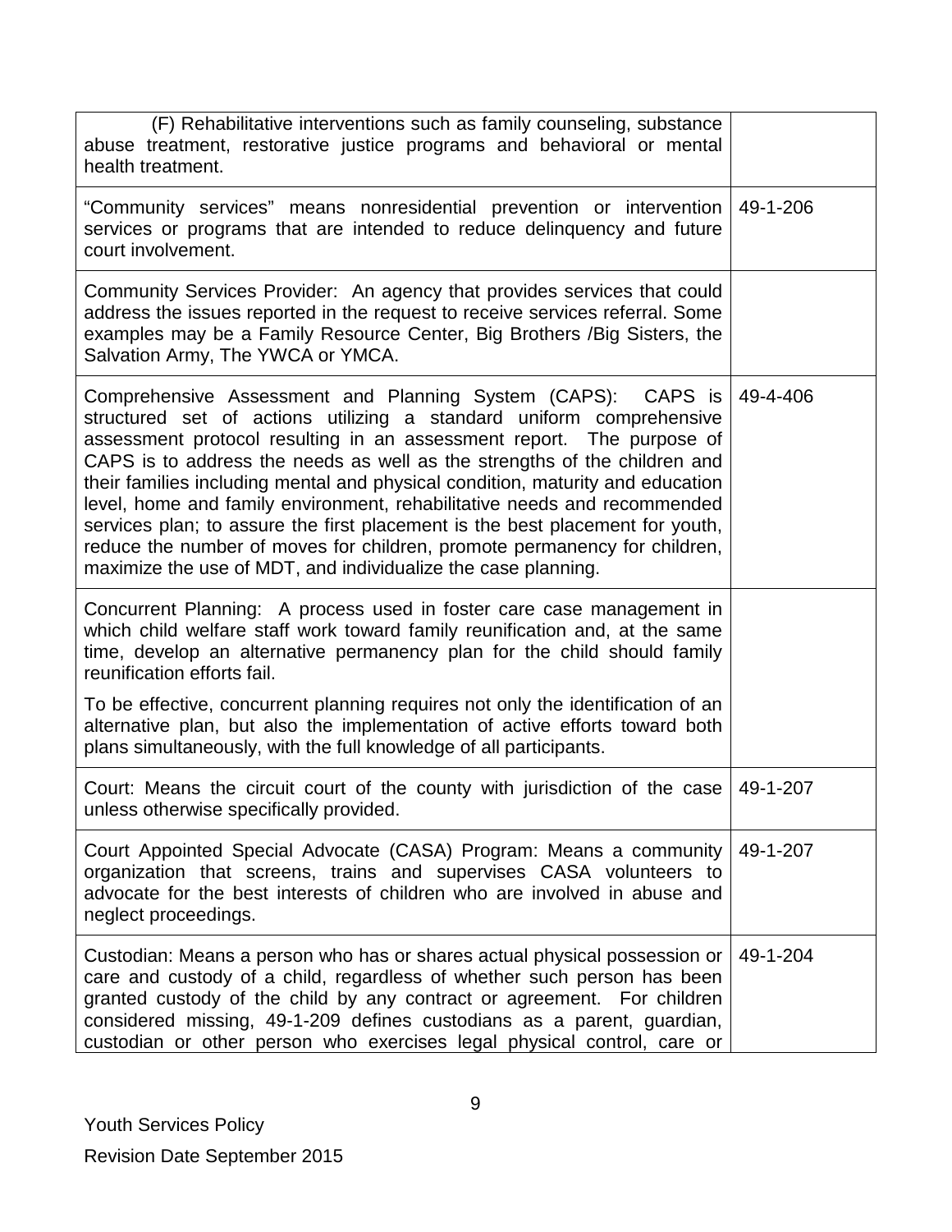| | |
|---|---|
| (F) Rehabilitative interventions such as family counseling, substance abuse treatment, restorative justice programs and behavioral or mental health treatment. | |
| "Community services" means nonresidential prevention or intervention services or programs that are intended to reduce delinquency and future court involvement. | 49-1-206 |
| Community Services Provider: An agency that provides services that could address the issues reported in the request to receive services referral. Some examples may be a Family Resource Center, Big Brothers /Big Sisters, the Salvation Army, The YWCA or YMCA. | |
| Comprehensive Assessment and Planning System (CAPS): CAPS is structured set of actions utilizing a standard uniform comprehensive assessment protocol resulting in an assessment report. The purpose of CAPS is to address the needs as well as the strengths of the children and their families including mental and physical condition, maturity and education level, home and family environment, rehabilitative needs and recommended services plan; to assure the first placement is the best placement for youth, reduce the number of moves for children, promote permanency for children, maximize the use of MDT, and individualize the case planning. | 49-4-406 |
| Concurrent Planning: A process used in foster care case management in which child welfare staff work toward family reunification and, at the same time, develop an alternative permanency plan for the child should family reunification efforts fail.<br><br>To be effective, concurrent planning requires not only the identification of an alternative plan, but also the implementation of active efforts toward both plans simultaneously, with the full knowledge of all participants. | |
| Court: Means the circuit court of the county with jurisdiction of the case unless otherwise specifically provided. | 49-1-207 |
| Court Appointed Special Advocate (CASA) Program: Means a community organization that screens, trains and supervises CASA volunteers to advocate for the best interests of children who are involved in abuse and neglect proceedings. | 49-1-207 |
| Custodian: Means a person who has or shares actual physical possession or care and custody of a child, regardless of whether such person has been granted custody of the child by any contract or agreement. For children considered missing, 49-1-209 defines custodians as a parent, guardian, custodian or other person who exercises legal physical control, care or | 49-1-204 |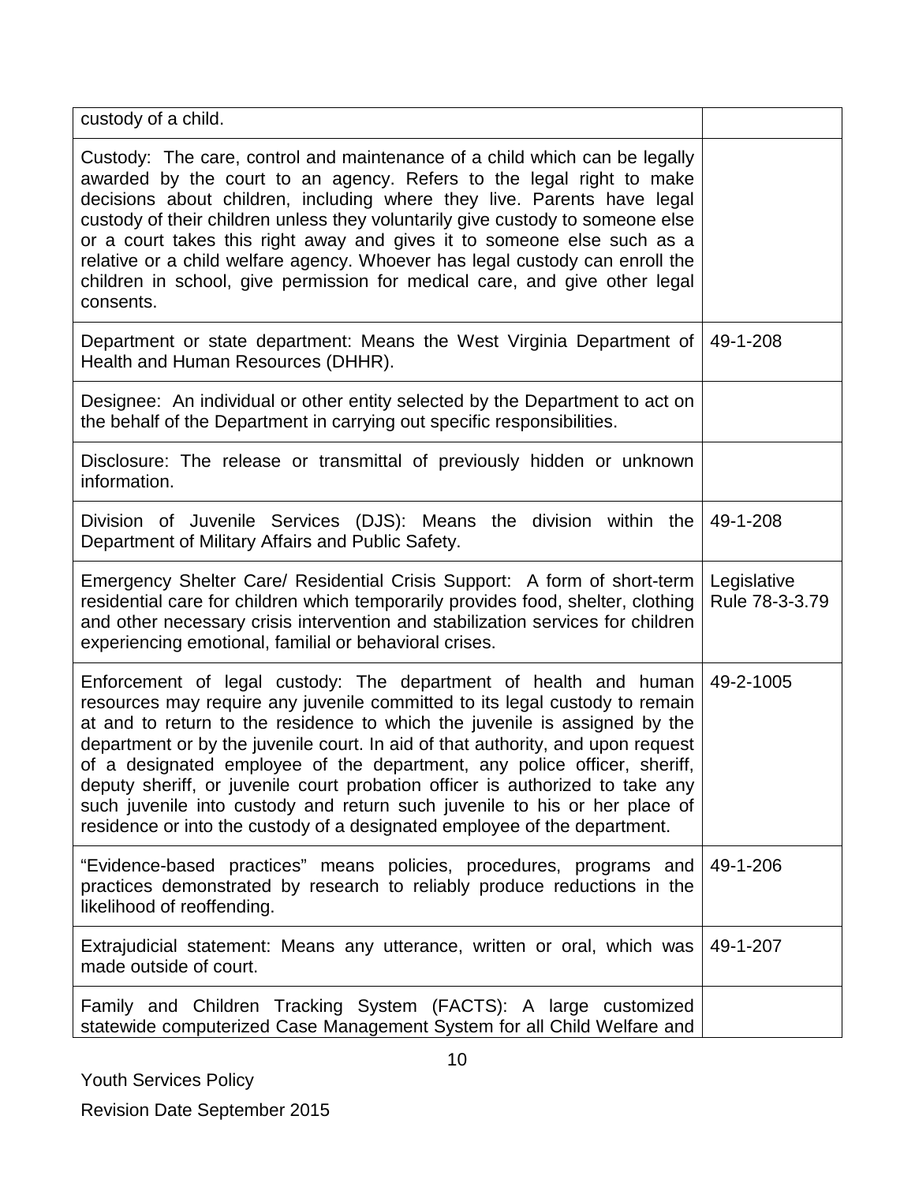| | |
|---|---|
| custody of a child. | |
| Custody: The care, control and maintenance of a child which can be legally awarded by the court to an agency. Refers to the legal right to make decisions about children, including where they live. Parents have legal custody of their children unless they voluntarily give custody to someone else or a court takes this right away and gives it to someone else such as a relative or a child welfare agency. Whoever has legal custody can enroll the children in school, give permission for medical care, and give other legal consents. | |
| Department or state department: Means the West Virginia Department of Health and Human Resources (DHHR). | 49-1-208 |
| Designee: An individual or other entity selected by the Department to act on the behalf of the Department in carrying out specific responsibilities. | |
| Disclosure: The release or transmittal of previously hidden or unknown information. | |
| Division of Juvenile Services (DJS): Means the division within the Department of Military Affairs and Public Safety. | 49-1-208 |
| Emergency Shelter Care/ Residential Crisis Support: A form of short-term residential care for children which temporarily provides food, shelter, clothing and other necessary crisis intervention and stabilization services for children experiencing emotional, familial or behavioral crises. | Legislative Rule 78-3-3.79 |
| Enforcement of legal custody: The department of health and human resources may require any juvenile committed to its legal custody to remain at and to return to the residence to which the juvenile is assigned by the department or by the juvenile court. In aid of that authority, and upon request of a designated employee of the department, any police officer, sheriff, deputy sheriff, or juvenile court probation officer is authorized to take any such juvenile into custody and return such juvenile to his or her place of residence or into the custody of a designated employee of the department. | 49-2-1005 |
| "Evidence-based practices" means policies, procedures, programs and practices demonstrated by research to reliably produce reductions in the likelihood of reoffending. | 49-1-206 |
| Extrajudicial statement: Means any utterance, written or oral, which was made outside of court. | 49-1-207 |
| Family and Children Tracking System (FACTS): A large customized statewide computerized Case Management System for all Child Welfare and | |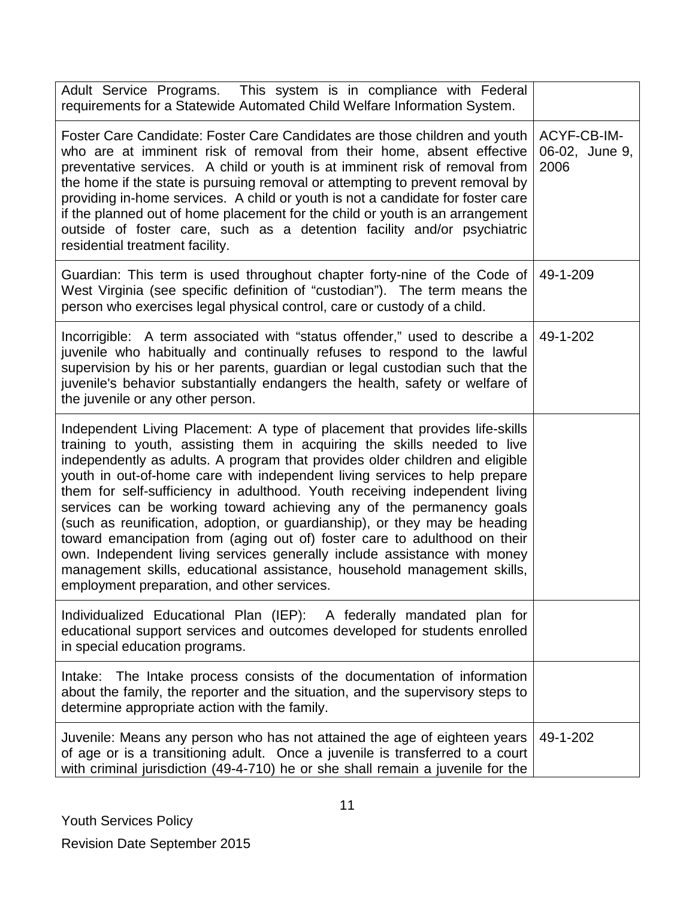| | |
|---|---|
| Adult Service Programs. This system is in compliance with Federal requirements for a Statewide Automated Child Welfare Information System. | |
| Foster Care Candidate: Foster Care Candidates are those children and youth who are at imminent risk of removal from their home, absent effective preventative services. A child or youth is at imminent risk of removal from the home if the state is pursuing removal or attempting to prevent removal by providing in-home services. A child or youth is not a candidate for foster care if the planned out of home placement for the child or youth is an arrangement outside of foster care, such as a detention facility and/or psychiatric residential treatment facility. | ACYF-CB-IM-06-02, June 9, 2006 |
| Guardian: This term is used throughout chapter forty-nine of the Code of West Virginia (see specific definition of "custodian"). The term means the person who exercises legal physical control, care or custody of a child. | 49-1-209 |
| Incorrigible: A term associated with "status offender," used to describe a juvenile who habitually and continually refuses to respond to the lawful supervision by his or her parents, guardian or legal custodian such that the juvenile's behavior substantially endangers the health, safety or welfare of the juvenile or any other person. | 49-1-202 |
| Independent Living Placement: A type of placement that provides life-skills training to youth, assisting them in acquiring the skills needed to live independently as adults. A program that provides older children and eligible youth in out-of-home care with independent living services to help prepare them for self-sufficiency in adulthood. Youth receiving independent living services can be working toward achieving any of the permanency goals (such as reunification, adoption, or guardianship), or they may be heading toward emancipation from (aging out of) foster care to adulthood on their own. Independent living services generally include assistance with money management skills, educational assistance, household management skills, employment preparation, and other services. | |
| Individualized Educational Plan (IEP): A federally mandated plan for educational support services and outcomes developed for students enrolled in special education programs. | |
| Intake: The Intake process consists of the documentation of information about the family, the reporter and the situation, and the supervisory steps to determine appropriate action with the family. | |
| Juvenile: Means any person who has not attained the age of eighteen years of age or is a transitioning adult. Once a juvenile is transferred to a court with criminal jurisdiction (49-4-710) he or she shall remain a juvenile for the | 49-1-202 |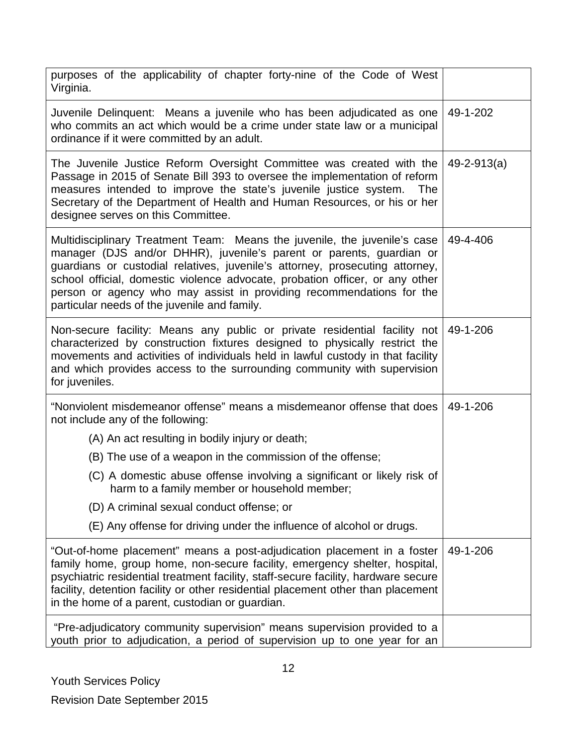| | |
|---|---|
| purposes of the applicability of chapter forty-nine of the Code of West Virginia. | |
| Juvenile Delinquent: Means a juvenile who has been adjudicated as one who commits an act which would be a crime under state law or a municipal ordinance if it were committed by an adult. | 49-1-202 |
| The Juvenile Justice Reform Oversight Committee was created with the Passage in 2015 of Senate Bill 393 to oversee the implementation of reform measures intended to improve the state's juvenile justice system. The Secretary of the Department of Health and Human Resources, or his or her designee serves on this Committee. | 49-2-913(a) |
| Multidisciplinary Treatment Team: Means the juvenile, the juvenile's case manager (DJS and/or DHHR), juvenile's parent or parents, guardian or guardians or custodial relatives, juvenile's attorney, prosecuting attorney, school official, domestic violence advocate, probation officer, or any other person or agency who may assist in providing recommendations for the particular needs of the juvenile and family. | 49-4-406 |
| Non-secure facility: Means any public or private residential facility not characterized by construction fixtures designed to physically restrict the movements and activities of individuals held in lawful custody in that facility and which provides access to the surrounding community with supervision for juveniles. | 49-1-206 |
| "Nonviolent misdemeanor offense" means a misdemeanor offense that does not include any of the following:<br>(A) An act resulting in bodily injury or death;<br>(B) The use of a weapon in the commission of the offense;<br>(C) A domestic abuse offense involving a significant or likely risk of harm to a family member or household member;<br>(D) A criminal sexual conduct offense; or<br>(E) Any offense for driving under the influence of alcohol or drugs. | 49-1-206 |
| "Out-of-home placement" means a post-adjudication placement in a foster family home, group home, non-secure facility, emergency shelter, hospital, psychiatric residential treatment facility, staff-secure facility, hardware secure facility, detention facility or other residential placement other than placement in the home of a parent, custodian or guardian. | 49-1-206 |
| "Pre-adjudicatory community supervision" means supervision provided to a youth prior to adjudication, a period of supervision up to one year for an | |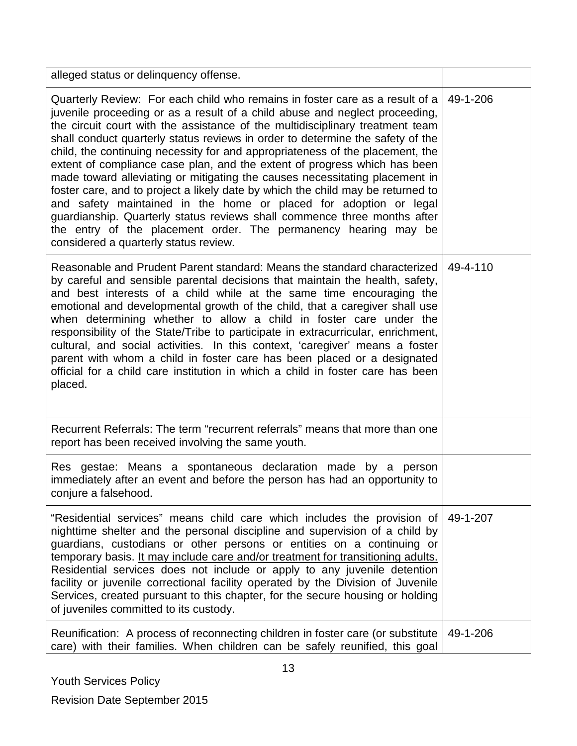| | |
|---|---|
| alleged status or delinquency offense. | |
| Quarterly Review: For each child who remains in foster care as a result of a juvenile proceeding or as a result of a child abuse and neglect proceeding, the circuit court with the assistance of the multidisciplinary treatment team shall conduct quarterly status reviews in order to determine the safety of the child, the continuing necessity for and appropriateness of the placement, the extent of compliance case plan, and the extent of progress which has been made toward alleviating or mitigating the causes necessitating placement in foster care, and to project a likely date by which the child may be returned to and safety maintained in the home or placed for adoption or legal guardianship. Quarterly status reviews shall commence three months after the entry of the placement order. The permanency hearing may be considered a quarterly status review. | 49-1-206 |
| Reasonable and Prudent Parent standard: Means the standard characterized by careful and sensible parental decisions that maintain the health, safety, and best interests of a child while at the same time encouraging the emotional and developmental growth of the child, that a caregiver shall use when determining whether to allow a child in foster care under the responsibility of the State/Tribe to participate in extracurricular, enrichment, cultural, and social activities. In this context, 'caregiver' means a foster parent with whom a child in foster care has been placed or a designated official for a child care institution in which a child in foster care has been placed. | 49-4-110 |
| Recurrent Referrals: The term "recurrent referrals" means that more than one report has been received involving the same youth. | |
| Res gestae: Means a spontaneous declaration made by a person immediately after an event and before the person has had an opportunity to conjure a falsehood. | |
| "Residential services" means child care which includes the provision of nighttime shelter and the personal discipline and supervision of a child by guardians, custodians or other persons or entities on a continuing or temporary basis. <u>It may include care and/or treatment for transitioning adults.</u> Residential services does not include or apply to any juvenile detention facility or juvenile correctional facility operated by the Division of Juvenile Services, created pursuant to this chapter, for the secure housing or holding of juveniles committed to its custody. | 49-1-207 |
| Reunification: A process of reconnecting children in foster care (or substitute care) with their families. When children can be safely reunified, this goal | 49-1-206 |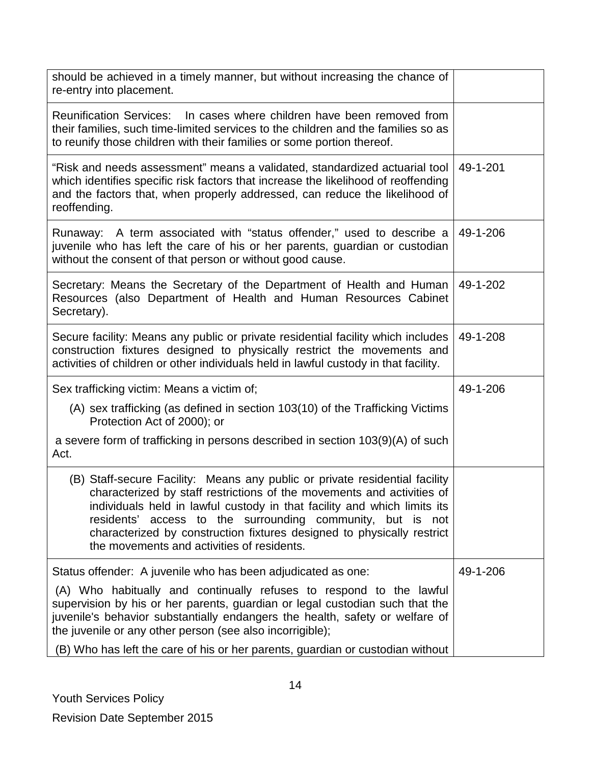| | |
|---|---|
| should be achieved in a timely manner, but without increasing the chance of re-entry into placement. | |
| Reunification Services: In cases where children have been removed from their families, such time-limited services to the children and the families so as to reunify those children with their families or some portion thereof. | |
| "Risk and needs assessment" means a validated, standardized actuarial tool which identifies specific risk factors that increase the likelihood of reoffending and the factors that, when properly addressed, can reduce the likelihood of reoffending. | 49-1-201 |
| Runaway: A term associated with "status offender," used to describe a juvenile who has left the care of his or her parents, guardian or custodian without the consent of that person or without good cause. | 49-1-206 |
| Secretary: Means the Secretary of the Department of Health and Human Resources (also Department of Health and Human Resources Cabinet Secretary). | 49-1-202 |
| Secure facility: Means any public or private residential facility which includes construction fixtures designed to physically restrict the movements and activities of children or other individuals held in lawful custody in that facility. | 49-1-208 |
| Sex trafficking victim: Means a victim of;<br>(A) sex trafficking (as defined in section 103(10) of the Trafficking Victims Protection Act of 2000); or<br>a severe form of trafficking in persons described in section 103(9)(A) of such Act. | 49-1-206 |
| (B) Staff-secure Facility: Means any public or private residential facility characterized by staff restrictions of the movements and activities of individuals held in lawful custody in that facility and which limits its residents' access to the surrounding community, but is not characterized by construction fixtures designed to physically restrict the movements and activities of residents. | |
| Status offender: A juvenile who has been adjudicated as one:<br>(A) Who habitually and continually refuses to respond to the lawful supervision by his or her parents, guardian or legal custodian such that the juvenile's behavior substantially endangers the health, safety or welfare of the juvenile or any other person (see also incorrigible);<br>(B) Who has left the care of his or her parents, guardian or custodian without | 49-1-206 |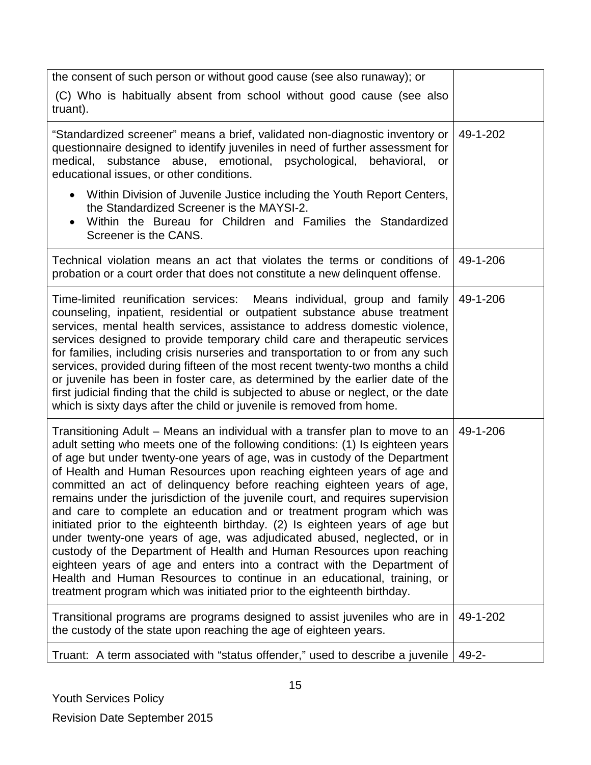| | |
|---|---|
| the consent of such person or without good cause (see also runaway); or<br><br>(C) Who is habitually absent from school without good cause (see also truant). | |
| "Standardized screener" means a brief, validated non-diagnostic inventory or questionnaire designed to identify juveniles in need of further assessment for medical, substance abuse, emotional, psychological, behavioral, or educational issues, or other conditions.<br><br>• Within Division of Juvenile Justice including the Youth Report Centers, the Standardized Screener is the MAYSI-2.<br>• Within the Bureau for Children and Families the Standardized Screener is the CANS. | 49-1-202 |
| Technical violation means an act that violates the terms or conditions of probation or a court order that does not constitute a new delinquent offense. | 49-1-206 |
| Time-limited reunification services: Means individual, group and family counseling, inpatient, residential or outpatient substance abuse treatment services, mental health services, assistance to address domestic violence, services designed to provide temporary child care and therapeutic services for families, including crisis nurseries and transportation to or from any such services, provided during fifteen of the most recent twenty-two months a child or juvenile has been in foster care, as determined by the earlier date of the first judicial finding that the child is subjected to abuse or neglect, or the date which is sixty days after the child or juvenile is removed from home. | 49-1-206 |
| Transitioning Adult – Means an individual with a transfer plan to move to an adult setting who meets one of the following conditions: (1) Is eighteen years of age but under twenty-one years of age, was in custody of the Department of Health and Human Resources upon reaching eighteen years of age and committed an act of delinquency before reaching eighteen years of age, remains under the jurisdiction of the juvenile court, and requires supervision and care to complete an education and or treatment program which was initiated prior to the eighteenth birthday. (2) Is eighteen years of age but under twenty-one years of age, was adjudicated abused, neglected, or in custody of the Department of Health and Human Resources upon reaching eighteen years of age and enters into a contract with the Department of Health and Human Resources to continue in an educational, training, or treatment program which was initiated prior to the eighteenth birthday. | 49-1-206 |
| Transitional programs are programs designed to assist juveniles who are in the custody of the state upon reaching the age of eighteen years. | 49-1-202 |
| Truant: A term associated with "status offender," used to describe a juvenile | 49-2- |

Youth Services Policy

Revision Date September 2015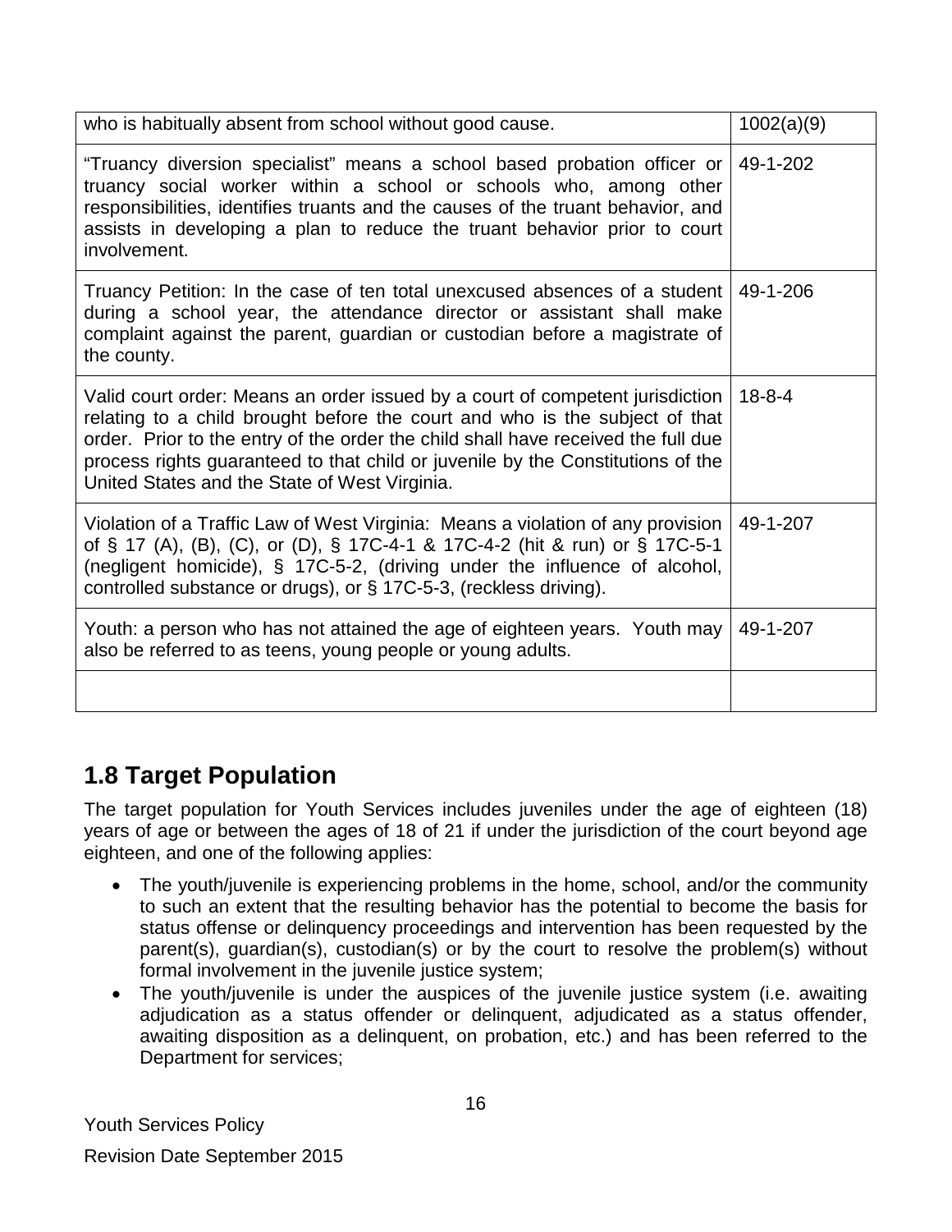| | |
|---|---|
| who is habitually absent from school without good cause. | 1002(a)(9) |
| "Truancy diversion specialist" means a school based probation officer or truancy social worker within a school or schools who, among other responsibilities, identifies truants and the causes of the truant behavior, and assists in developing a plan to reduce the truant behavior prior to court involvement. | 49-1-202 |
| Truancy Petition: In the case of ten total unexcused absences of a student during a school year, the attendance director or assistant shall make complaint against the parent, guardian or custodian before a magistrate of the county. | 49-1-206 |
| Valid court order: Means an order issued by a court of competent jurisdiction relating to a child brought before the court and who is the subject of that order. Prior to the entry of the order the child shall have received the full due process rights guaranteed to that child or juvenile by the Constitutions of the United States and the State of West Virginia. | 18-8-4 |
| Violation of a Traffic Law of West Virginia: Means a violation of any provision of § 17 (A), (B), (C), or (D), § 17C-4-1 & 17C-4-2 (hit & run) or § 17C-5-1 (negligent homicide), § 17C-5-2, (driving under the influence of alcohol, controlled substance or drugs), or § 17C-5-3, (reckless driving). | 49-1-207 |
| Youth: a person who has not attained the age of eighteen years. Youth may also be referred to as teens, young people or young adults. | 49-1-207 |
| | |

## 1.8 Target Population

The target population for Youth Services includes juveniles under the age of eighteen (18) years of age or between the ages of 18 of 21 if under the jurisdiction of the court beyond age eighteen, and one of the following applies:

- The youth/juvenile is experiencing problems in the home, school, and/or the community to such an extent that the resulting behavior has the potential to become the basis for status offense or delinquency proceedings and intervention has been requested by the parent(s), guardian(s), custodian(s) or by the court to resolve the problem(s) without formal involvement in the juvenile justice system;
- The youth/juvenile is under the auspices of the juvenile justice system (i.e. awaiting adjudication as a status offender or delinquent, adjudicated as a status offender, awaiting disposition as a delinquent, on probation, etc.) and has been referred to the Department for services;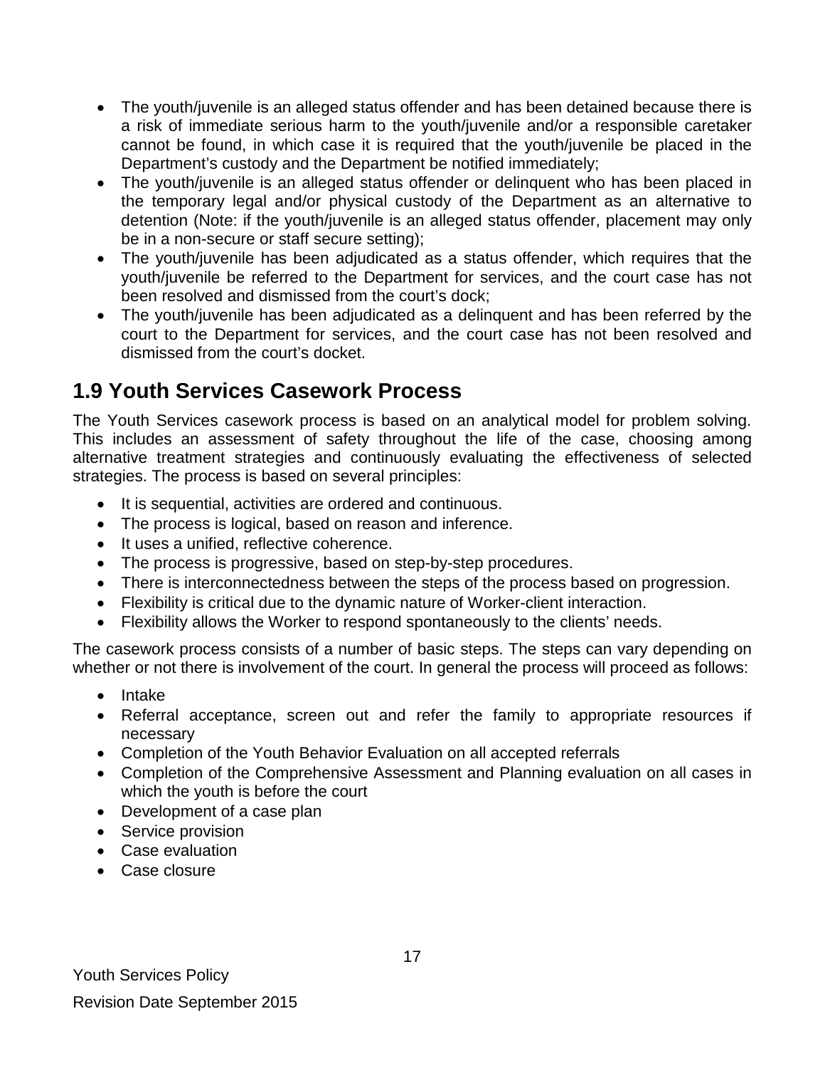- The youth/juvenile is an alleged status offender and has been detained because there is a risk of immediate serious harm to the youth/juvenile and/or a responsible caretaker cannot be found, in which case it is required that the youth/juvenile be placed in the Department's custody and the Department be notified immediately;
- The youth/juvenile is an alleged status offender or delinquent who has been placed in the temporary legal and/or physical custody of the Department as an alternative to detention (Note: if the youth/juvenile is an alleged status offender, placement may only be in a non-secure or staff secure setting);
- The youth/juvenile has been adjudicated as a status offender, which requires that the youth/juvenile be referred to the Department for services, and the court case has not been resolved and dismissed from the court's dock;
- The youth/juvenile has been adjudicated as a delinquent and has been referred by the court to the Department for services, and the court case has not been resolved and dismissed from the court's docket.

## 1.9 Youth Services Casework Process

The Youth Services casework process is based on an analytical model for problem solving. This includes an assessment of safety throughout the life of the case, choosing among alternative treatment strategies and continuously evaluating the effectiveness of selected strategies. The process is based on several principles:

- It is sequential, activities are ordered and continuous.
- The process is logical, based on reason and inference.
- It uses a unified, reflective coherence.
- The process is progressive, based on step-by-step procedures.
- There is interconnectedness between the steps of the process based on progression.
- Flexibility is critical due to the dynamic nature of Worker-client interaction.
- Flexibility allows the Worker to respond spontaneously to the clients' needs.

The casework process consists of a number of basic steps. The steps can vary depending on whether or not there is involvement of the court. In general the process will proceed as follows:

- Intake
- Referral acceptance, screen out and refer the family to appropriate resources if necessary
- Completion of the Youth Behavior Evaluation on all accepted referrals
- Completion of the Comprehensive Assessment and Planning evaluation on all cases in which the youth is before the court
- Development of a case plan
- Service provision
- Case evaluation
- Case closure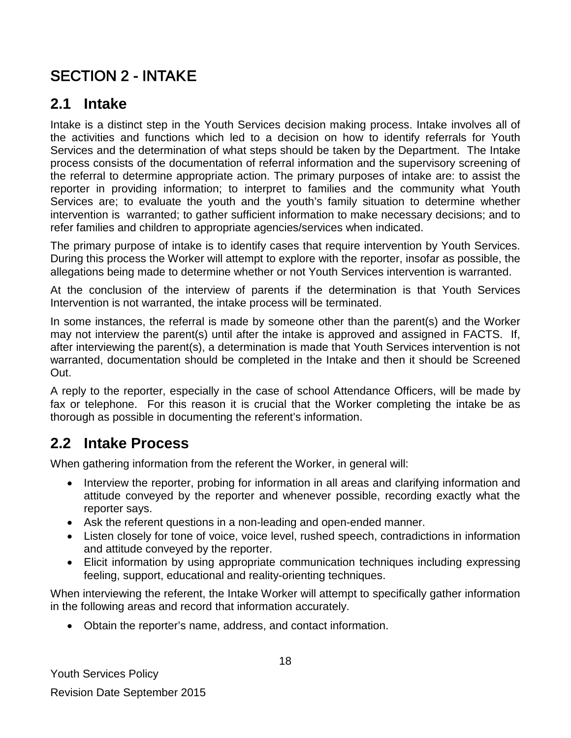# SECTION 2 - INTAKE

## 2.1 Intake

Intake is a distinct step in the Youth Services decision making process. Intake involves all of the activities and functions which led to a decision on how to identify referrals for Youth Services and the determination of what steps should be taken by the Department. The Intake process consists of the documentation of referral information and the supervisory screening of the referral to determine appropriate action. The primary purposes of intake are: to assist the reporter in providing information; to interpret to families and the community what Youth Services are; to evaluate the youth and the youth's family situation to determine whether intervention is warranted; to gather sufficient information to make necessary decisions; and to refer families and children to appropriate agencies/services when indicated.

The primary purpose of intake is to identify cases that require intervention by Youth Services. During this process the Worker will attempt to explore with the reporter, insofar as possible, the allegations being made to determine whether or not Youth Services intervention is warranted.

At the conclusion of the interview of parents if the determination is that Youth Services Intervention is not warranted, the intake process will be terminated.

In some instances, the referral is made by someone other than the parent(s) and the Worker may not interview the parent(s) until after the intake is approved and assigned in FACTS. If, after interviewing the parent(s), a determination is made that Youth Services intervention is not warranted, documentation should be completed in the Intake and then it should be Screened Out.

A reply to the reporter, especially in the case of school Attendance Officers, will be made by fax or telephone. For this reason it is crucial that the Worker completing the intake be as thorough as possible in documenting the referent's information.

## 2.2 Intake Process

When gathering information from the referent the Worker, in general will:

- Interview the reporter, probing for information in all areas and clarifying information and attitude conveyed by the reporter and whenever possible, recording exactly what the reporter says.
- Ask the referent questions in a non-leading and open-ended manner.
- Listen closely for tone of voice, voice level, rushed speech, contradictions in information and attitude conveyed by the reporter.
- Elicit information by using appropriate communication techniques including expressing feeling, support, educational and reality-orienting techniques.

When interviewing the referent, the Intake Worker will attempt to specifically gather information in the following areas and record that information accurately.

- Obtain the reporter's name, address, and contact information.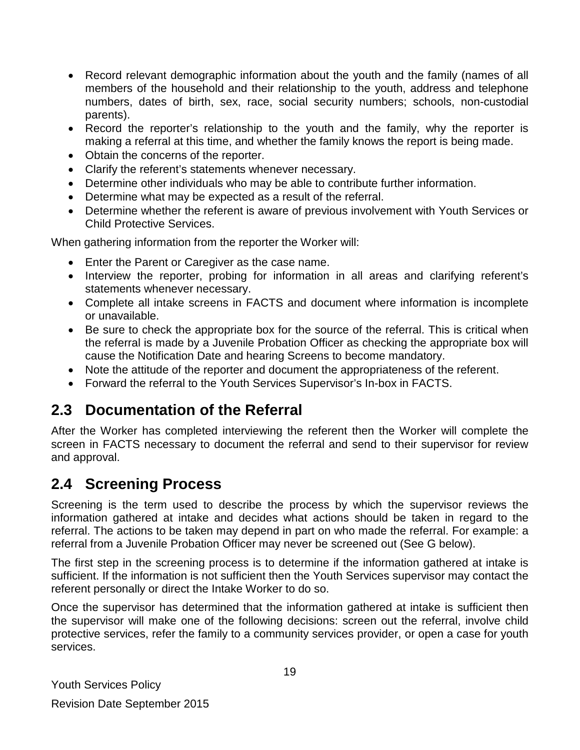- Record relevant demographic information about the youth and the family (names of all members of the household and their relationship to the youth, address and telephone numbers, dates of birth, sex, race, social security numbers; schools, non-custodial parents).
- Record the reporter's relationship to the youth and the family, why the reporter is making a referral at this time, and whether the family knows the report is being made.
- Obtain the concerns of the reporter.
- Clarify the referent's statements whenever necessary.
- Determine other individuals who may be able to contribute further information.
- Determine what may be expected as a result of the referral.
- Determine whether the referent is aware of previous involvement with Youth Services or Child Protective Services.

When gathering information from the reporter the Worker will:

- Enter the Parent or Caregiver as the case name.
- Interview the reporter, probing for information in all areas and clarifying referent's statements whenever necessary.
- Complete all intake screens in FACTS and document where information is incomplete or unavailable.
- Be sure to check the appropriate box for the source of the referral. This is critical when the referral is made by a Juvenile Probation Officer as checking the appropriate box will cause the Notification Date and hearing Screens to become mandatory.
- Note the attitude of the reporter and document the appropriateness of the referent.
- Forward the referral to the Youth Services Supervisor's In-box in FACTS.

## 2.3 Documentation of the Referral

After the Worker has completed interviewing the referent then the Worker will complete the screen in FACTS necessary to document the referral and send to their supervisor for review and approval.

## 2.4 Screening Process

Screening is the term used to describe the process by which the supervisor reviews the information gathered at intake and decides what actions should be taken in regard to the referral. The actions to be taken may depend in part on who made the referral. For example: a referral from a Juvenile Probation Officer may never be screened out (See G below).

The first step in the screening process is to determine if the information gathered at intake is sufficient. If the information is not sufficient then the Youth Services supervisor may contact the referent personally or direct the Intake Worker to do so.

Once the supervisor has determined that the information gathered at intake is sufficient then the supervisor will make one of the following decisions: screen out the referral, involve child protective services, refer the family to a community services provider, or open a case for youth services.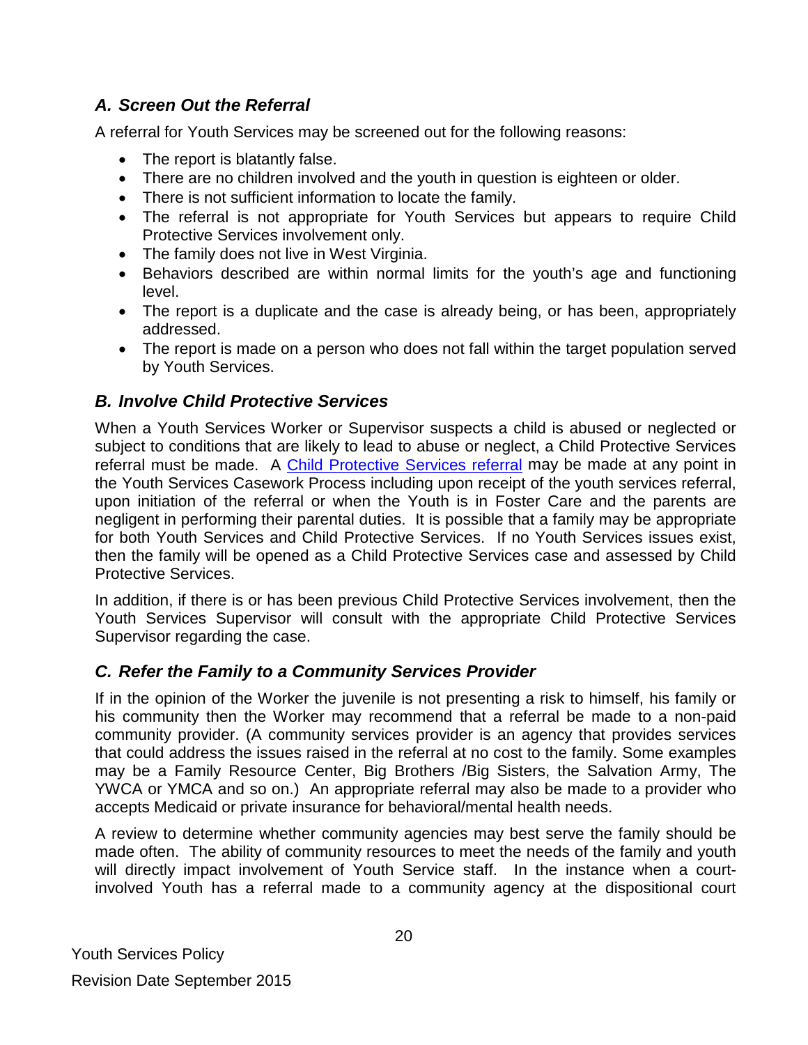### *A. Screen Out the Referral*

A referral for Youth Services may be screened out for the following reasons:

- The report is blatantly false.
- There are no children involved and the youth in question is eighteen or older.
- There is not sufficient information to locate the family.
- The referral is not appropriate for Youth Services but appears to require Child Protective Services involvement only.
- The family does not live in West Virginia.
- Behaviors described are within normal limits for the youth's age and functioning level.
- The report is a duplicate and the case is already being, or has been, appropriately addressed.
- The report is made on a person who does not fall within the target population served by Youth Services.

### *B. Involve Child Protective Services*

When a Youth Services Worker or Supervisor suspects a child is abused or neglected or subject to conditions that are likely to lead to abuse or neglect, a Child Protective Services referral must be made. A Child Protective Services referral may be made at any point in the Youth Services Casework Process including upon receipt of the youth services referral, upon initiation of the referral or when the Youth is in Foster Care and the parents are negligent in performing their parental duties. It is possible that a family may be appropriate for both Youth Services and Child Protective Services. If no Youth Services issues exist, then the family will be opened as a Child Protective Services case and assessed by Child Protective Services.

In addition, if there is or has been previous Child Protective Services involvement, then the Youth Services Supervisor will consult with the appropriate Child Protective Services Supervisor regarding the case.

### *C. Refer the Family to a Community Services Provider*

If in the opinion of the Worker the juvenile is not presenting a risk to himself, his family or his community then the Worker may recommend that a referral be made to a non-paid community provider. (A community services provider is an agency that provides services that could address the issues raised in the referral at no cost to the family. Some examples may be a Family Resource Center, Big Brothers /Big Sisters, the Salvation Army, The YWCA or YMCA and so on.) An appropriate referral may also be made to a provider who accepts Medicaid or private insurance for behavioral/mental health needs.

A review to determine whether community agencies may best serve the family should be made often. The ability of community resources to meet the needs of the family and youth will directly impact involvement of Youth Service staff. In the instance when a court-involved Youth has a referral made to a community agency at the dispositional court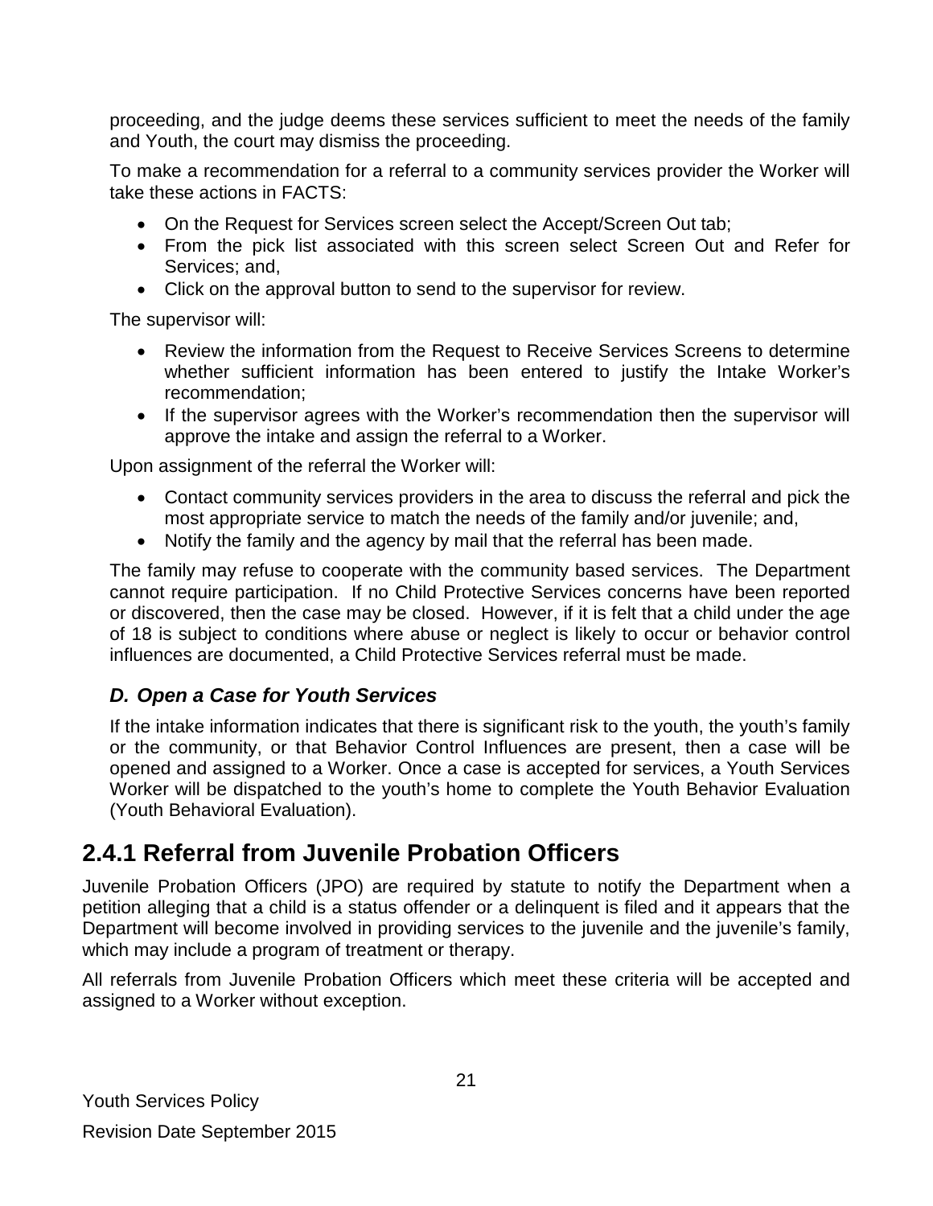proceeding, and the judge deems these services sufficient to meet the needs of the family and Youth, the court may dismiss the proceeding.

To make a recommendation for a referral to a community services provider the Worker will take these actions in FACTS:

- On the Request for Services screen select the Accept/Screen Out tab;
- From the pick list associated with this screen select Screen Out and Refer for Services; and,
- Click on the approval button to send to the supervisor for review.

The supervisor will:

- Review the information from the Request to Receive Services Screens to determine whether sufficient information has been entered to justify the Intake Worker's recommendation;
- If the supervisor agrees with the Worker's recommendation then the supervisor will approve the intake and assign the referral to a Worker.

Upon assignment of the referral the Worker will:

- Contact community services providers in the area to discuss the referral and pick the most appropriate service to match the needs of the family and/or juvenile; and,
- Notify the family and the agency by mail that the referral has been made.

The family may refuse to cooperate with the community based services. The Department cannot require participation. If no Child Protective Services concerns have been reported or discovered, then the case may be closed. However, if it is felt that a child under the age of 18 is subject to conditions where abuse or neglect is likely to occur or behavior control influences are documented, a Child Protective Services referral must be made.

### *D. Open a Case for Youth Services*

If the intake information indicates that there is significant risk to the youth, the youth's family or the community, or that Behavior Control Influences are present, then a case will be opened and assigned to a Worker. Once a case is accepted for services, a Youth Services Worker will be dispatched to the youth's home to complete the Youth Behavior Evaluation (Youth Behavioral Evaluation).

## 2.4.1 Referral from Juvenile Probation Officers

Juvenile Probation Officers (JPO) are required by statute to notify the Department when a petition alleging that a child is a status offender or a delinquent is filed and it appears that the Department will become involved in providing services to the juvenile and the juvenile's family, which may include a program of treatment or therapy.

All referrals from Juvenile Probation Officers which meet these criteria will be accepted and assigned to a Worker without exception.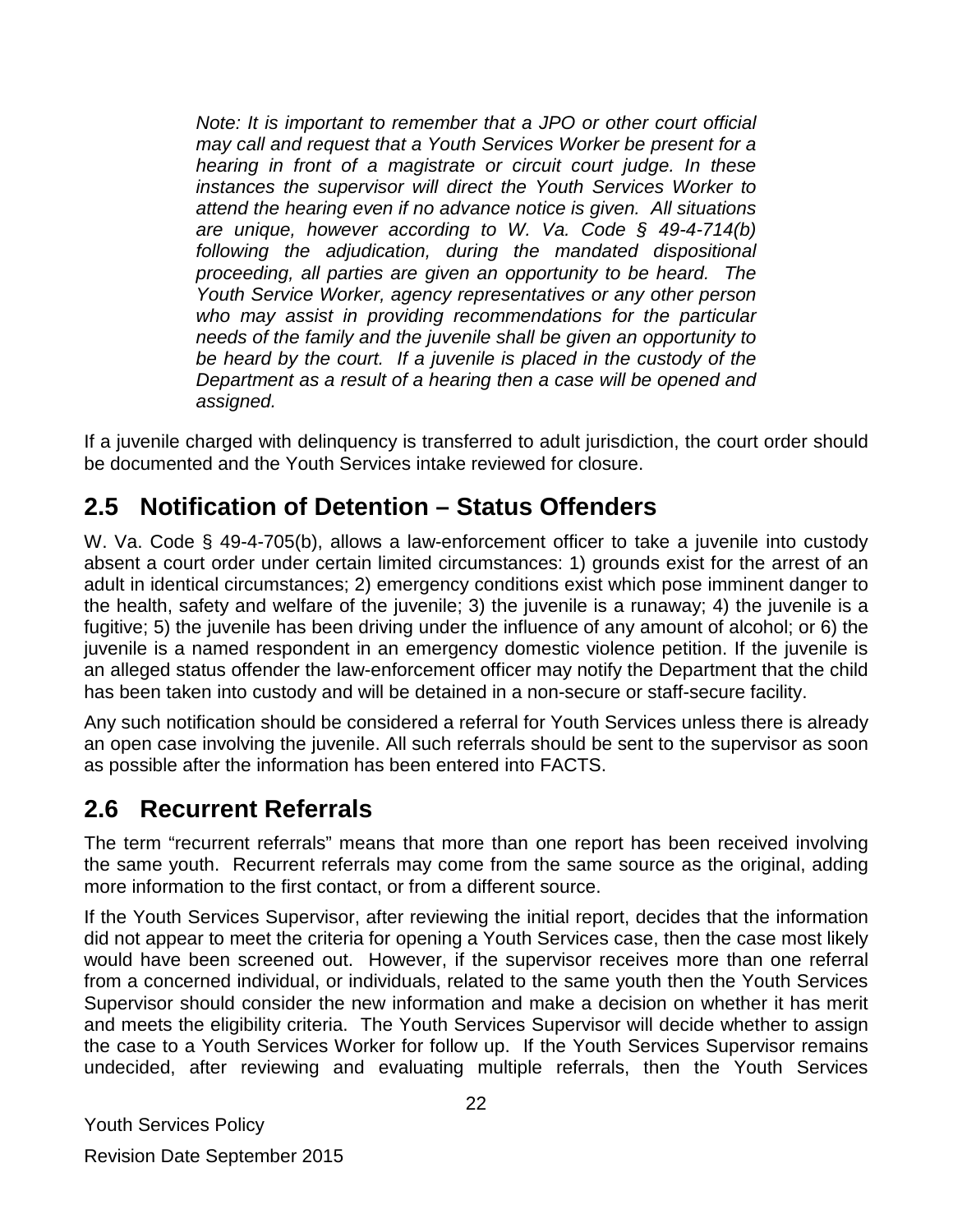*Note: It is important to remember that a JPO or other court official may call and request that a Youth Services Worker be present for a hearing in front of a magistrate or circuit court judge. In these instances the supervisor will direct the Youth Services Worker to attend the hearing even if no advance notice is given. All situations are unique, however according to W. Va. Code § 49-4-714(b) following the adjudication, during the mandated dispositional proceeding, all parties are given an opportunity to be heard. The Youth Service Worker, agency representatives or any other person who may assist in providing recommendations for the particular needs of the family and the juvenile shall be given an opportunity to be heard by the court. If a juvenile is placed in the custody of the Department as a result of a hearing then a case will be opened and assigned.*

If a juvenile charged with delinquency is transferred to adult jurisdiction, the court order should be documented and the Youth Services intake reviewed for closure.

## 2.5 Notification of Detention – Status Offenders

W. Va. Code § 49-4-705(b), allows a law-enforcement officer to take a juvenile into custody absent a court order under certain limited circumstances: 1) grounds exist for the arrest of an adult in identical circumstances; 2) emergency conditions exist which pose imminent danger to the health, safety and welfare of the juvenile; 3) the juvenile is a runaway; 4) the juvenile is a fugitive; 5) the juvenile has been driving under the influence of any amount of alcohol; or 6) the juvenile is a named respondent in an emergency domestic violence petition. If the juvenile is an alleged status offender the law-enforcement officer may notify the Department that the child has been taken into custody and will be detained in a non-secure or staff-secure facility.

Any such notification should be considered a referral for Youth Services unless there is already an open case involving the juvenile. All such referrals should be sent to the supervisor as soon as possible after the information has been entered into FACTS.

## 2.6 Recurrent Referrals

The term "recurrent referrals" means that more than one report has been received involving the same youth. Recurrent referrals may come from the same source as the original, adding more information to the first contact, or from a different source.

If the Youth Services Supervisor, after reviewing the initial report, decides that the information did not appear to meet the criteria for opening a Youth Services case, then the case most likely would have been screened out. However, if the supervisor receives more than one referral from a concerned individual, or individuals, related to the same youth then the Youth Services Supervisor should consider the new information and make a decision on whether it has merit and meets the eligibility criteria. The Youth Services Supervisor will decide whether to assign the case to a Youth Services Worker for follow up. If the Youth Services Supervisor remains undecided, after reviewing and evaluating multiple referrals, then the Youth Services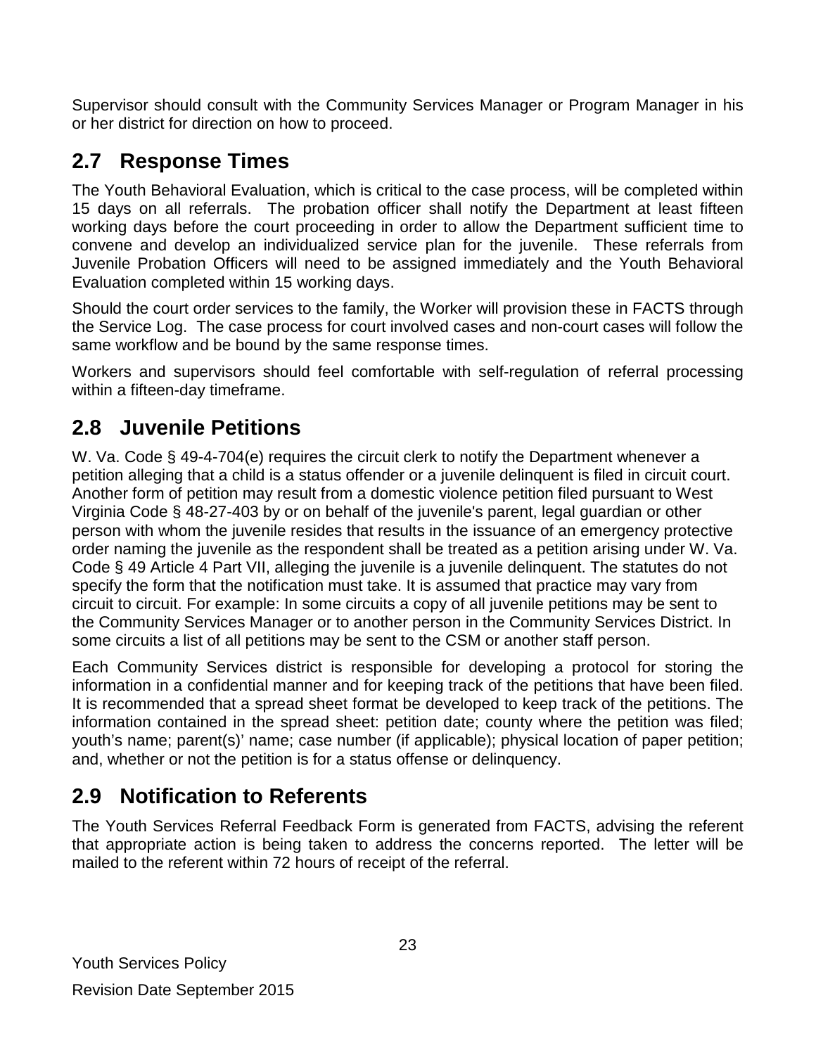Supervisor should consult with the Community Services Manager or Program Manager in his or her district for direction on how to proceed.

## 2.7 Response Times

The Youth Behavioral Evaluation, which is critical to the case process, will be completed within 15 days on all referrals. The probation officer shall notify the Department at least fifteen working days before the court proceeding in order to allow the Department sufficient time to convene and develop an individualized service plan for the juvenile. These referrals from Juvenile Probation Officers will need to be assigned immediately and the Youth Behavioral Evaluation completed within 15 working days.

Should the court order services to the family, the Worker will provision these in FACTS through the Service Log. The case process for court involved cases and non-court cases will follow the same workflow and be bound by the same response times.

Workers and supervisors should feel comfortable with self-regulation of referral processing within a fifteen-day timeframe.

## 2.8 Juvenile Petitions

W. Va. Code § 49-4-704(e) requires the circuit clerk to notify the Department whenever a petition alleging that a child is a status offender or a juvenile delinquent is filed in circuit court. Another form of petition may result from a domestic violence petition filed pursuant to West Virginia Code § 48-27-403 by or on behalf of the juvenile's parent, legal guardian or other person with whom the juvenile resides that results in the issuance of an emergency protective order naming the juvenile as the respondent shall be treated as a petition arising under W. Va. Code § 49 Article 4 Part VII, alleging the juvenile is a juvenile delinquent. The statutes do not specify the form that the notification must take. It is assumed that practice may vary from circuit to circuit. For example: In some circuits a copy of all juvenile petitions may be sent to the Community Services Manager or to another person in the Community Services District. In some circuits a list of all petitions may be sent to the CSM or another staff person.

Each Community Services district is responsible for developing a protocol for storing the information in a confidential manner and for keeping track of the petitions that have been filed. It is recommended that a spread sheet format be developed to keep track of the petitions. The information contained in the spread sheet: petition date; county where the petition was filed; youth's name; parent(s)' name; case number (if applicable); physical location of paper petition; and, whether or not the petition is for a status offense or delinquency.

## 2.9 Notification to Referents

The Youth Services Referral Feedback Form is generated from FACTS, advising the referent that appropriate action is being taken to address the concerns reported. The letter will be mailed to the referent within 72 hours of receipt of the referral.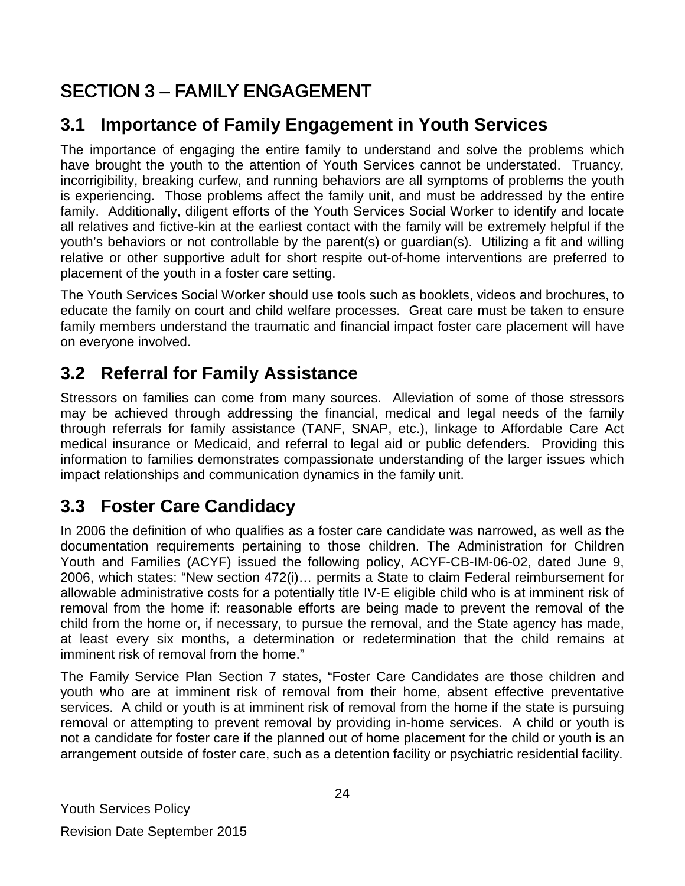# SECTION 3 – FAMILY ENGAGEMENT

## 3.1 Importance of Family Engagement in Youth Services

The importance of engaging the entire family to understand and solve the problems which have brought the youth to the attention of Youth Services cannot be understated. Truancy, incorrigibility, breaking curfew, and running behaviors are all symptoms of problems the youth is experiencing. Those problems affect the family unit, and must be addressed by the entire family. Additionally, diligent efforts of the Youth Services Social Worker to identify and locate all relatives and fictive-kin at the earliest contact with the family will be extremely helpful if the youth's behaviors or not controllable by the parent(s) or guardian(s). Utilizing a fit and willing relative or other supportive adult for short respite out-of-home interventions are preferred to placement of the youth in a foster care setting.

The Youth Services Social Worker should use tools such as booklets, videos and brochures, to educate the family on court and child welfare processes. Great care must be taken to ensure family members understand the traumatic and financial impact foster care placement will have on everyone involved.

## 3.2 Referral for Family Assistance

Stressors on families can come from many sources. Alleviation of some of those stressors may be achieved through addressing the financial, medical and legal needs of the family through referrals for family assistance (TANF, SNAP, etc.), linkage to Affordable Care Act medical insurance or Medicaid, and referral to legal aid or public defenders. Providing this information to families demonstrates compassionate understanding of the larger issues which impact relationships and communication dynamics in the family unit.

## 3.3 Foster Care Candidacy

In 2006 the definition of who qualifies as a foster care candidate was narrowed, as well as the documentation requirements pertaining to those children. The Administration for Children Youth and Families (ACYF) issued the following policy, ACYF-CB-IM-06-02, dated June 9, 2006, which states: "New section 472(i)… permits a State to claim Federal reimbursement for allowable administrative costs for a potentially title IV-E eligible child who is at imminent risk of removal from the home if: reasonable efforts are being made to prevent the removal of the child from the home or, if necessary, to pursue the removal, and the State agency has made, at least every six months, a determination or redetermination that the child remains at imminent risk of removal from the home."

The Family Service Plan Section 7 states, "Foster Care Candidates are those children and youth who are at imminent risk of removal from their home, absent effective preventative services. A child or youth is at imminent risk of removal from the home if the state is pursuing removal or attempting to prevent removal by providing in-home services. A child or youth is not a candidate for foster care if the planned out of home placement for the child or youth is an arrangement outside of foster care, such as a detention facility or psychiatric residential facility.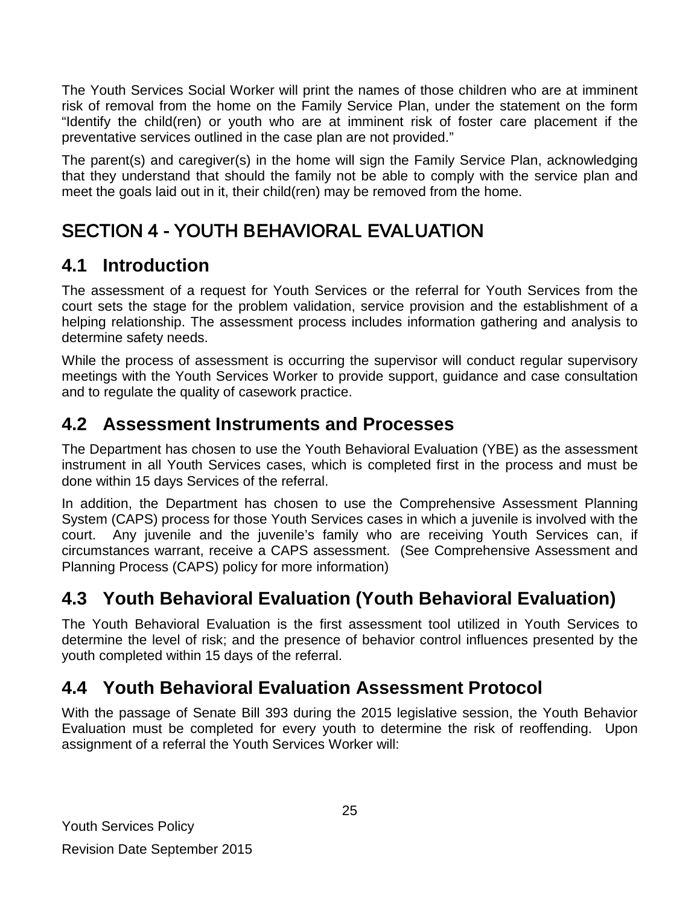The Youth Services Social Worker will print the names of those children who are at imminent risk of removal from the home on the Family Service Plan, under the statement on the form "Identify the child(ren) or youth who are at imminent risk of foster care placement if the preventative services outlined in the case plan are not provided."

The parent(s) and caregiver(s) in the home will sign the Family Service Plan, acknowledging that they understand that should the family not be able to comply with the service plan and meet the goals laid out in it, their child(ren) may be removed from the home.

# SECTION 4 - YOUTH BEHAVIORAL EVALUATION

## 4.1 Introduction

The assessment of a request for Youth Services or the referral for Youth Services from the court sets the stage for the problem validation, service provision and the establishment of a helping relationship. The assessment process includes information gathering and analysis to determine safety needs.

While the process of assessment is occurring the supervisor will conduct regular supervisory meetings with the Youth Services Worker to provide support, guidance and case consultation and to regulate the quality of casework practice.

## 4.2 Assessment Instruments and Processes

The Department has chosen to use the Youth Behavioral Evaluation (YBE) as the assessment instrument in all Youth Services cases, which is completed first in the process and must be done within 15 days Services of the referral.

In addition, the Department has chosen to use the Comprehensive Assessment Planning System (CAPS) process for those Youth Services cases in which a juvenile is involved with the court. Any juvenile and the juvenile's family who are receiving Youth Services can, if circumstances warrant, receive a CAPS assessment. (See Comprehensive Assessment and Planning Process (CAPS) policy for more information)

## 4.3 Youth Behavioral Evaluation (Youth Behavioral Evaluation)

The Youth Behavioral Evaluation is the first assessment tool utilized in Youth Services to determine the level of risk; and the presence of behavior control influences presented by the youth completed within 15 days of the referral.

## 4.4 Youth Behavioral Evaluation Assessment Protocol

With the passage of Senate Bill 393 during the 2015 legislative session, the Youth Behavior Evaluation must be completed for every youth to determine the risk of reoffending. Upon assignment of a referral the Youth Services Worker will: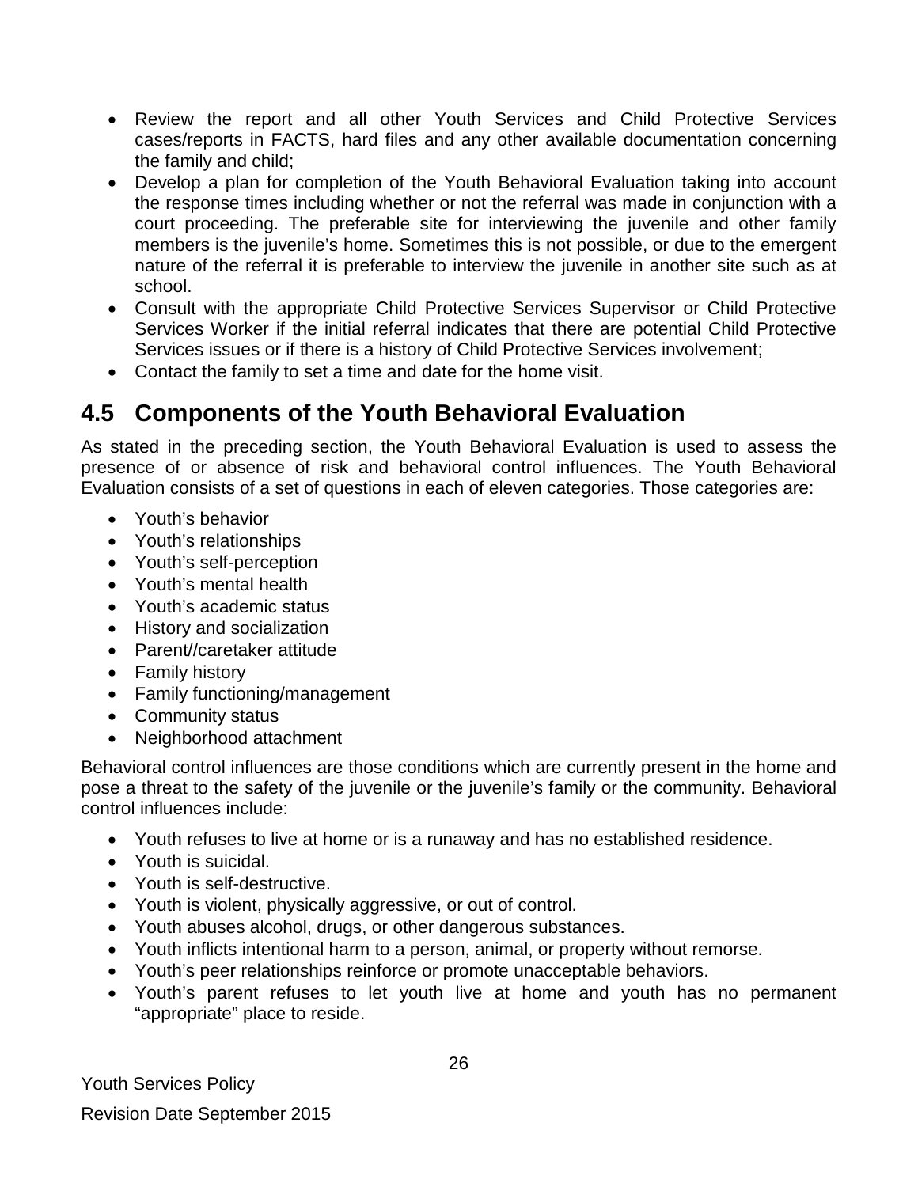- Review the report and all other Youth Services and Child Protective Services cases/reports in FACTS, hard files and any other available documentation concerning the family and child;
- Develop a plan for completion of the Youth Behavioral Evaluation taking into account the response times including whether or not the referral was made in conjunction with a court proceeding. The preferable site for interviewing the juvenile and other family members is the juvenile's home. Sometimes this is not possible, or due to the emergent nature of the referral it is preferable to interview the juvenile in another site such as at school.
- Consult with the appropriate Child Protective Services Supervisor or Child Protective Services Worker if the initial referral indicates that there are potential Child Protective Services issues or if there is a history of Child Protective Services involvement;
- Contact the family to set a time and date for the home visit.

## 4.5 Components of the Youth Behavioral Evaluation

As stated in the preceding section, the Youth Behavioral Evaluation is used to assess the presence of or absence of risk and behavioral control influences. The Youth Behavioral Evaluation consists of a set of questions in each of eleven categories. Those categories are:

- Youth's behavior
- Youth's relationships
- Youth's self-perception
- Youth's mental health
- Youth's academic status
- History and socialization
- Parent//caretaker attitude
- Family history
- Family functioning/management
- Community status
- Neighborhood attachment

Behavioral control influences are those conditions which are currently present in the home and pose a threat to the safety of the juvenile or the juvenile's family or the community. Behavioral control influences include:

- Youth refuses to live at home or is a runaway and has no established residence.
- Youth is suicidal.
- Youth is self-destructive.
- Youth is violent, physically aggressive, or out of control.
- Youth abuses alcohol, drugs, or other dangerous substances.
- Youth inflicts intentional harm to a person, animal, or property without remorse.
- Youth's peer relationships reinforce or promote unacceptable behaviors.
- Youth's parent refuses to let youth live at home and youth has no permanent "appropriate" place to reside.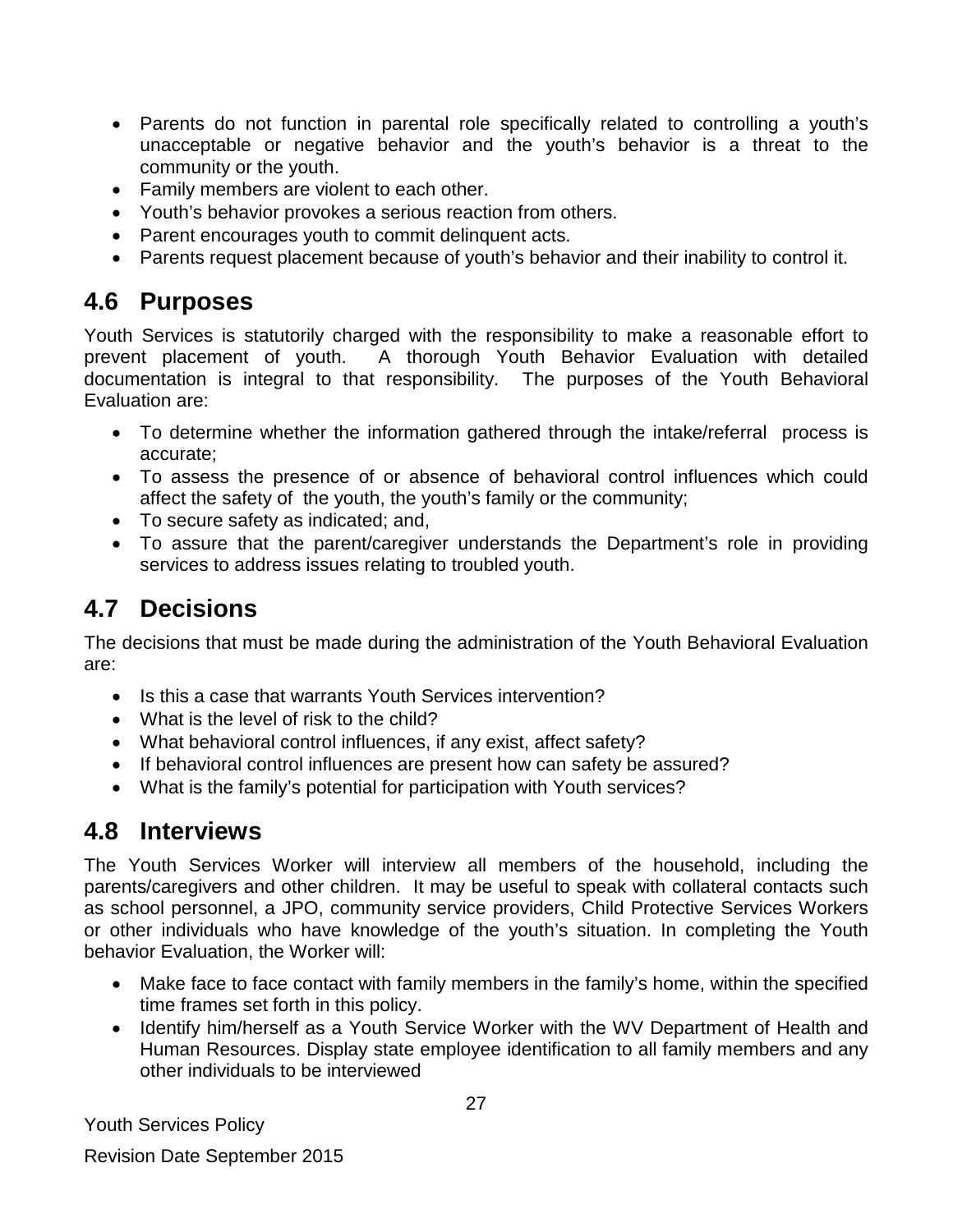- Parents do not function in parental role specifically related to controlling a youth's unacceptable or negative behavior and the youth's behavior is a threat to the community or the youth.
- Family members are violent to each other.
- Youth's behavior provokes a serious reaction from others.
- Parent encourages youth to commit delinquent acts.
- Parents request placement because of youth's behavior and their inability to control it.

## 4.6 Purposes

Youth Services is statutorily charged with the responsibility to make a reasonable effort to prevent placement of youth. A thorough Youth Behavior Evaluation with detailed documentation is integral to that responsibility. The purposes of the Youth Behavioral Evaluation are:

- To determine whether the information gathered through the intake/referral process is accurate;
- To assess the presence of or absence of behavioral control influences which could affect the safety of the youth, the youth's family or the community;
- To secure safety as indicated; and,
- To assure that the parent/caregiver understands the Department's role in providing services to address issues relating to troubled youth.

## 4.7 Decisions

The decisions that must be made during the administration of the Youth Behavioral Evaluation are:

- Is this a case that warrants Youth Services intervention?
- What is the level of risk to the child?
- What behavioral control influences, if any exist, affect safety?
- If behavioral control influences are present how can safety be assured?
- What is the family's potential for participation with Youth services?

## 4.8 Interviews

The Youth Services Worker will interview all members of the household, including the parents/caregivers and other children. It may be useful to speak with collateral contacts such as school personnel, a JPO, community service providers, Child Protective Services Workers or other individuals who have knowledge of the youth's situation. In completing the Youth behavior Evaluation, the Worker will:

- Make face to face contact with family members in the family's home, within the specified time frames set forth in this policy.
- Identify him/herself as a Youth Service Worker with the WV Department of Health and Human Resources. Display state employee identification to all family members and any other individuals to be interviewed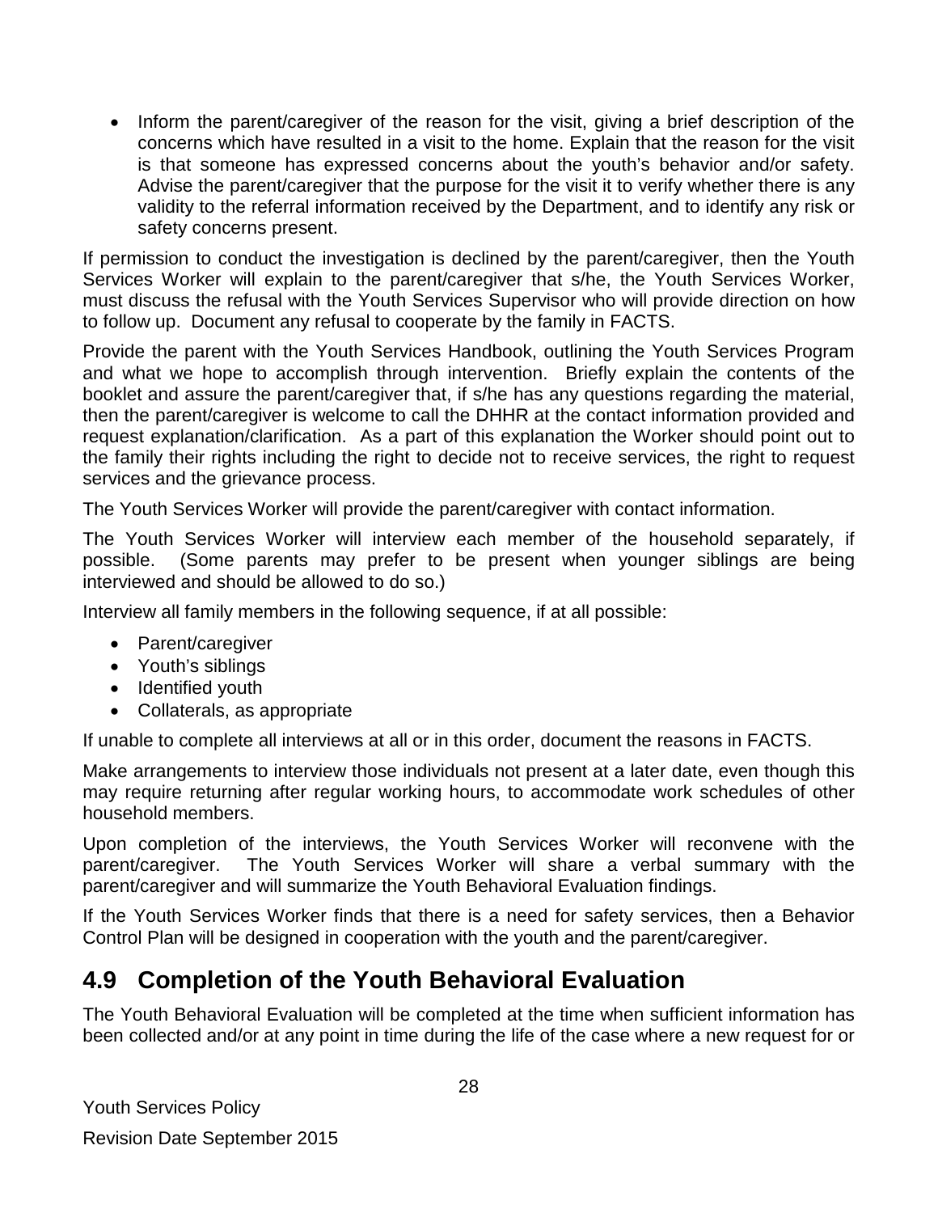- Inform the parent/caregiver of the reason for the visit, giving a brief description of the concerns which have resulted in a visit to the home. Explain that the reason for the visit is that someone has expressed concerns about the youth's behavior and/or safety. Advise the parent/caregiver that the purpose for the visit it to verify whether there is any validity to the referral information received by the Department, and to identify any risk or safety concerns present.

If permission to conduct the investigation is declined by the parent/caregiver, then the Youth Services Worker will explain to the parent/caregiver that s/he, the Youth Services Worker, must discuss the refusal with the Youth Services Supervisor who will provide direction on how to follow up. Document any refusal to cooperate by the family in FACTS.

Provide the parent with the Youth Services Handbook, outlining the Youth Services Program and what we hope to accomplish through intervention. Briefly explain the contents of the booklet and assure the parent/caregiver that, if s/he has any questions regarding the material, then the parent/caregiver is welcome to call the DHHR at the contact information provided and request explanation/clarification. As a part of this explanation the Worker should point out to the family their rights including the right to decide not to receive services, the right to request services and the grievance process.

The Youth Services Worker will provide the parent/caregiver with contact information.

The Youth Services Worker will interview each member of the household separately, if possible. (Some parents may prefer to be present when younger siblings are being interviewed and should be allowed to do so.)

Interview all family members in the following sequence, if at all possible:

- Parent/caregiver
- Youth's siblings
- Identified youth
- Collaterals, as appropriate

If unable to complete all interviews at all or in this order, document the reasons in FACTS.

Make arrangements to interview those individuals not present at a later date, even though this may require returning after regular working hours, to accommodate work schedules of other household members.

Upon completion of the interviews, the Youth Services Worker will reconvene with the parent/caregiver. The Youth Services Worker will share a verbal summary with the parent/caregiver and will summarize the Youth Behavioral Evaluation findings.

If the Youth Services Worker finds that there is a need for safety services, then a Behavior Control Plan will be designed in cooperation with the youth and the parent/caregiver.

## 4.9 Completion of the Youth Behavioral Evaluation

The Youth Behavioral Evaluation will be completed at the time when sufficient information has been collected and/or at any point in time during the life of the case where a new request for or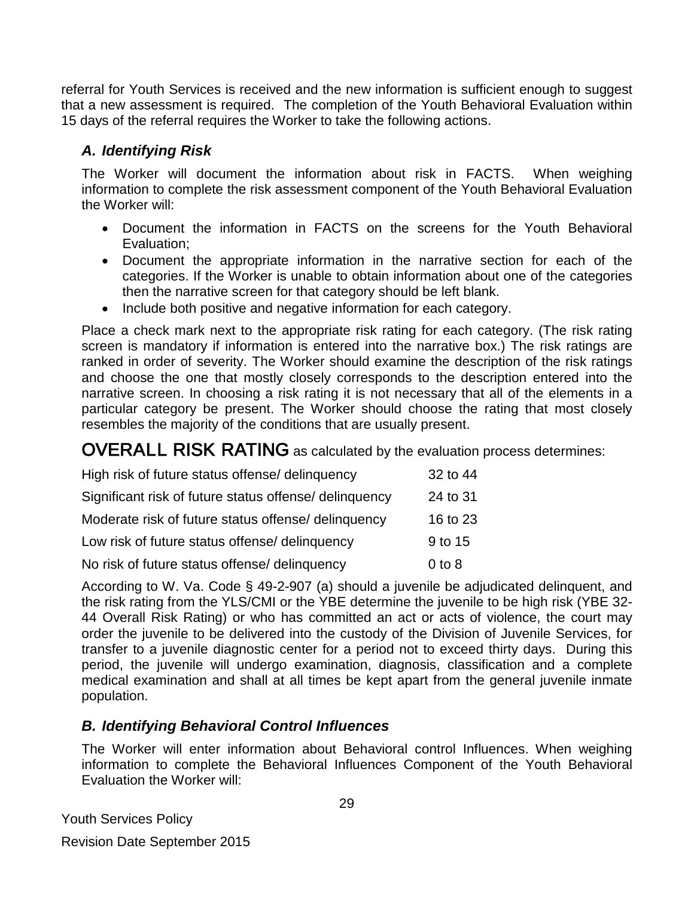referral for Youth Services is received and the new information is sufficient enough to suggest that a new assessment is required. The completion of the Youth Behavioral Evaluation within 15 days of the referral requires the Worker to take the following actions.

### *A. Identifying Risk*

The Worker will document the information about risk in FACTS. When weighing information to complete the risk assessment component of the Youth Behavioral Evaluation the Worker will:

- Document the information in FACTS on the screens for the Youth Behavioral Evaluation;
- Document the appropriate information in the narrative section for each of the categories. If the Worker is unable to obtain information about one of the categories then the narrative screen for that category should be left blank.
- Include both positive and negative information for each category.

Place a check mark next to the appropriate risk rating for each category. (The risk rating screen is mandatory if information is entered into the narrative box.) The risk ratings are ranked in order of severity. The Worker should examine the description of the risk ratings and choose the one that mostly closely corresponds to the description entered into the narrative screen. In choosing a risk rating it is not necessary that all of the elements in a particular category be present. The Worker should choose the rating that most closely resembles the majority of the conditions that are usually present.

**OVERALL RISK RATING** as calculated by the evaluation process determines:

| | |
|---|---|
| High risk of future status offense/ delinquency | 32 to 44 |
| Significant risk of future status offense/ delinquency | 24 to 31 |
| Moderate risk of future status offense/ delinquency | 16 to 23 |
| Low risk of future status offense/ delinquency | 9 to 15 |
| No risk of future status offense/ delinquency | 0 to 8 |

According to W. Va. Code § 49-2-907 (a) should a juvenile be adjudicated delinquent, and the risk rating from the YLS/CMI or the YBE determine the juvenile to be high risk (YBE 32-44 Overall Risk Rating) or who has committed an act or acts of violence, the court may order the juvenile to be delivered into the custody of the Division of Juvenile Services, for transfer to a juvenile diagnostic center for a period not to exceed thirty days. During this period, the juvenile will undergo examination, diagnosis, classification and a complete medical examination and shall at all times be kept apart from the general juvenile inmate population.

### *B. Identifying Behavioral Control Influences*

The Worker will enter information about Behavioral control Influences. When weighing information to complete the Behavioral Influences Component of the Youth Behavioral Evaluation the Worker will: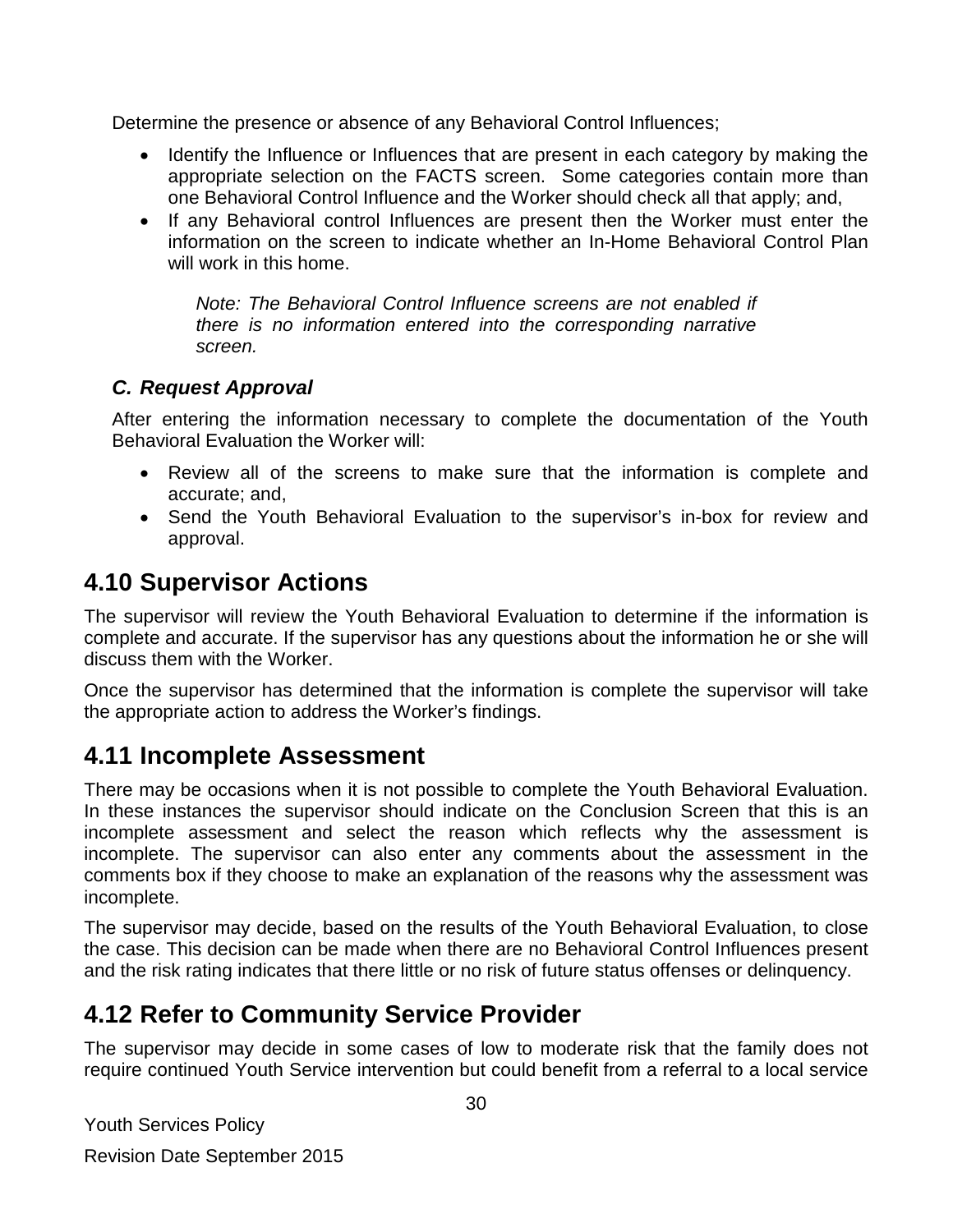Determine the presence or absence of any Behavioral Control Influences;

- Identify the Influence or Influences that are present in each category by making the appropriate selection on the FACTS screen. Some categories contain more than one Behavioral Control Influence and the Worker should check all that apply; and,
- If any Behavioral control Influences are present then the Worker must enter the information on the screen to indicate whether an In-Home Behavioral Control Plan will work in this home.

> *Note: The Behavioral Control Influence screens are not enabled if there is no information entered into the corresponding narrative screen.*

### *C. Request Approval*

After entering the information necessary to complete the documentation of the Youth Behavioral Evaluation the Worker will:

- Review all of the screens to make sure that the information is complete and accurate; and,
- Send the Youth Behavioral Evaluation to the supervisor's in-box for review and approval.

## 4.10 Supervisor Actions

The supervisor will review the Youth Behavioral Evaluation to determine if the information is complete and accurate. If the supervisor has any questions about the information he or she will discuss them with the Worker.

Once the supervisor has determined that the information is complete the supervisor will take the appropriate action to address the Worker's findings.

## 4.11 Incomplete Assessment

There may be occasions when it is not possible to complete the Youth Behavioral Evaluation. In these instances the supervisor should indicate on the Conclusion Screen that this is an incomplete assessment and select the reason which reflects why the assessment is incomplete. The supervisor can also enter any comments about the assessment in the comments box if they choose to make an explanation of the reasons why the assessment was incomplete.

The supervisor may decide, based on the results of the Youth Behavioral Evaluation, to close the case. This decision can be made when there are no Behavioral Control Influences present and the risk rating indicates that there little or no risk of future status offenses or delinquency.

## 4.12 Refer to Community Service Provider

The supervisor may decide in some cases of low to moderate risk that the family does not require continued Youth Service intervention but could benefit from a referral to a local service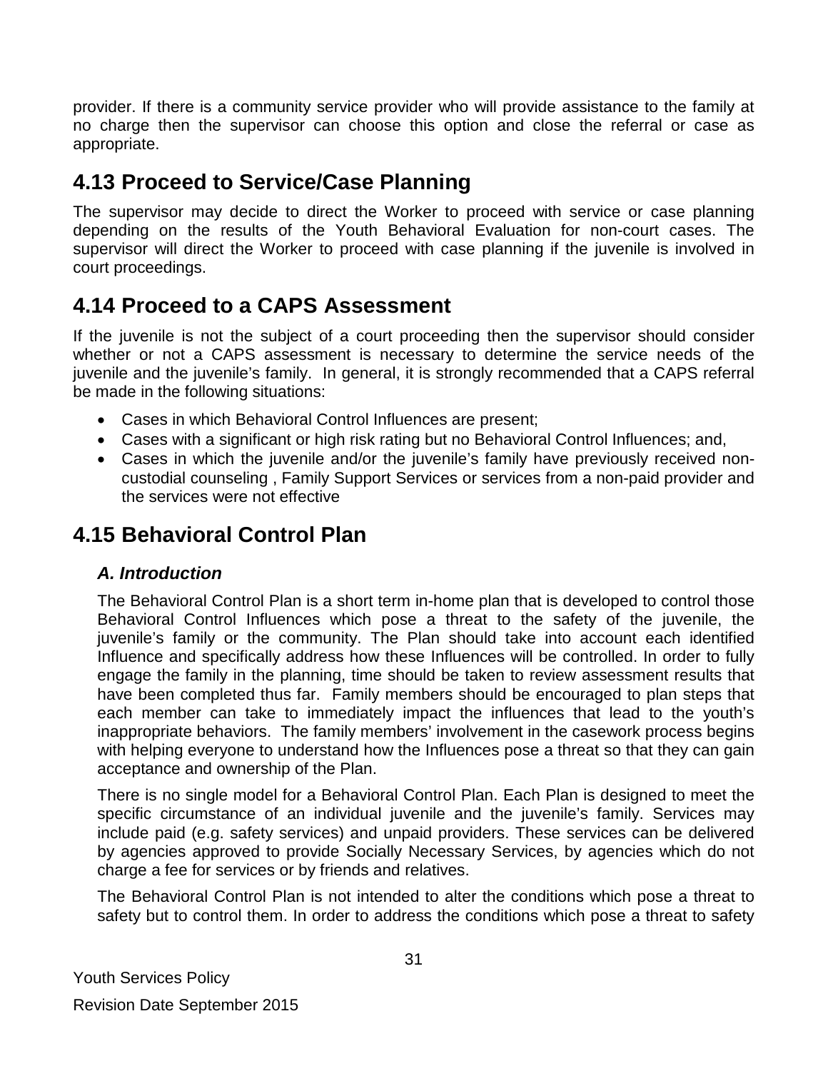provider. If there is a community service provider who will provide assistance to the family at no charge then the supervisor can choose this option and close the referral or case as appropriate.

## 4.13 Proceed to Service/Case Planning

The supervisor may decide to direct the Worker to proceed with service or case planning depending on the results of the Youth Behavioral Evaluation for non-court cases. The supervisor will direct the Worker to proceed with case planning if the juvenile is involved in court proceedings.

## 4.14 Proceed to a CAPS Assessment

If the juvenile is not the subject of a court proceeding then the supervisor should consider whether or not a CAPS assessment is necessary to determine the service needs of the juvenile and the juvenile's family. In general, it is strongly recommended that a CAPS referral be made in the following situations:

- Cases in which Behavioral Control Influences are present;
- Cases with a significant or high risk rating but no Behavioral Control Influences; and,
- Cases in which the juvenile and/or the juvenile's family have previously received non-custodial counseling , Family Support Services or services from a non-paid provider and the services were not effective

## 4.15 Behavioral Control Plan

### *A. Introduction*

The Behavioral Control Plan is a short term in-home plan that is developed to control those Behavioral Control Influences which pose a threat to the safety of the juvenile, the juvenile's family or the community. The Plan should take into account each identified Influence and specifically address how these Influences will be controlled. In order to fully engage the family in the planning, time should be taken to review assessment results that have been completed thus far. Family members should be encouraged to plan steps that each member can take to immediately impact the influences that lead to the youth's inappropriate behaviors. The family members' involvement in the casework process begins with helping everyone to understand how the Influences pose a threat so that they can gain acceptance and ownership of the Plan.

There is no single model for a Behavioral Control Plan. Each Plan is designed to meet the specific circumstance of an individual juvenile and the juvenile's family. Services may include paid (e.g. safety services) and unpaid providers. These services can be delivered by agencies approved to provide Socially Necessary Services, by agencies which do not charge a fee for services or by friends and relatives.

The Behavioral Control Plan is not intended to alter the conditions which pose a threat to safety but to control them. In order to address the conditions which pose a threat to safety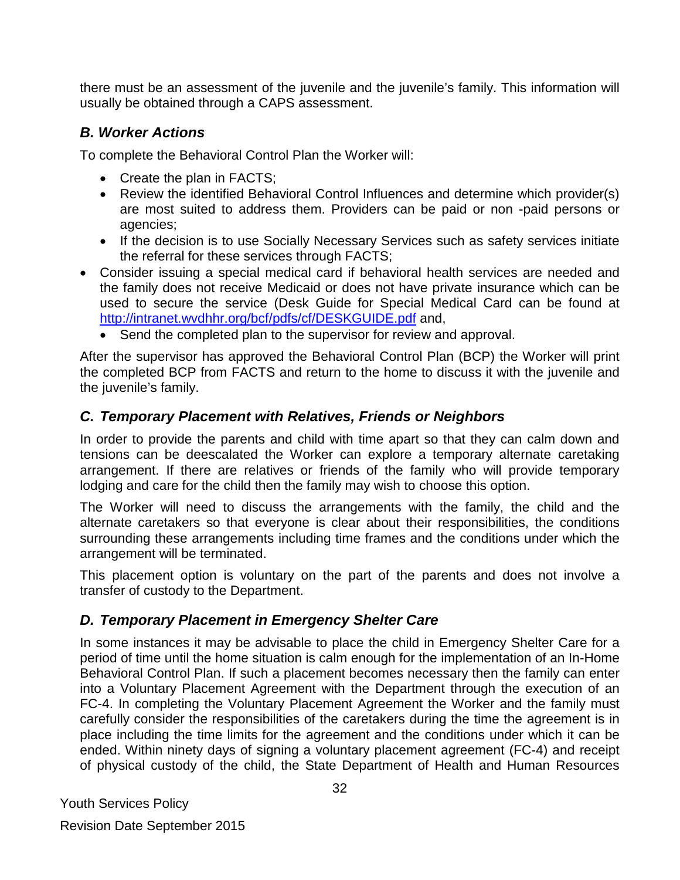there must be an assessment of the juvenile and the juvenile's family. This information will usually be obtained through a CAPS assessment.

### *B. Worker Actions*

To complete the Behavioral Control Plan the Worker will:

- Create the plan in FACTS;
- Review the identified Behavioral Control Influences and determine which provider(s) are most suited to address them. Providers can be paid or non -paid persons or agencies;
- If the decision is to use Socially Necessary Services such as safety services initiate the referral for these services through FACTS;
- Consider issuing a special medical card if behavioral health services are needed and the family does not receive Medicaid or does not have private insurance which can be used to secure the service (Desk Guide for Special Medical Card can be found at http://intranet.wvdhhr.org/bcf/pdfs/cf/DESKGUIDE.pdf and,
- Send the completed plan to the supervisor for review and approval.

After the supervisor has approved the Behavioral Control Plan (BCP) the Worker will print the completed BCP from FACTS and return to the home to discuss it with the juvenile and the juvenile's family.

### *C. Temporary Placement with Relatives, Friends or Neighbors*

In order to provide the parents and child with time apart so that they can calm down and tensions can be deescalated the Worker can explore a temporary alternate caretaking arrangement. If there are relatives or friends of the family who will provide temporary lodging and care for the child then the family may wish to choose this option.

The Worker will need to discuss the arrangements with the family, the child and the alternate caretakers so that everyone is clear about their responsibilities, the conditions surrounding these arrangements including time frames and the conditions under which the arrangement will be terminated.

This placement option is voluntary on the part of the parents and does not involve a transfer of custody to the Department.

### *D. Temporary Placement in Emergency Shelter Care*

In some instances it may be advisable to place the child in Emergency Shelter Care for a period of time until the home situation is calm enough for the implementation of an In-Home Behavioral Control Plan. If such a placement becomes necessary then the family can enter into a Voluntary Placement Agreement with the Department through the execution of an FC-4. In completing the Voluntary Placement Agreement the Worker and the family must carefully consider the responsibilities of the caretakers during the time the agreement is in place including the time limits for the agreement and the conditions under which it can be ended. Within ninety days of signing a voluntary placement agreement (FC-4) and receipt of physical custody of the child, the State Department of Health and Human Resources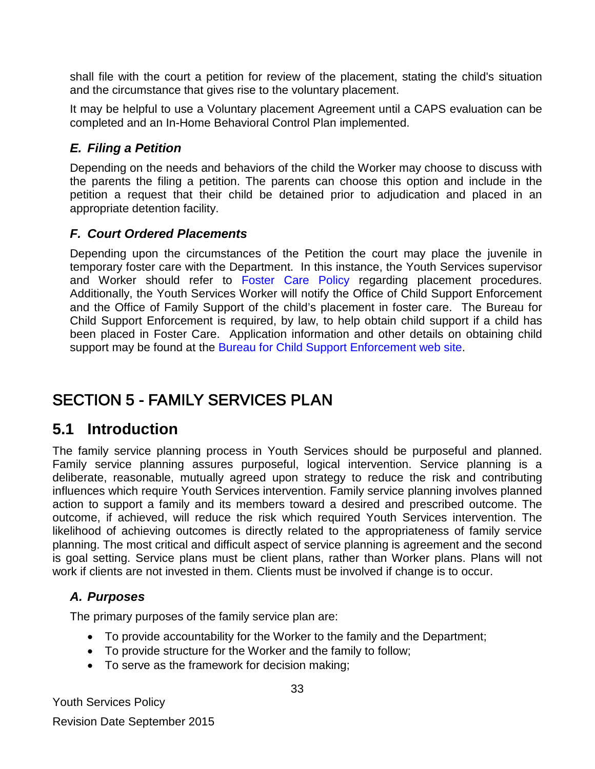shall file with the court a petition for review of the placement, stating the child's situation and the circumstance that gives rise to the voluntary placement.

It may be helpful to use a Voluntary placement Agreement until a CAPS evaluation can be completed and an In-Home Behavioral Control Plan implemented.

### *E. Filing a Petition*

Depending on the needs and behaviors of the child the Worker may choose to discuss with the parents the filing a petition. The parents can choose this option and include in the petition a request that their child be detained prior to adjudication and placed in an appropriate detention facility.

### *F. Court Ordered Placements*

Depending upon the circumstances of the Petition the court may place the juvenile in temporary foster care with the Department. In this instance, the Youth Services supervisor and Worker should refer to Foster Care Policy regarding placement procedures. Additionally, the Youth Services Worker will notify the Office of Child Support Enforcement and the Office of Family Support of the child's placement in foster care. The Bureau for Child Support Enforcement is required, by law, to help obtain child support if a child has been placed in Foster Care. Application information and other details on obtaining child support may be found at the Bureau for Child Support Enforcement web site.

# SECTION 5 - FAMILY SERVICES PLAN

## 5.1 Introduction

The family service planning process in Youth Services should be purposeful and planned. Family service planning assures purposeful, logical intervention. Service planning is a deliberate, reasonable, mutually agreed upon strategy to reduce the risk and contributing influences which require Youth Services intervention. Family service planning involves planned action to support a family and its members toward a desired and prescribed outcome. The outcome, if achieved, will reduce the risk which required Youth Services intervention. The likelihood of achieving outcomes is directly related to the appropriateness of family service planning. The most critical and difficult aspect of service planning is agreement and the second is goal setting. Service plans must be client plans, rather than Worker plans. Plans will not work if clients are not invested in them. Clients must be involved if change is to occur.

### *A. Purposes*

The primary purposes of the family service plan are:

- To provide accountability for the Worker to the family and the Department;
- To provide structure for the Worker and the family to follow;
- To serve as the framework for decision making;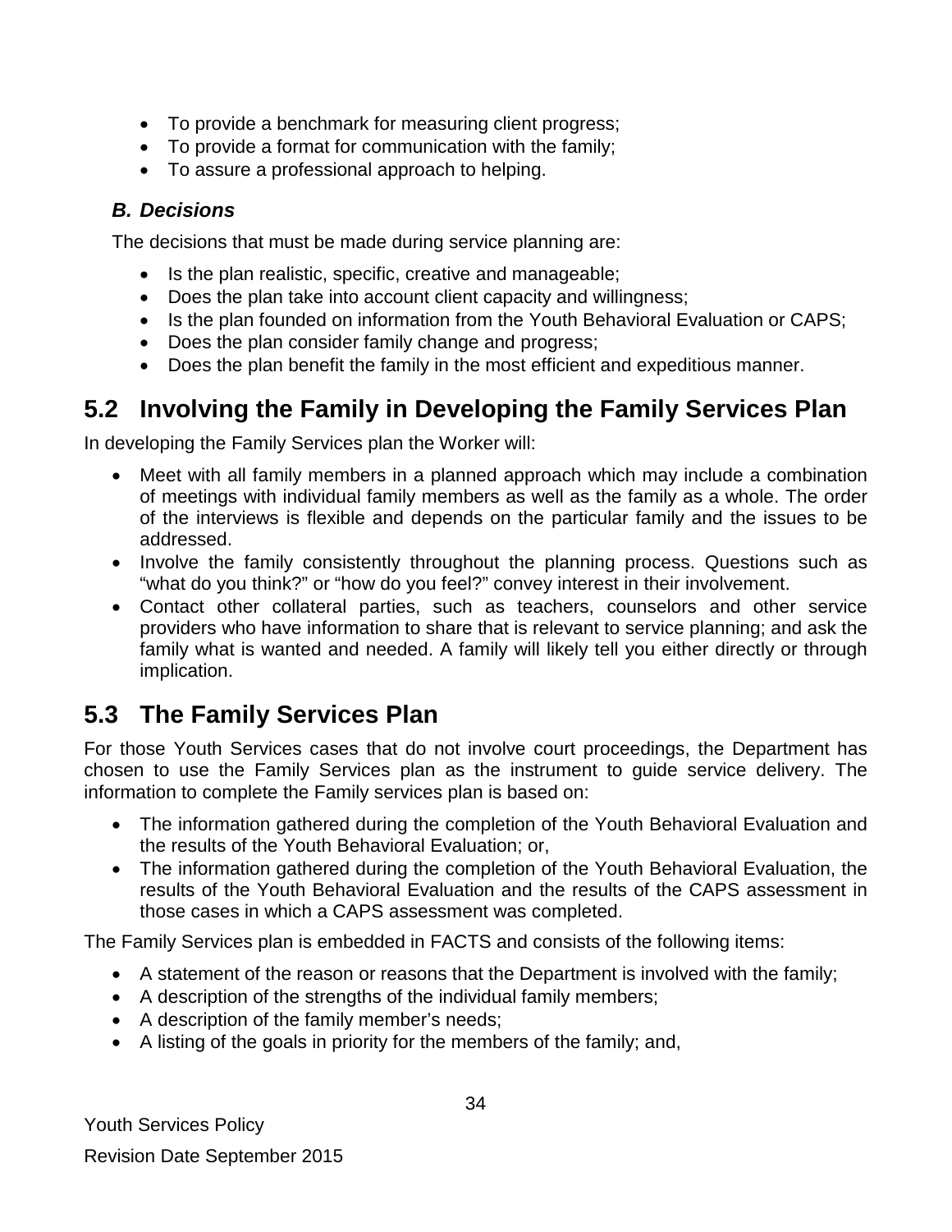- To provide a benchmark for measuring client progress;
- To provide a format for communication with the family;
- To assure a professional approach to helping.

### *B. Decisions*

The decisions that must be made during service planning are:

- Is the plan realistic, specific, creative and manageable;
- Does the plan take into account client capacity and willingness;
- Is the plan founded on information from the Youth Behavioral Evaluation or CAPS;
- Does the plan consider family change and progress;
- Does the plan benefit the family in the most efficient and expeditious manner.

## 5.2 Involving the Family in Developing the Family Services Plan

In developing the Family Services plan the Worker will:

- Meet with all family members in a planned approach which may include a combination of meetings with individual family members as well as the family as a whole. The order of the interviews is flexible and depends on the particular family and the issues to be addressed.
- Involve the family consistently throughout the planning process. Questions such as "what do you think?" or "how do you feel?" convey interest in their involvement.
- Contact other collateral parties, such as teachers, counselors and other service providers who have information to share that is relevant to service planning; and ask the family what is wanted and needed. A family will likely tell you either directly or through implication.

## 5.3 The Family Services Plan

For those Youth Services cases that do not involve court proceedings, the Department has chosen to use the Family Services plan as the instrument to guide service delivery. The information to complete the Family services plan is based on:

- The information gathered during the completion of the Youth Behavioral Evaluation and the results of the Youth Behavioral Evaluation; or,
- The information gathered during the completion of the Youth Behavioral Evaluation, the results of the Youth Behavioral Evaluation and the results of the CAPS assessment in those cases in which a CAPS assessment was completed.

The Family Services plan is embedded in FACTS and consists of the following items:

- A statement of the reason or reasons that the Department is involved with the family;
- A description of the strengths of the individual family members;
- A description of the family member's needs;
- A listing of the goals in priority for the members of the family; and,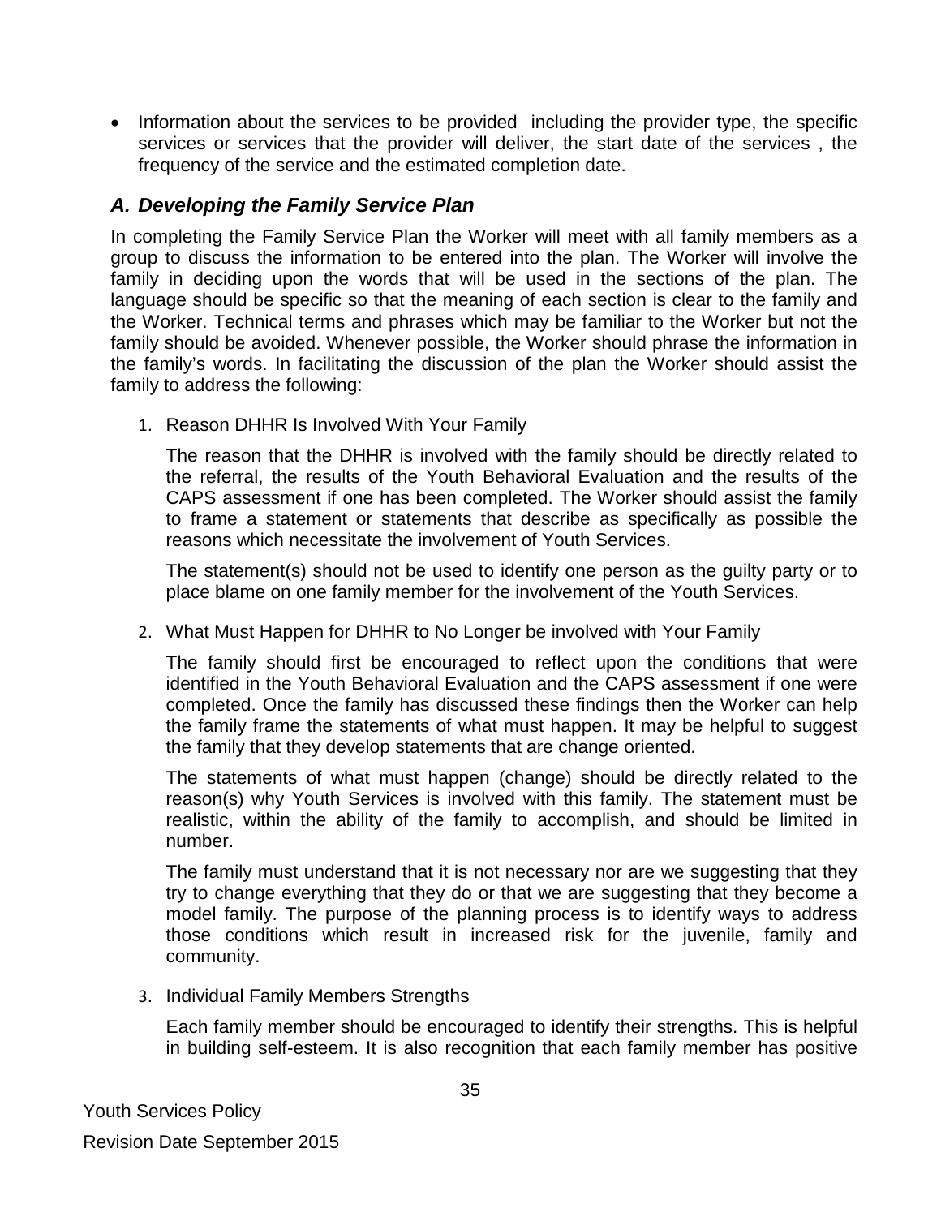- Information about the services to be provided including the provider type, the specific services or services that the provider will deliver, the start date of the services , the frequency of the service and the estimated completion date.

### *A. Developing the Family Service Plan*

In completing the Family Service Plan the Worker will meet with all family members as a group to discuss the information to be entered into the plan. The Worker will involve the family in deciding upon the words that will be used in the sections of the plan. The language should be specific so that the meaning of each section is clear to the family and the Worker. Technical terms and phrases which may be familiar to the Worker but not the family should be avoided. Whenever possible, the Worker should phrase the information in the family's words. In facilitating the discussion of the plan the Worker should assist the family to address the following:

1. Reason DHHR Is Involved With Your Family

   The reason that the DHHR is involved with the family should be directly related to the referral, the results of the Youth Behavioral Evaluation and the results of the CAPS assessment if one has been completed. The Worker should assist the family to frame a statement or statements that describe as specifically as possible the reasons which necessitate the involvement of Youth Services.

   The statement(s) should not be used to identify one person as the guilty party or to place blame on one family member for the involvement of the Youth Services.

2. What Must Happen for DHHR to No Longer be involved with Your Family

   The family should first be encouraged to reflect upon the conditions that were identified in the Youth Behavioral Evaluation and the CAPS assessment if one were completed. Once the family has discussed these findings then the Worker can help the family frame the statements of what must happen. It may be helpful to suggest the family that they develop statements that are change oriented.

   The statements of what must happen (change) should be directly related to the reason(s) why Youth Services is involved with this family. The statement must be realistic, within the ability of the family to accomplish, and should be limited in number.

   The family must understand that it is not necessary nor are we suggesting that they try to change everything that they do or that we are suggesting that they become a model family. The purpose of the planning process is to identify ways to address those conditions which result in increased risk for the juvenile, family and community.

3. Individual Family Members Strengths

   Each family member should be encouraged to identify their strengths. This is helpful in building self-esteem. It is also recognition that each family member has positive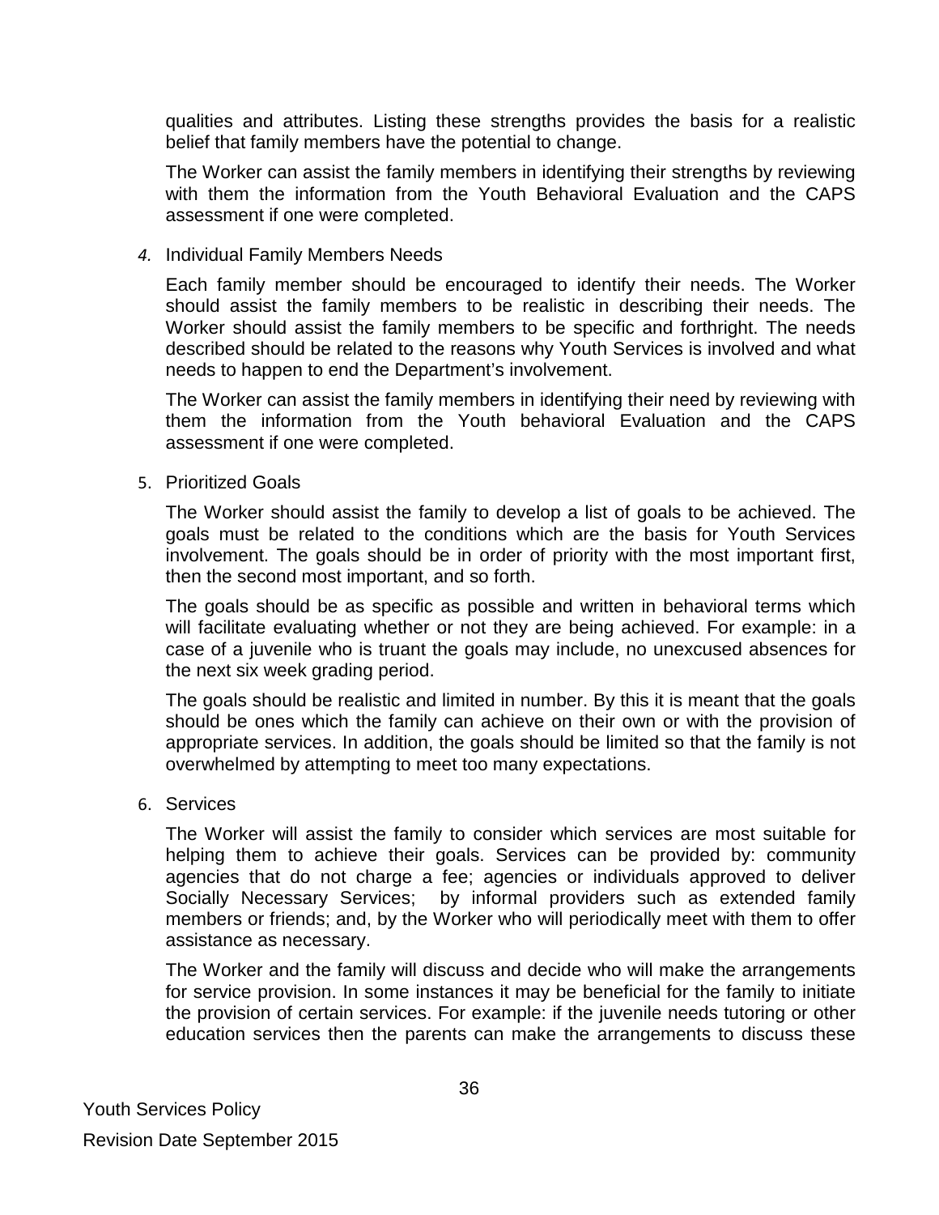qualities and attributes. Listing these strengths provides the basis for a realistic belief that family members have the potential to change.

The Worker can assist the family members in identifying their strengths by reviewing with them the information from the Youth Behavioral Evaluation and the CAPS assessment if one were completed.

4. Individual Family Members Needs

   Each family member should be encouraged to identify their needs. The Worker should assist the family members to be realistic in describing their needs. The Worker should assist the family members to be specific and forthright. The needs described should be related to the reasons why Youth Services is involved and what needs to happen to end the Department's involvement.

   The Worker can assist the family members in identifying their need by reviewing with them the information from the Youth behavioral Evaluation and the CAPS assessment if one were completed.

5. Prioritized Goals

   The Worker should assist the family to develop a list of goals to be achieved. The goals must be related to the conditions which are the basis for Youth Services involvement. The goals should be in order of priority with the most important first, then the second most important, and so forth.

   The goals should be as specific as possible and written in behavioral terms which will facilitate evaluating whether or not they are being achieved. For example: in a case of a juvenile who is truant the goals may include, no unexcused absences for the next six week grading period.

   The goals should be realistic and limited in number. By this it is meant that the goals should be ones which the family can achieve on their own or with the provision of appropriate services. In addition, the goals should be limited so that the family is not overwhelmed by attempting to meet too many expectations.

6. Services

   The Worker will assist the family to consider which services are most suitable for helping them to achieve their goals. Services can be provided by: community agencies that do not charge a fee; agencies or individuals approved to deliver Socially Necessary Services; by informal providers such as extended family members or friends; and, by the Worker who will periodically meet with them to offer assistance as necessary.

   The Worker and the family will discuss and decide who will make the arrangements for service provision. In some instances it may be beneficial for the family to initiate the provision of certain services. For example: if the juvenile needs tutoring or other education services then the parents can make the arrangements to discuss these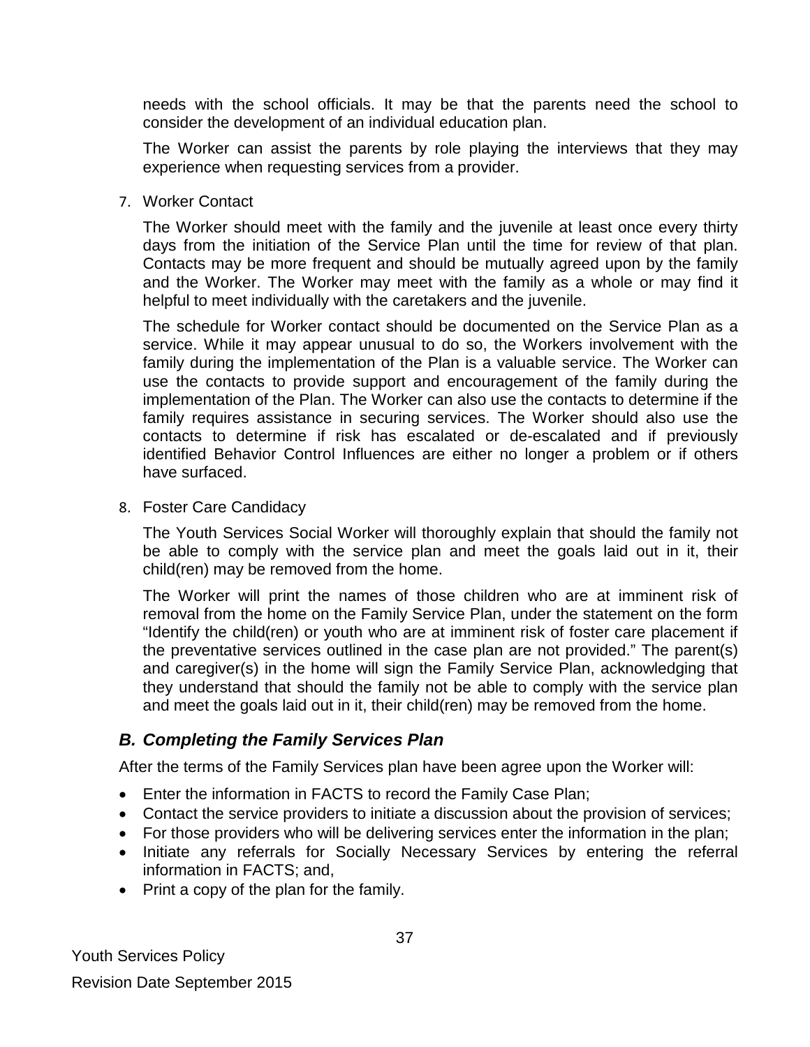needs with the school officials. It may be that the parents need the school to consider the development of an individual education plan.

The Worker can assist the parents by role playing the interviews that they may experience when requesting services from a provider.

7. Worker Contact

   The Worker should meet with the family and the juvenile at least once every thirty days from the initiation of the Service Plan until the time for review of that plan. Contacts may be more frequent and should be mutually agreed upon by the family and the Worker. The Worker may meet with the family as a whole or may find it helpful to meet individually with the caretakers and the juvenile.

   The schedule for Worker contact should be documented on the Service Plan as a service. While it may appear unusual to do so, the Workers involvement with the family during the implementation of the Plan is a valuable service. The Worker can use the contacts to provide support and encouragement of the family during the implementation of the Plan. The Worker can also use the contacts to determine if the family requires assistance in securing services. The Worker should also use the contacts to determine if risk has escalated or de-escalated and if previously identified Behavior Control Influences are either no longer a problem or if others have surfaced.

8. Foster Care Candidacy

   The Youth Services Social Worker will thoroughly explain that should the family not be able to comply with the service plan and meet the goals laid out in it, their child(ren) may be removed from the home.

   The Worker will print the names of those children who are at imminent risk of removal from the home on the Family Service Plan, under the statement on the form "Identify the child(ren) or youth who are at imminent risk of foster care placement if the preventative services outlined in the case plan are not provided." The parent(s) and caregiver(s) in the home will sign the Family Service Plan, acknowledging that they understand that should the family not be able to comply with the service plan and meet the goals laid out in it, their child(ren) may be removed from the home.

## *B. Completing the Family Services Plan*

After the terms of the Family Services plan have been agree upon the Worker will:

- Enter the information in FACTS to record the Family Case Plan;
- Contact the service providers to initiate a discussion about the provision of services;
- For those providers who will be delivering services enter the information in the plan;
- Initiate any referrals for Socially Necessary Services by entering the referral information in FACTS; and,
- Print a copy of the plan for the family.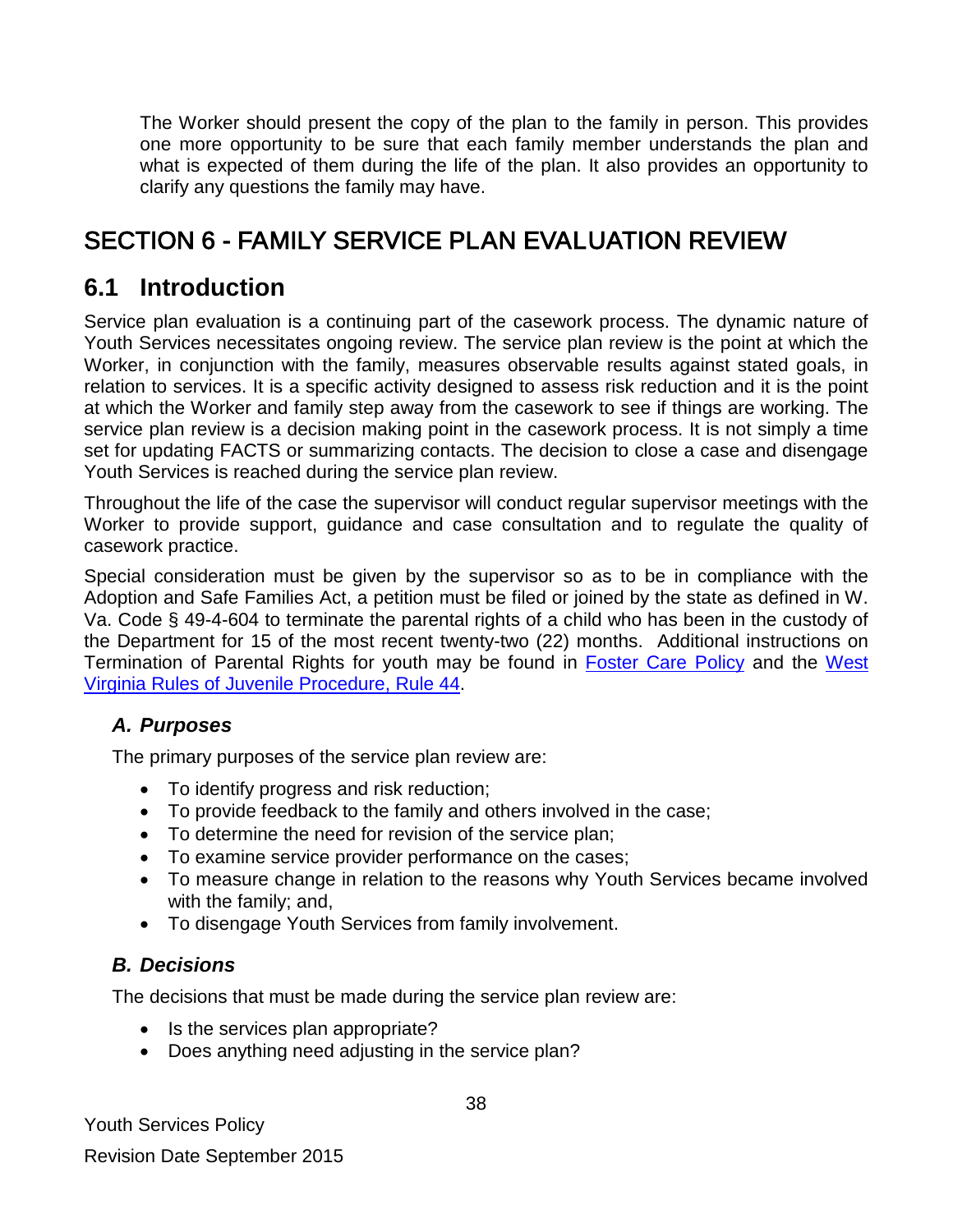The Worker should present the copy of the plan to the family in person. This provides one more opportunity to be sure that each family member understands the plan and what is expected of them during the life of the plan. It also provides an opportunity to clarify any questions the family may have.

# SECTION 6 - FAMILY SERVICE PLAN EVALUATION REVIEW

## 6.1 Introduction

Service plan evaluation is a continuing part of the casework process. The dynamic nature of Youth Services necessitates ongoing review. The service plan review is the point at which the Worker, in conjunction with the family, measures observable results against stated goals, in relation to services. It is a specific activity designed to assess risk reduction and it is the point at which the Worker and family step away from the casework to see if things are working. The service plan review is a decision making point in the casework process. It is not simply a time set for updating FACTS or summarizing contacts. The decision to close a case and disengage Youth Services is reached during the service plan review.

Throughout the life of the case the supervisor will conduct regular supervisor meetings with the Worker to provide support, guidance and case consultation and to regulate the quality of casework practice.

Special consideration must be given by the supervisor so as to be in compliance with the Adoption and Safe Families Act, a petition must be filed or joined by the state as defined in W. Va. Code § 49-4-604 to terminate the parental rights of a child who has been in the custody of the Department for 15 of the most recent twenty-two (22) months. Additional instructions on Termination of Parental Rights for youth may be found in Foster Care Policy and the West Virginia Rules of Juvenile Procedure, Rule 44.

### *A. Purposes*

The primary purposes of the service plan review are:

- To identify progress and risk reduction;
- To provide feedback to the family and others involved in the case;
- To determine the need for revision of the service plan;
- To examine service provider performance on the cases;
- To measure change in relation to the reasons why Youth Services became involved with the family; and,
- To disengage Youth Services from family involvement.

### *B. Decisions*

The decisions that must be made during the service plan review are:

- Is the services plan appropriate?
- Does anything need adjusting in the service plan?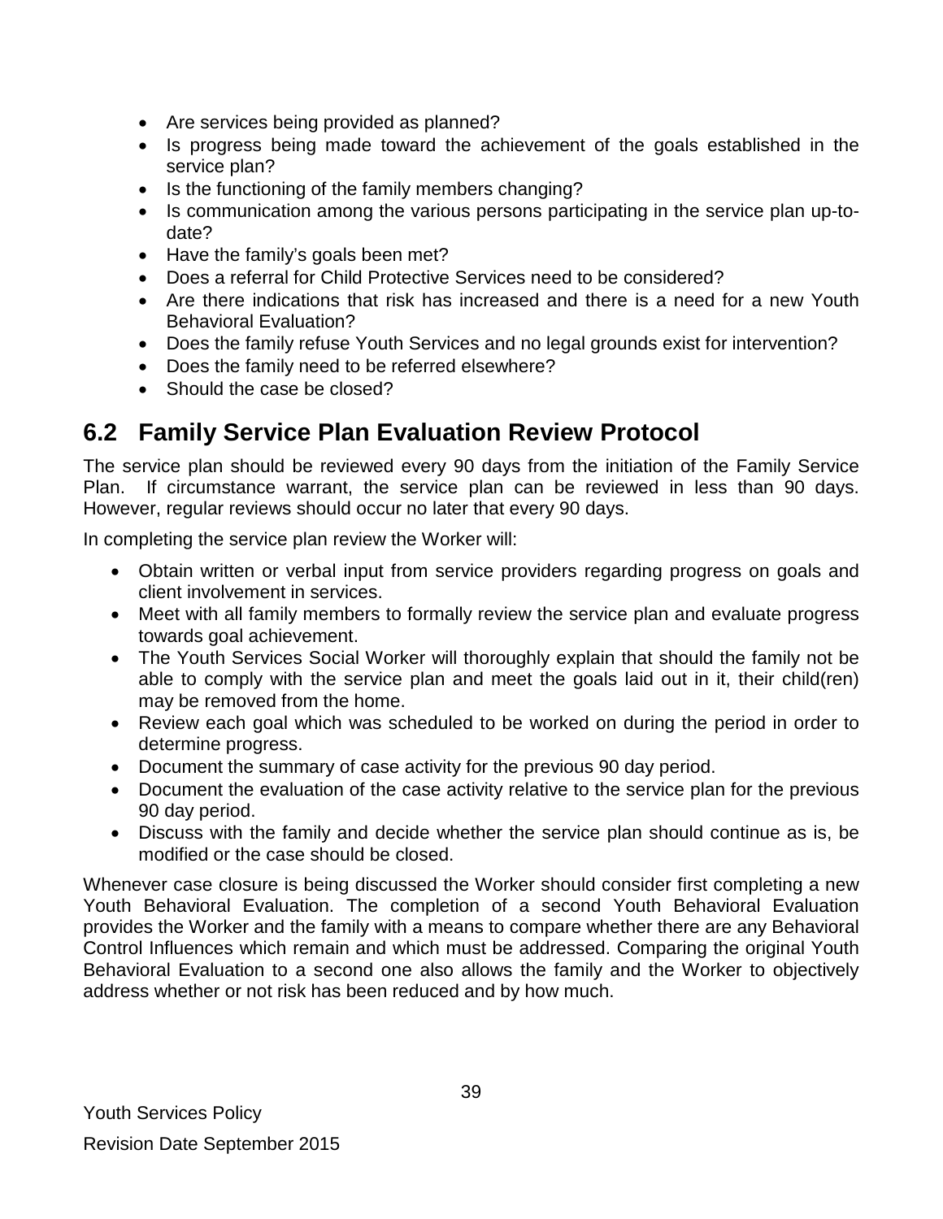- Are services being provided as planned?
- Is progress being made toward the achievement of the goals established in the service plan?
- Is the functioning of the family members changing?
- Is communication among the various persons participating in the service plan up-to-date?
- Have the family's goals been met?
- Does a referral for Child Protective Services need to be considered?
- Are there indications that risk has increased and there is a need for a new Youth Behavioral Evaluation?
- Does the family refuse Youth Services and no legal grounds exist for intervention?
- Does the family need to be referred elsewhere?
- Should the case be closed?

## 6.2 Family Service Plan Evaluation Review Protocol

The service plan should be reviewed every 90 days from the initiation of the Family Service Plan. If circumstance warrant, the service plan can be reviewed in less than 90 days. However, regular reviews should occur no later that every 90 days.

In completing the service plan review the Worker will:

- Obtain written or verbal input from service providers regarding progress on goals and client involvement in services.
- Meet with all family members to formally review the service plan and evaluate progress towards goal achievement.
- The Youth Services Social Worker will thoroughly explain that should the family not be able to comply with the service plan and meet the goals laid out in it, their child(ren) may be removed from the home.
- Review each goal which was scheduled to be worked on during the period in order to determine progress.
- Document the summary of case activity for the previous 90 day period.
- Document the evaluation of the case activity relative to the service plan for the previous 90 day period.
- Discuss with the family and decide whether the service plan should continue as is, be modified or the case should be closed.

Whenever case closure is being discussed the Worker should consider first completing a new Youth Behavioral Evaluation. The completion of a second Youth Behavioral Evaluation provides the Worker and the family with a means to compare whether there are any Behavioral Control Influences which remain and which must be addressed. Comparing the original Youth Behavioral Evaluation to a second one also allows the family and the Worker to objectively address whether or not risk has been reduced and by how much.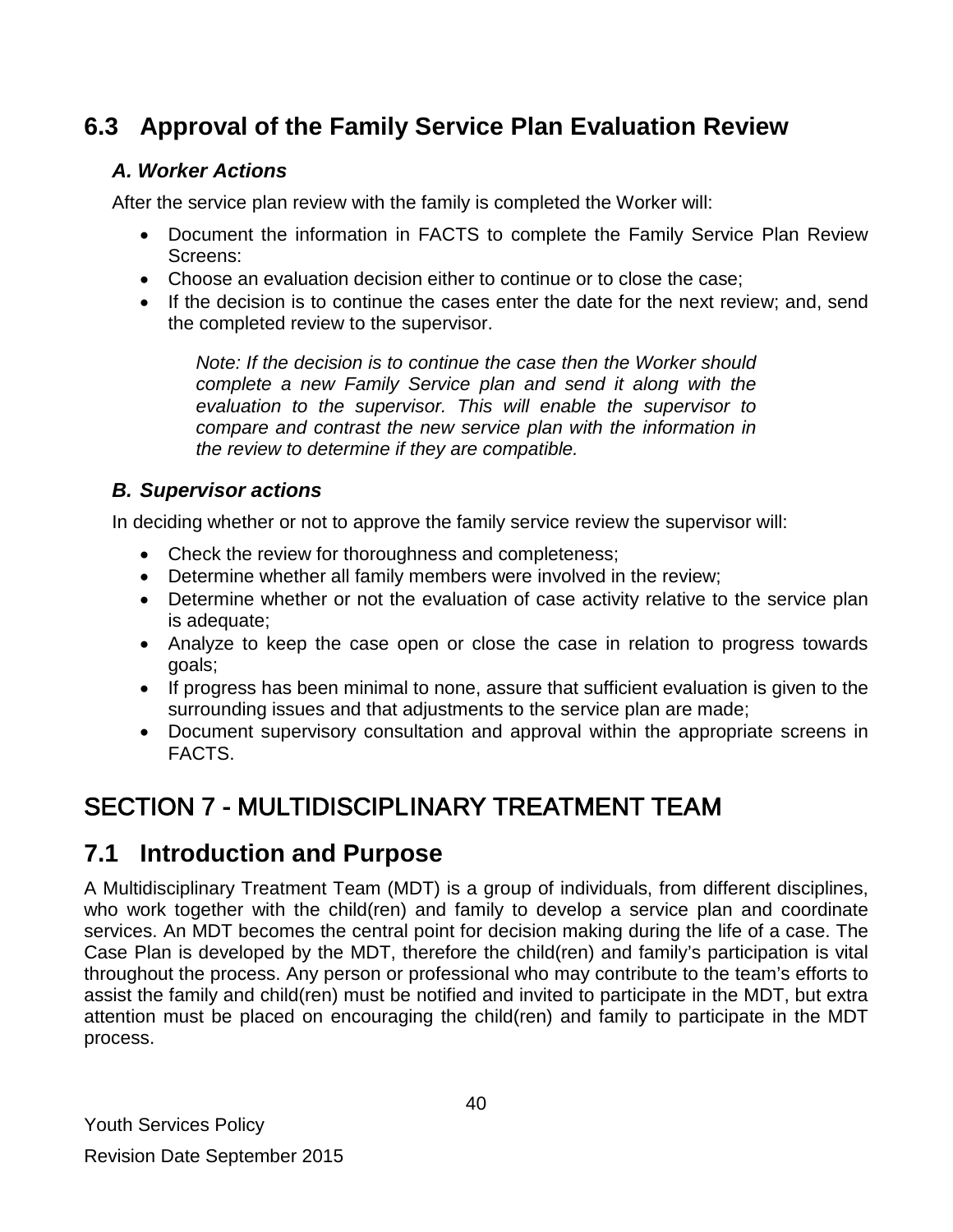## 6.3 Approval of the Family Service Plan Evaluation Review

### *A. Worker Actions*

After the service plan review with the family is completed the Worker will:

- Document the information in FACTS to complete the Family Service Plan Review Screens:
- Choose an evaluation decision either to continue or to close the case;
- If the decision is to continue the cases enter the date for the next review; and, send the completed review to the supervisor.

> *Note: If the decision is to continue the case then the Worker should complete a new Family Service plan and send it along with the evaluation to the supervisor. This will enable the supervisor to compare and contrast the new service plan with the information in the review to determine if they are compatible.*

### *B. Supervisor actions*

In deciding whether or not to approve the family service review the supervisor will:

- Check the review for thoroughness and completeness;
- Determine whether all family members were involved in the review;
- Determine whether or not the evaluation of case activity relative to the service plan is adequate;
- Analyze to keep the case open or close the case in relation to progress towards goals;
- If progress has been minimal to none, assure that sufficient evaluation is given to the surrounding issues and that adjustments to the service plan are made;
- Document supervisory consultation and approval within the appropriate screens in FACTS.

# SECTION 7 - MULTIDISCIPLINARY TREATMENT TEAM

## 7.1 Introduction and Purpose

A Multidisciplinary Treatment Team (MDT) is a group of individuals, from different disciplines, who work together with the child(ren) and family to develop a service plan and coordinate services. An MDT becomes the central point for decision making during the life of a case. The Case Plan is developed by the MDT, therefore the child(ren) and family's participation is vital throughout the process. Any person or professional who may contribute to the team's efforts to assist the family and child(ren) must be notified and invited to participate in the MDT, but extra attention must be placed on encouraging the child(ren) and family to participate in the MDT process.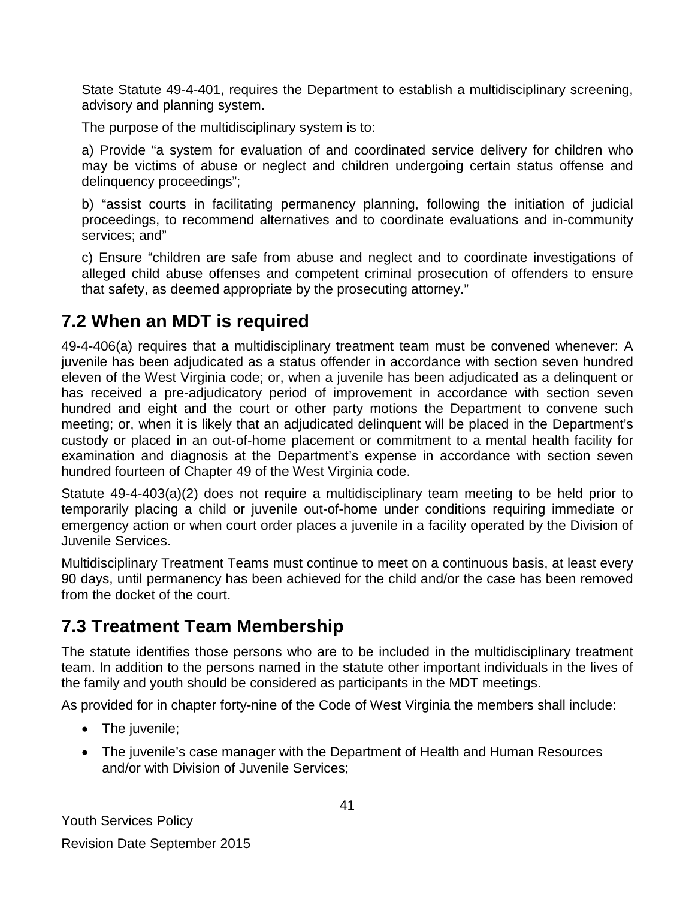State Statute 49-4-401, requires the Department to establish a multidisciplinary screening, advisory and planning system.

The purpose of the multidisciplinary system is to:

a) Provide “a system for evaluation of and coordinated service delivery for children who may be victims of abuse or neglect and children undergoing certain status offense and delinquency proceedings”;

b) “assist courts in facilitating permanency planning, following the initiation of judicial proceedings, to recommend alternatives and to coordinate evaluations and in-community services; and”

c) Ensure “children are safe from abuse and neglect and to coordinate investigations of alleged child abuse offenses and competent criminal prosecution of offenders to ensure that safety, as deemed appropriate by the prosecuting attorney.”

## 7.2 When an MDT is required

49-4-406(a) requires that a multidisciplinary treatment team must be convened whenever: A juvenile has been adjudicated as a status offender in accordance with section seven hundred eleven of the West Virginia code; or, when a juvenile has been adjudicated as a delinquent or has received a pre-adjudicatory period of improvement in accordance with section seven hundred and eight and the court or other party motions the Department to convene such meeting; or, when it is likely that an adjudicated delinquent will be placed in the Department’s custody or placed in an out-of-home placement or commitment to a mental health facility for examination and diagnosis at the Department’s expense in accordance with section seven hundred fourteen of Chapter 49 of the West Virginia code.

Statute 49-4-403(a)(2) does not require a multidisciplinary team meeting to be held prior to temporarily placing a child or juvenile out-of-home under conditions requiring immediate or emergency action or when court order places a juvenile in a facility operated by the Division of Juvenile Services.

Multidisciplinary Treatment Teams must continue to meet on a continuous basis, at least every 90 days, until permanency has been achieved for the child and/or the case has been removed from the docket of the court.

## 7.3 Treatment Team Membership

The statute identifies those persons who are to be included in the multidisciplinary treatment team. In addition to the persons named in the statute other important individuals in the lives of the family and youth should be considered as participants in the MDT meetings.

As provided for in chapter forty-nine of the Code of West Virginia the members shall include:

- The juvenile;
- The juvenile’s case manager with the Department of Health and Human Resources and/or with Division of Juvenile Services;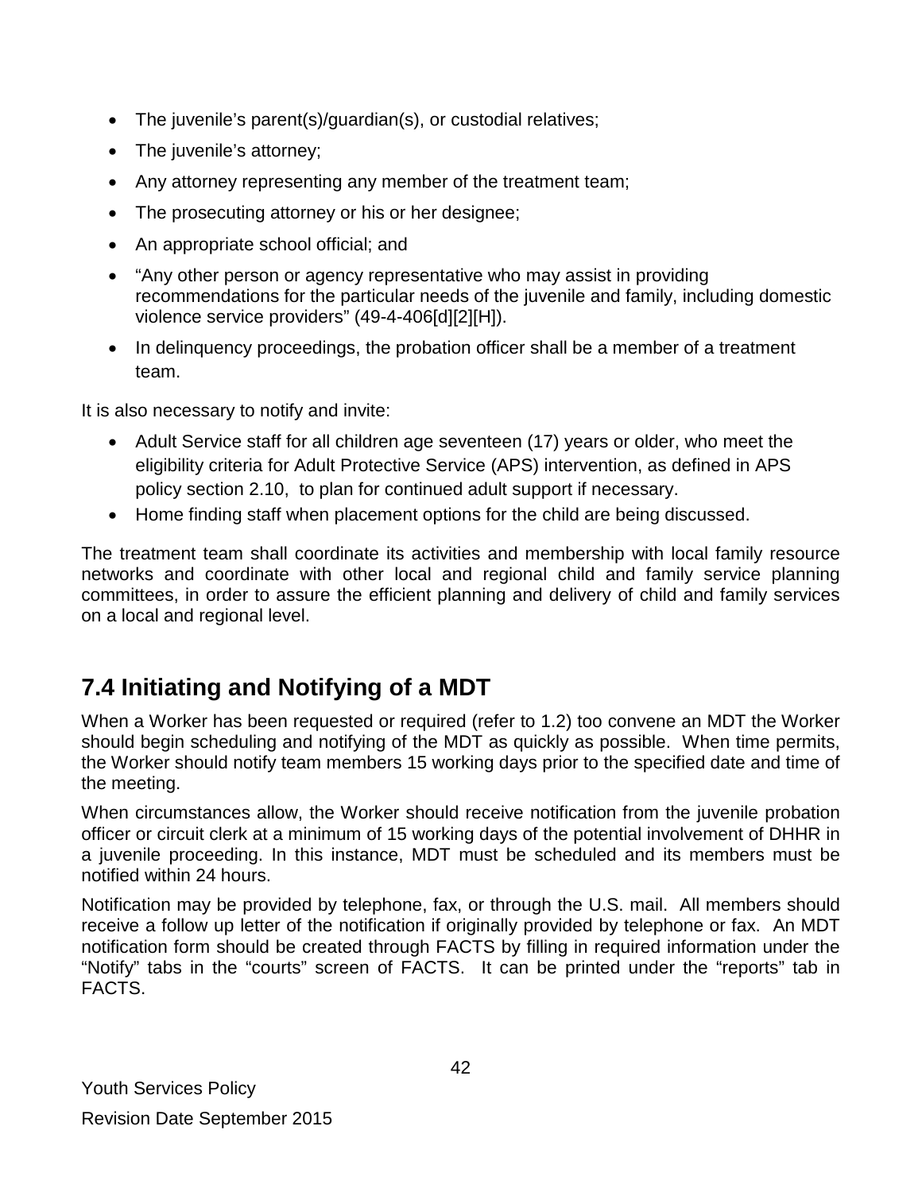- The juvenile's parent(s)/guardian(s), or custodial relatives;
- The juvenile's attorney;
- Any attorney representing any member of the treatment team;
- The prosecuting attorney or his or her designee;
- An appropriate school official; and
- "Any other person or agency representative who may assist in providing recommendations for the particular needs of the juvenile and family, including domestic violence service providers" (49-4-406[d][2][H]).
- In delinquency proceedings, the probation officer shall be a member of a treatment team.

It is also necessary to notify and invite:

- Adult Service staff for all children age seventeen (17) years or older, who meet the eligibility criteria for Adult Protective Service (APS) intervention, as defined in APS policy section 2.10, to plan for continued adult support if necessary.
- Home finding staff when placement options for the child are being discussed.

The treatment team shall coordinate its activities and membership with local family resource networks and coordinate with other local and regional child and family service planning committees, in order to assure the efficient planning and delivery of child and family services on a local and regional level.

## 7.4 Initiating and Notifying of a MDT

When a Worker has been requested or required (refer to 1.2) too convene an MDT the Worker should begin scheduling and notifying of the MDT as quickly as possible. When time permits, the Worker should notify team members 15 working days prior to the specified date and time of the meeting.

When circumstances allow, the Worker should receive notification from the juvenile probation officer or circuit clerk at a minimum of 15 working days of the potential involvement of DHHR in a juvenile proceeding. In this instance, MDT must be scheduled and its members must be notified within 24 hours.

Notification may be provided by telephone, fax, or through the U.S. mail. All members should receive a follow up letter of the notification if originally provided by telephone or fax. An MDT notification form should be created through FACTS by filling in required information under the "Notify" tabs in the "courts" screen of FACTS. It can be printed under the "reports" tab in FACTS.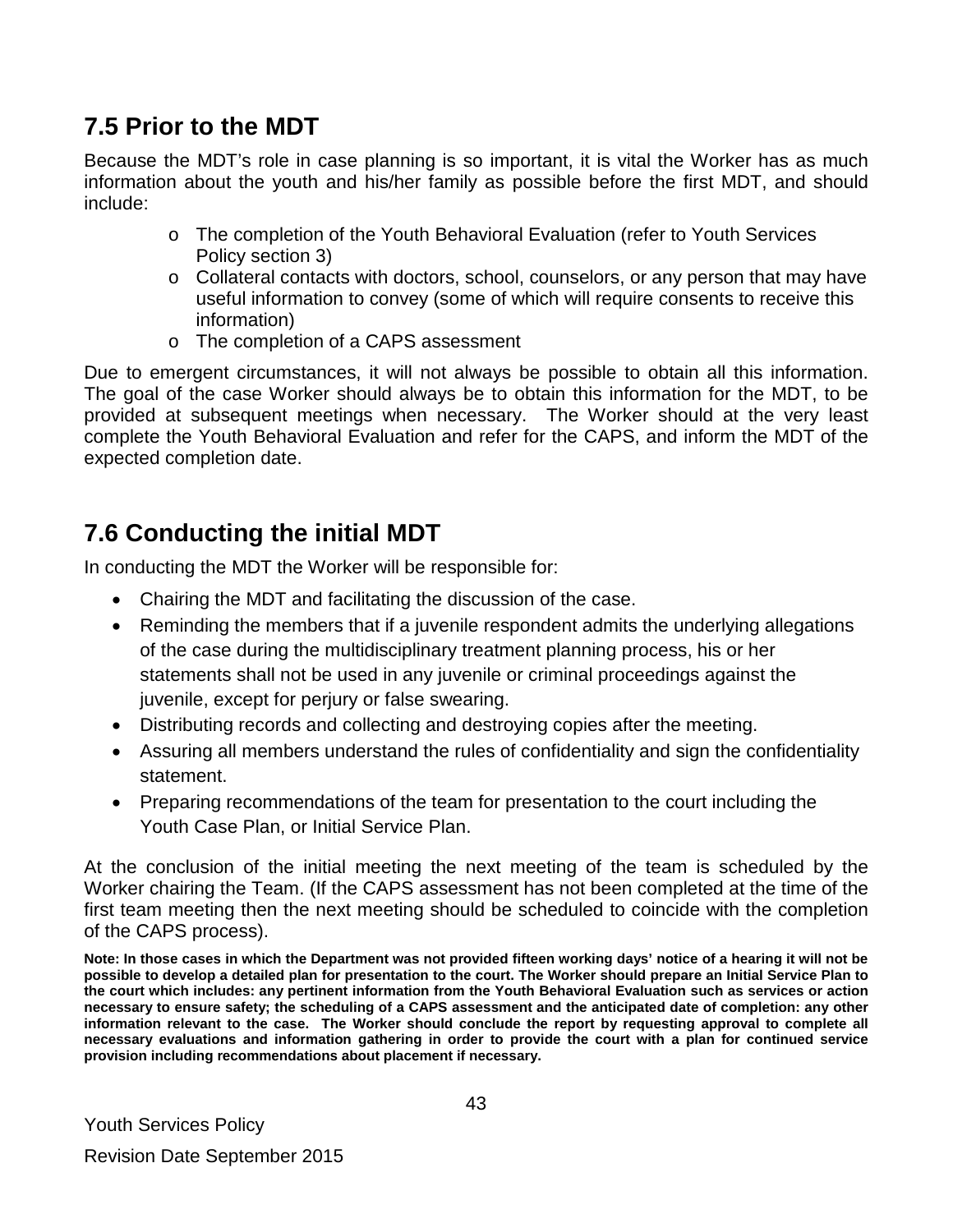## 7.5 Prior to the MDT

Because the MDT's role in case planning is so important, it is vital the Worker has as much information about the youth and his/her family as possible before the first MDT, and should include:

- The completion of the Youth Behavioral Evaluation (refer to Youth Services Policy section 3)
- Collateral contacts with doctors, school, counselors, or any person that may have useful information to convey (some of which will require consents to receive this information)
- The completion of a CAPS assessment

Due to emergent circumstances, it will not always be possible to obtain all this information. The goal of the case Worker should always be to obtain this information for the MDT, to be provided at subsequent meetings when necessary. The Worker should at the very least complete the Youth Behavioral Evaluation and refer for the CAPS, and inform the MDT of the expected completion date.

## 7.6 Conducting the initial MDT

In conducting the MDT the Worker will be responsible for:

- Chairing the MDT and facilitating the discussion of the case.
- Reminding the members that if a juvenile respondent admits the underlying allegations of the case during the multidisciplinary treatment planning process, his or her statements shall not be used in any juvenile or criminal proceedings against the juvenile, except for perjury or false swearing.
- Distributing records and collecting and destroying copies after the meeting.
- Assuring all members understand the rules of confidentiality and sign the confidentiality statement.
- Preparing recommendations of the team for presentation to the court including the Youth Case Plan, or Initial Service Plan.

At the conclusion of the initial meeting the next meeting of the team is scheduled by the Worker chairing the Team. (If the CAPS assessment has not been completed at the time of the first team meeting then the next meeting should be scheduled to coincide with the completion of the CAPS process).

**Note: In those cases in which the Department was not provided fifteen working days' notice of a hearing it will not be possible to develop a detailed plan for presentation to the court. The Worker should prepare an Initial Service Plan to the court which includes: any pertinent information from the Youth Behavioral Evaluation such as services or action necessary to ensure safety; the scheduling of a CAPS assessment and the anticipated date of completion: any other information relevant to the case. The Worker should conclude the report by requesting approval to complete all necessary evaluations and information gathering in order to provide the court with a plan for continued service provision including recommendations about placement if necessary.**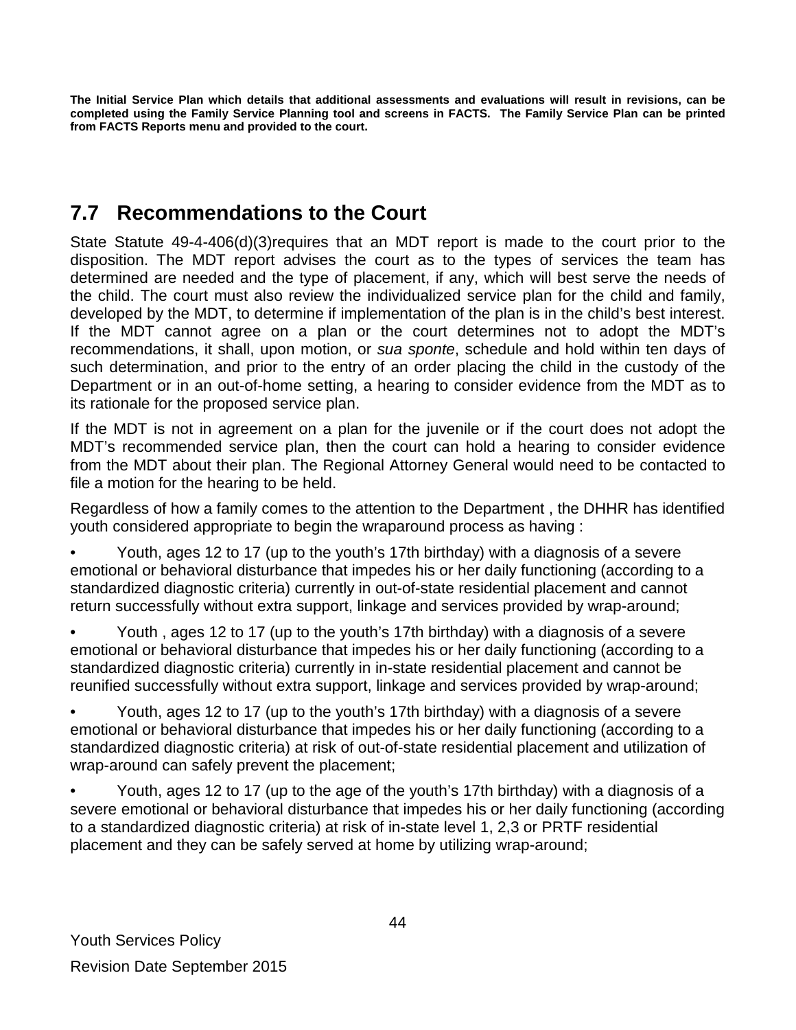**The Initial Service Plan which details that additional assessments and evaluations will result in revisions, can be completed using the Family Service Planning tool and screens in FACTS. The Family Service Plan can be printed from FACTS Reports menu and provided to the court.**

## 7.7 Recommendations to the Court

State Statute 49-4-406(d)(3)requires that an MDT report is made to the court prior to the disposition. The MDT report advises the court as to the types of services the team has determined are needed and the type of placement, if any, which will best serve the needs of the child. The court must also review the individualized service plan for the child and family, developed by the MDT, to determine if implementation of the plan is in the child's best interest. If the MDT cannot agree on a plan or the court determines not to adopt the MDT's recommendations, it shall, upon motion, or *sua sponte*, schedule and hold within ten days of such determination, and prior to the entry of an order placing the child in the custody of the Department or in an out-of-home setting, a hearing to consider evidence from the MDT as to its rationale for the proposed service plan.

If the MDT is not in agreement on a plan for the juvenile or if the court does not adopt the MDT's recommended service plan, then the court can hold a hearing to consider evidence from the MDT about their plan. The Regional Attorney General would need to be contacted to file a motion for the hearing to be held.

Regardless of how a family comes to the attention to the Department , the DHHR has identified youth considered appropriate to begin the wraparound process as having :

- Youth, ages 12 to 17 (up to the youth's 17th birthday) with a diagnosis of a severe emotional or behavioral disturbance that impedes his or her daily functioning (according to a standardized diagnostic criteria) currently in out-of-state residential placement and cannot return successfully without extra support, linkage and services provided by wrap-around;
- Youth , ages 12 to 17 (up to the youth's 17th birthday) with a diagnosis of a severe emotional or behavioral disturbance that impedes his or her daily functioning (according to a standardized diagnostic criteria) currently in in-state residential placement and cannot be reunified successfully without extra support, linkage and services provided by wrap-around;
- Youth, ages 12 to 17 (up to the youth's 17th birthday) with a diagnosis of a severe emotional or behavioral disturbance that impedes his or her daily functioning (according to a standardized diagnostic criteria) at risk of out-of-state residential placement and utilization of wrap-around can safely prevent the placement;
- Youth, ages 12 to 17 (up to the age of the youth's 17th birthday) with a diagnosis of a severe emotional or behavioral disturbance that impedes his or her daily functioning (according to a standardized diagnostic criteria) at risk of in-state level 1, 2,3 or PRTF residential placement and they can be safely served at home by utilizing wrap-around;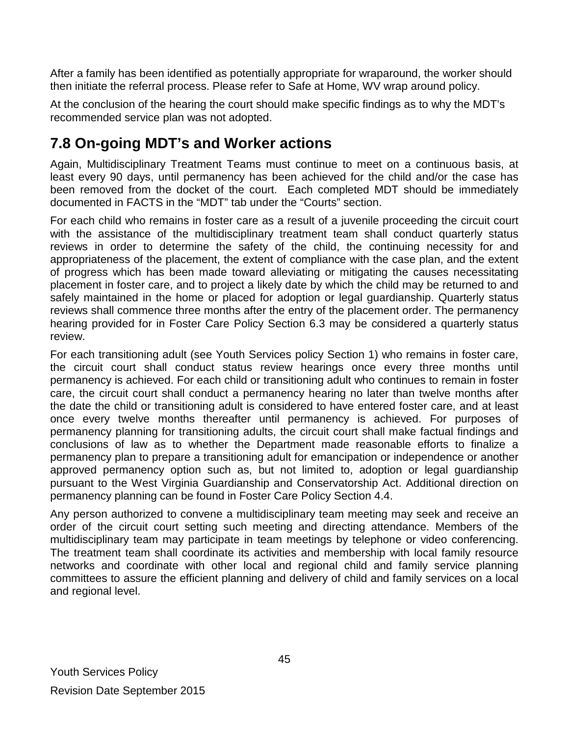After a family has been identified as potentially appropriate for wraparound, the worker should then initiate the referral process. Please refer to Safe at Home, WV wrap around policy.

At the conclusion of the hearing the court should make specific findings as to why the MDT's recommended service plan was not adopted.

## 7.8 On-going MDT's and Worker actions

Again, Multidisciplinary Treatment Teams must continue to meet on a continuous basis, at least every 90 days, until permanency has been achieved for the child and/or the case has been removed from the docket of the court. Each completed MDT should be immediately documented in FACTS in the "MDT" tab under the "Courts" section.

For each child who remains in foster care as a result of a juvenile proceeding the circuit court with the assistance of the multidisciplinary treatment team shall conduct quarterly status reviews in order to determine the safety of the child, the continuing necessity for and appropriateness of the placement, the extent of compliance with the case plan, and the extent of progress which has been made toward alleviating or mitigating the causes necessitating placement in foster care, and to project a likely date by which the child may be returned to and safely maintained in the home or placed for adoption or legal guardianship. Quarterly status reviews shall commence three months after the entry of the placement order. The permanency hearing provided for in Foster Care Policy Section 6.3 may be considered a quarterly status review.

For each transitioning adult (see Youth Services policy Section 1) who remains in foster care, the circuit court shall conduct status review hearings once every three months until permanency is achieved. For each child or transitioning adult who continues to remain in foster care, the circuit court shall conduct a permanency hearing no later than twelve months after the date the child or transitioning adult is considered to have entered foster care, and at least once every twelve months thereafter until permanency is achieved. For purposes of permanency planning for transitioning adults, the circuit court shall make factual findings and conclusions of law as to whether the Department made reasonable efforts to finalize a permanency plan to prepare a transitioning adult for emancipation or independence or another approved permanency option such as, but not limited to, adoption or legal guardianship pursuant to the West Virginia Guardianship and Conservatorship Act. Additional direction on permanency planning can be found in Foster Care Policy Section 4.4.

Any person authorized to convene a multidisciplinary team meeting may seek and receive an order of the circuit court setting such meeting and directing attendance. Members of the multidisciplinary team may participate in team meetings by telephone or video conferencing. The treatment team shall coordinate its activities and membership with local family resource networks and coordinate with other local and regional child and family service planning committees to assure the efficient planning and delivery of child and family services on a local and regional level.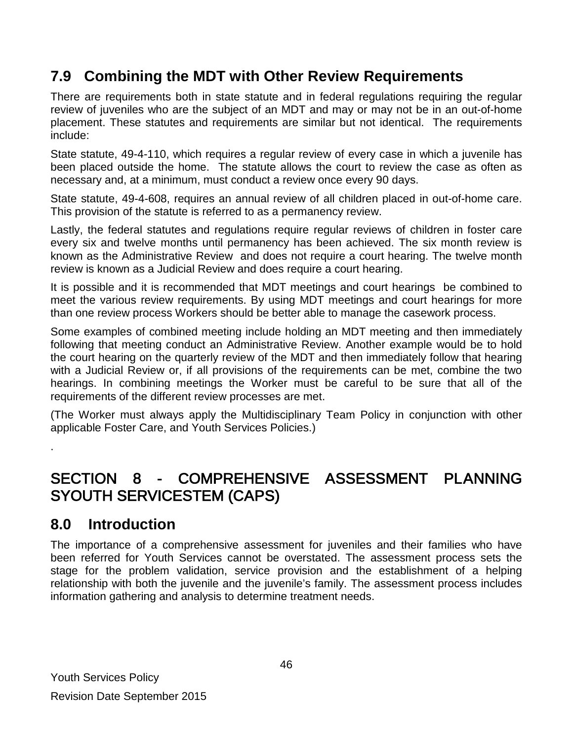## 7.9 Combining the MDT with Other Review Requirements

There are requirements both in state statute and in federal regulations requiring the regular review of juveniles who are the subject of an MDT and may or may not be in an out-of-home placement. These statutes and requirements are similar but not identical. The requirements include:

State statute, 49-4-110, which requires a regular review of every case in which a juvenile has been placed outside the home. The statute allows the court to review the case as often as necessary and, at a minimum, must conduct a review once every 90 days.

State statute, 49-4-608, requires an annual review of all children placed in out-of-home care. This provision of the statute is referred to as a permanency review.

Lastly, the federal statutes and regulations require regular reviews of children in foster care every six and twelve months until permanency has been achieved. The six month review is known as the Administrative Review and does not require a court hearing. The twelve month review is known as a Judicial Review and does require a court hearing.

It is possible and it is recommended that MDT meetings and court hearings be combined to meet the various review requirements. By using MDT meetings and court hearings for more than one review process Workers should be better able to manage the casework process.

Some examples of combined meeting include holding an MDT meeting and then immediately following that meeting conduct an Administrative Review. Another example would be to hold the court hearing on the quarterly review of the MDT and then immediately follow that hearing with a Judicial Review or, if all provisions of the requirements can be met, combine the two hearings. In combining meetings the Worker must be careful to be sure that all of the requirements of the different review processes are met.

(The Worker must always apply the Multidisciplinary Team Policy in conjunction with other applicable Foster Care, and Youth Services Policies.)

.

# SECTION 8 - COMPREHENSIVE ASSESSMENT PLANNING SYOUTH SERVICESTEM (CAPS)

## 8.0 Introduction

The importance of a comprehensive assessment for juveniles and their families who have been referred for Youth Services cannot be overstated. The assessment process sets the stage for the problem validation, service provision and the establishment of a helping relationship with both the juvenile and the juvenile's family. The assessment process includes information gathering and analysis to determine treatment needs.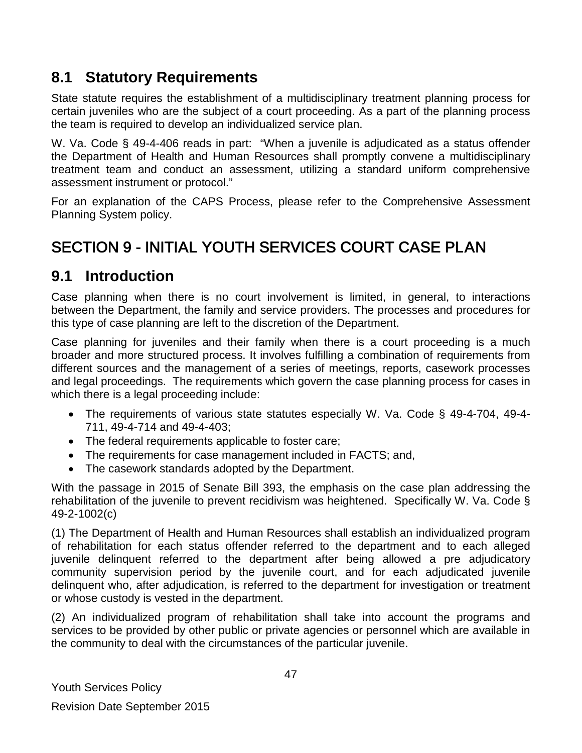## 8.1 Statutory Requirements

State statute requires the establishment of a multidisciplinary treatment planning process for certain juveniles who are the subject of a court proceeding. As a part of the planning process the team is required to develop an individualized service plan.

W. Va. Code § 49-4-406 reads in part: "When a juvenile is adjudicated as a status offender the Department of Health and Human Resources shall promptly convene a multidisciplinary treatment team and conduct an assessment, utilizing a standard uniform comprehensive assessment instrument or protocol."

For an explanation of the CAPS Process, please refer to the Comprehensive Assessment Planning System policy.

# SECTION 9 - INITIAL YOUTH SERVICES COURT CASE PLAN

## 9.1 Introduction

Case planning when there is no court involvement is limited, in general, to interactions between the Department, the family and service providers. The processes and procedures for this type of case planning are left to the discretion of the Department.

Case planning for juveniles and their family when there is a court proceeding is a much broader and more structured process. It involves fulfilling a combination of requirements from different sources and the management of a series of meetings, reports, casework processes and legal proceedings. The requirements which govern the case planning process for cases in which there is a legal proceeding include:

- The requirements of various state statutes especially W. Va. Code § 49-4-704, 49-4-711, 49-4-714 and 49-4-403;
- The federal requirements applicable to foster care;
- The requirements for case management included in FACTS; and,
- The casework standards adopted by the Department.

With the passage in 2015 of Senate Bill 393, the emphasis on the case plan addressing the rehabilitation of the juvenile to prevent recidivism was heightened. Specifically W. Va. Code § 49-2-1002(c)

(1) The Department of Health and Human Resources shall establish an individualized program of rehabilitation for each status offender referred to the department and to each alleged juvenile delinquent referred to the department after being allowed a pre adjudicatory community supervision period by the juvenile court, and for each adjudicated juvenile delinquent who, after adjudication, is referred to the department for investigation or treatment or whose custody is vested in the department.

(2) An individualized program of rehabilitation shall take into account the programs and services to be provided by other public or private agencies or personnel which are available in the community to deal with the circumstances of the particular juvenile.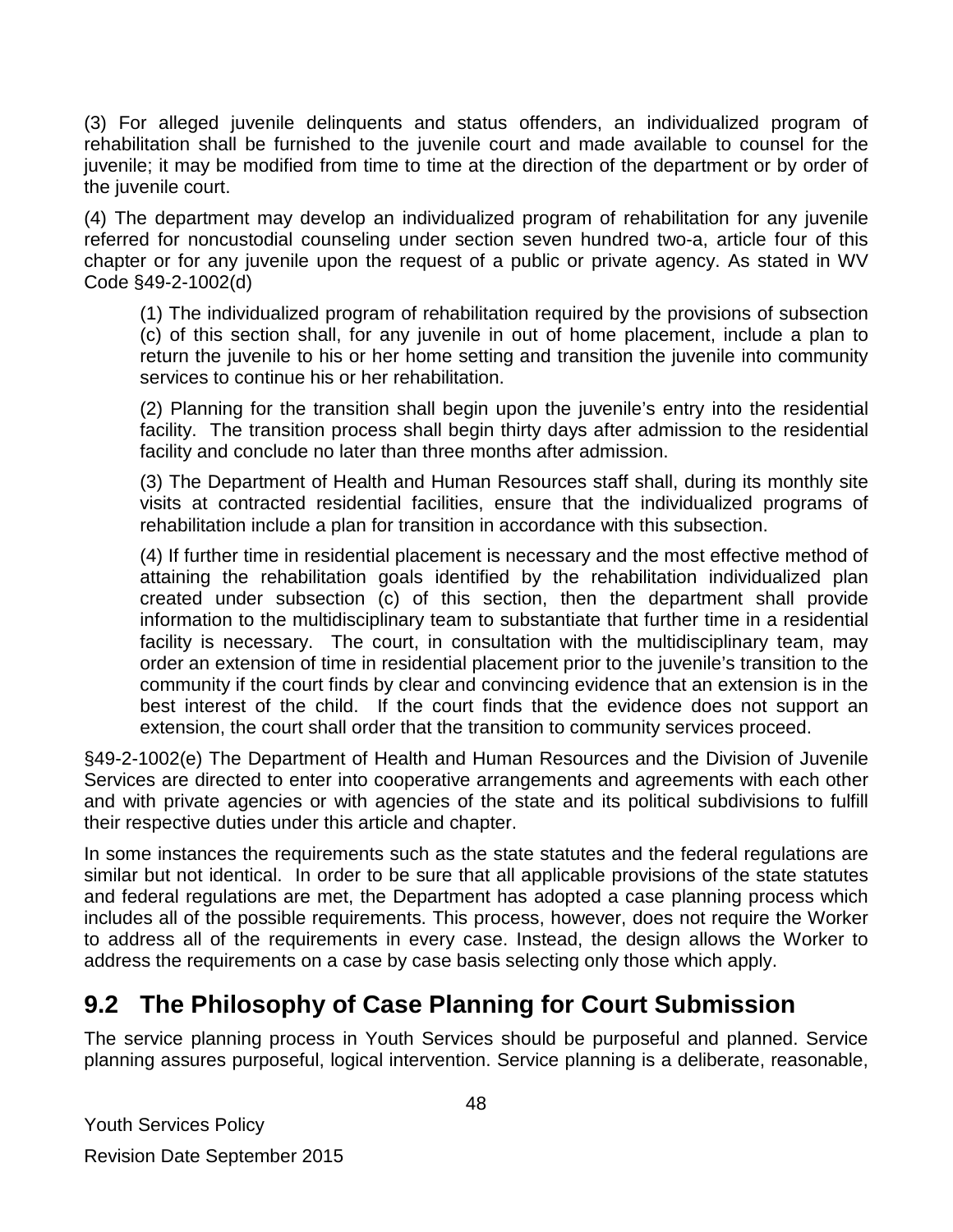(3) For alleged juvenile delinquents and status offenders, an individualized program of rehabilitation shall be furnished to the juvenile court and made available to counsel for the juvenile; it may be modified from time to time at the direction of the department or by order of the juvenile court.

(4) The department may develop an individualized program of rehabilitation for any juvenile referred for noncustodial counseling under section seven hundred two-a, article four of this chapter or for any juvenile upon the request of a public or private agency. As stated in WV Code §49-2-1002(d)

> (1) The individualized program of rehabilitation required by the provisions of subsection (c) of this section shall, for any juvenile in out of home placement, include a plan to return the juvenile to his or her home setting and transition the juvenile into community services to continue his or her rehabilitation.
>
> (2) Planning for the transition shall begin upon the juvenile's entry into the residential facility. The transition process shall begin thirty days after admission to the residential facility and conclude no later than three months after admission.
>
> (3) The Department of Health and Human Resources staff shall, during its monthly site visits at contracted residential facilities, ensure that the individualized programs of rehabilitation include a plan for transition in accordance with this subsection.
>
> (4) If further time in residential placement is necessary and the most effective method of attaining the rehabilitation goals identified by the rehabilitation individualized plan created under subsection (c) of this section, then the department shall provide information to the multidisciplinary team to substantiate that further time in a residential facility is necessary. The court, in consultation with the multidisciplinary team, may order an extension of time in residential placement prior to the juvenile's transition to the community if the court finds by clear and convincing evidence that an extension is in the best interest of the child. If the court finds that the evidence does not support an extension, the court shall order that the transition to community services proceed.

§49-2-1002(e) The Department of Health and Human Resources and the Division of Juvenile Services are directed to enter into cooperative arrangements and agreements with each other and with private agencies or with agencies of the state and its political subdivisions to fulfill their respective duties under this article and chapter.

In some instances the requirements such as the state statutes and the federal regulations are similar but not identical. In order to be sure that all applicable provisions of the state statutes and federal regulations are met, the Department has adopted a case planning process which includes all of the possible requirements. This process, however, does not require the Worker to address all of the requirements in every case. Instead, the design allows the Worker to address the requirements on a case by case basis selecting only those which apply.

## 9.2 The Philosophy of Case Planning for Court Submission

The service planning process in Youth Services should be purposeful and planned. Service planning assures purposeful, logical intervention. Service planning is a deliberate, reasonable,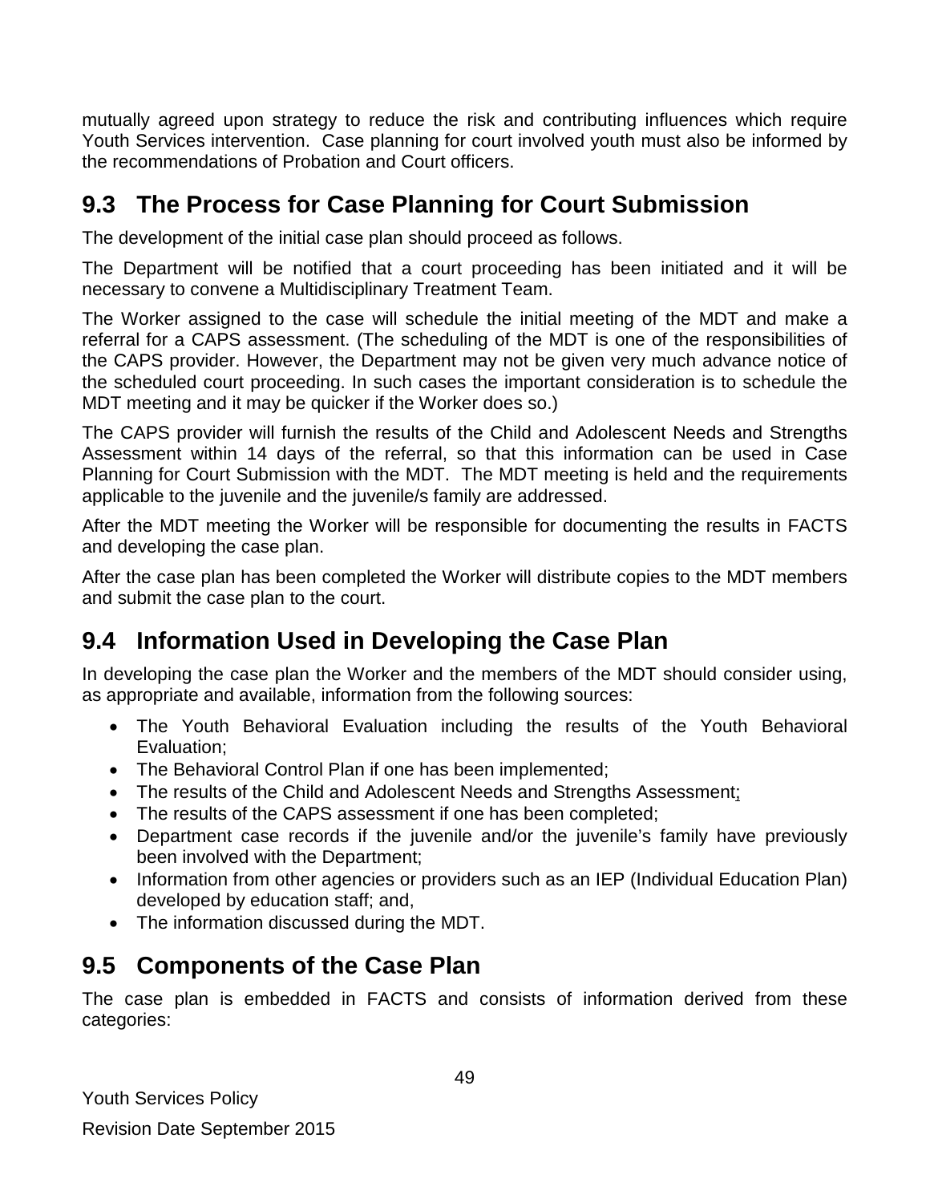mutually agreed upon strategy to reduce the risk and contributing influences which require Youth Services intervention. Case planning for court involved youth must also be informed by the recommendations of Probation and Court officers.

## 9.3 The Process for Case Planning for Court Submission

The development of the initial case plan should proceed as follows.

The Department will be notified that a court proceeding has been initiated and it will be necessary to convene a Multidisciplinary Treatment Team.

The Worker assigned to the case will schedule the initial meeting of the MDT and make a referral for a CAPS assessment. (The scheduling of the MDT is one of the responsibilities of the CAPS provider. However, the Department may not be given very much advance notice of the scheduled court proceeding. In such cases the important consideration is to schedule the MDT meeting and it may be quicker if the Worker does so.)

The CAPS provider will furnish the results of the Child and Adolescent Needs and Strengths Assessment within 14 days of the referral, so that this information can be used in Case Planning for Court Submission with the MDT. The MDT meeting is held and the requirements applicable to the juvenile and the juvenile/s family are addressed.

After the MDT meeting the Worker will be responsible for documenting the results in FACTS and developing the case plan.

After the case plan has been completed the Worker will distribute copies to the MDT members and submit the case plan to the court.

## 9.4 Information Used in Developing the Case Plan

In developing the case plan the Worker and the members of the MDT should consider using, as appropriate and available, information from the following sources:

- The Youth Behavioral Evaluation including the results of the Youth Behavioral Evaluation;
- The Behavioral Control Plan if one has been implemented;
- The results of the Child and Adolescent Needs and Strengths Assessment;
- The results of the CAPS assessment if one has been completed;
- Department case records if the juvenile and/or the juvenile's family have previously been involved with the Department;
- Information from other agencies or providers such as an IEP (Individual Education Plan) developed by education staff; and,
- The information discussed during the MDT.

## 9.5 Components of the Case Plan

The case plan is embedded in FACTS and consists of information derived from these categories: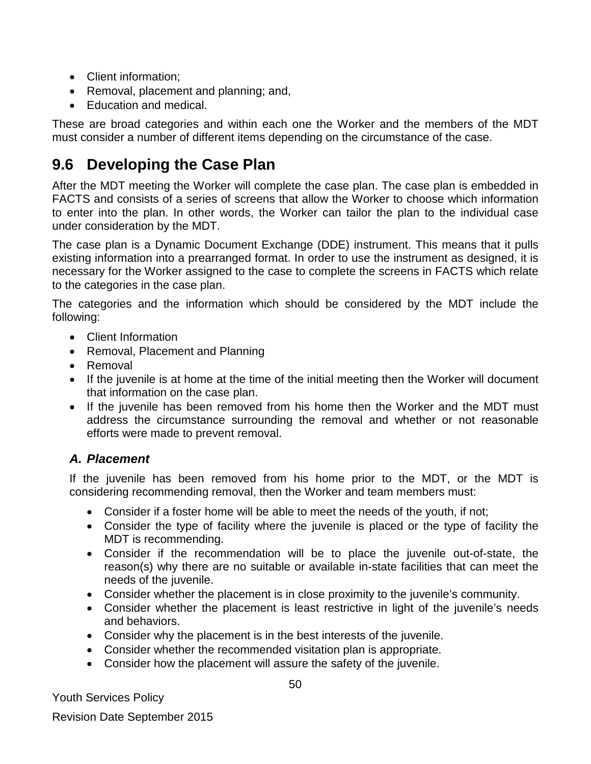- Client information;
- Removal, placement and planning; and,
- Education and medical.

These are broad categories and within each one the Worker and the members of the MDT must consider a number of different items depending on the circumstance of the case.

## 9.6 Developing the Case Plan

After the MDT meeting the Worker will complete the case plan. The case plan is embedded in FACTS and consists of a series of screens that allow the Worker to choose which information to enter into the plan. In other words, the Worker can tailor the plan to the individual case under consideration by the MDT.

The case plan is a Dynamic Document Exchange (DDE) instrument. This means that it pulls existing information into a prearranged format. In order to use the instrument as designed, it is necessary for the Worker assigned to the case to complete the screens in FACTS which relate to the categories in the case plan.

The categories and the information which should be considered by the MDT include the following:

- Client Information
- Removal, Placement and Planning
- Removal
- If the juvenile is at home at the time of the initial meeting then the Worker will document that information on the case plan.
- If the juvenile has been removed from his home then the Worker and the MDT must address the circumstance surrounding the removal and whether or not reasonable efforts were made to prevent removal.

### *A. Placement*

If the juvenile has been removed from his home prior to the MDT, or the MDT is considering recommending removal, then the Worker and team members must:

- Consider if a foster home will be able to meet the needs of the youth, if not;
- Consider the type of facility where the juvenile is placed or the type of facility the MDT is recommending.
- Consider if the recommendation will be to place the juvenile out-of-state, the reason(s) why there are no suitable or available in-state facilities that can meet the needs of the juvenile.
- Consider whether the placement is in close proximity to the juvenile’s community.
- Consider whether the placement is least restrictive in light of the juvenile’s needs and behaviors.
- Consider why the placement is in the best interests of the juvenile.
- Consider whether the recommended visitation plan is appropriate.
- Consider how the placement will assure the safety of the juvenile.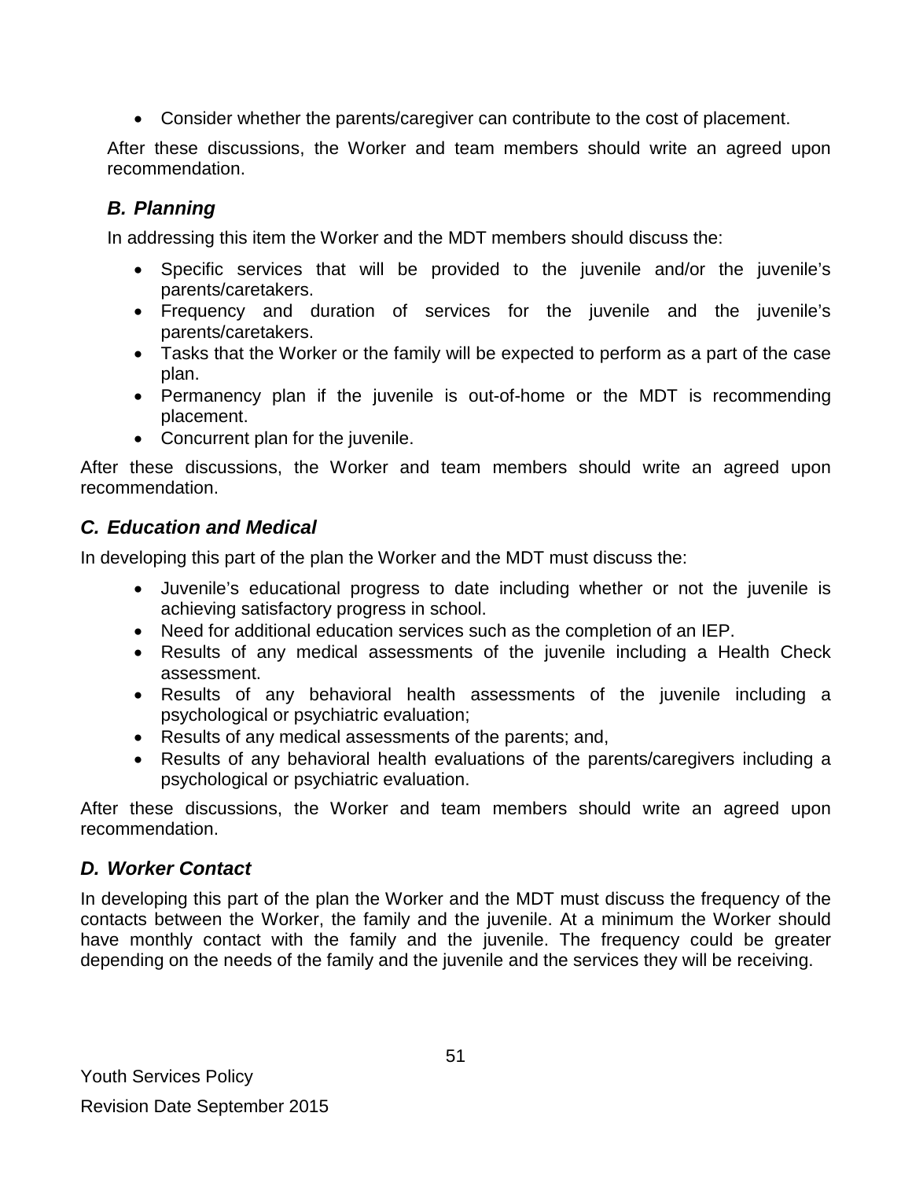- Consider whether the parents/caregiver can contribute to the cost of placement.

After these discussions, the Worker and team members should write an agreed upon recommendation.

### *B. Planning*

In addressing this item the Worker and the MDT members should discuss the:

- Specific services that will be provided to the juvenile and/or the juvenile's parents/caretakers.
- Frequency and duration of services for the juvenile and the juvenile's parents/caretakers.
- Tasks that the Worker or the family will be expected to perform as a part of the case plan.
- Permanency plan if the juvenile is out-of-home or the MDT is recommending placement.
- Concurrent plan for the juvenile.

After these discussions, the Worker and team members should write an agreed upon recommendation.

### *C. Education and Medical*

In developing this part of the plan the Worker and the MDT must discuss the:

- Juvenile's educational progress to date including whether or not the juvenile is achieving satisfactory progress in school.
- Need for additional education services such as the completion of an IEP.
- Results of any medical assessments of the juvenile including a Health Check assessment.
- Results of any behavioral health assessments of the juvenile including a psychological or psychiatric evaluation;
- Results of any medical assessments of the parents; and,
- Results of any behavioral health evaluations of the parents/caregivers including a psychological or psychiatric evaluation.

After these discussions, the Worker and team members should write an agreed upon recommendation.

### *D. Worker Contact*

In developing this part of the plan the Worker and the MDT must discuss the frequency of the contacts between the Worker, the family and the juvenile. At a minimum the Worker should have monthly contact with the family and the juvenile. The frequency could be greater depending on the needs of the family and the juvenile and the services they will be receiving.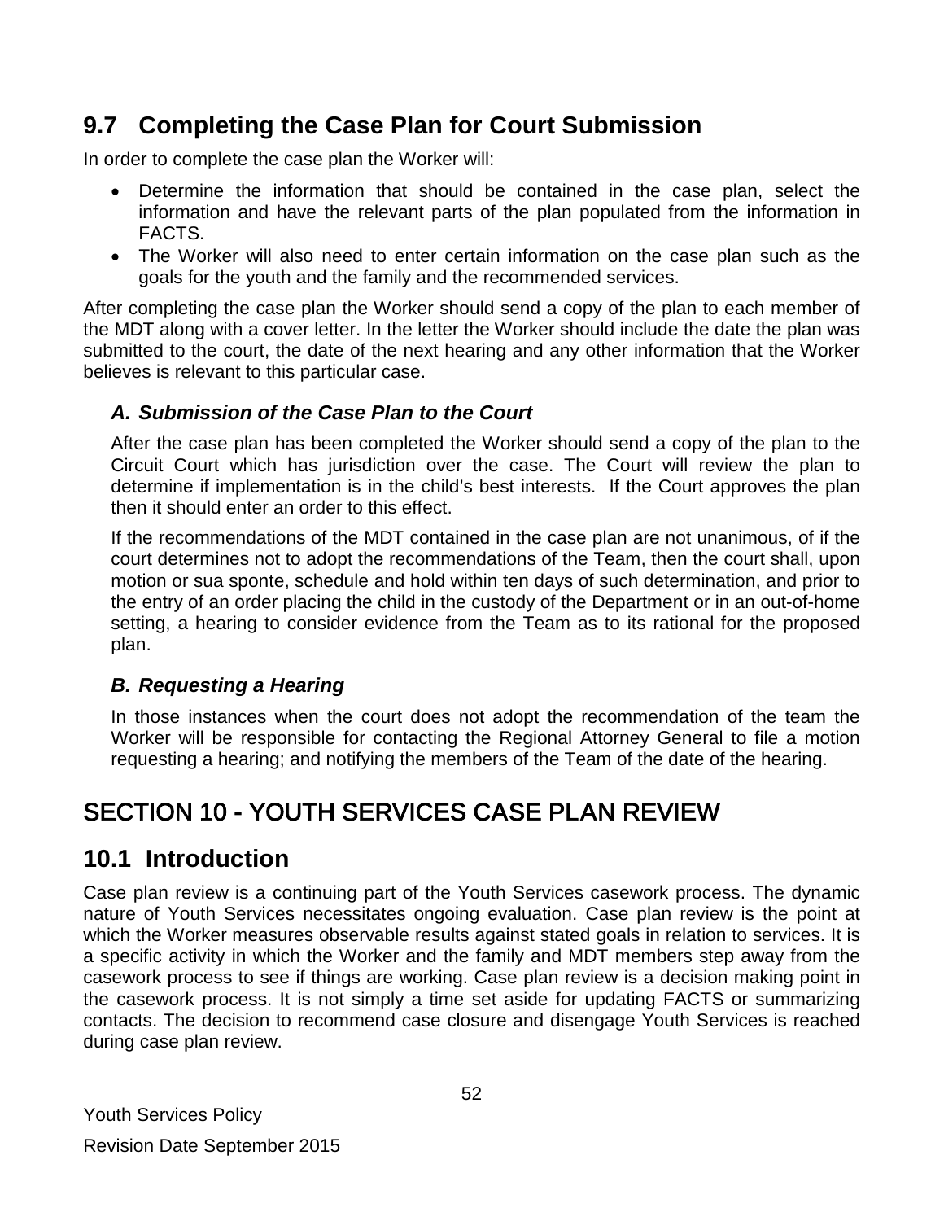## 9.7 Completing the Case Plan for Court Submission

In order to complete the case plan the Worker will:

- Determine the information that should be contained in the case plan, select the information and have the relevant parts of the plan populated from the information in FACTS.
- The Worker will also need to enter certain information on the case plan such as the goals for the youth and the family and the recommended services.

After completing the case plan the Worker should send a copy of the plan to each member of the MDT along with a cover letter. In the letter the Worker should include the date the plan was submitted to the court, the date of the next hearing and any other information that the Worker believes is relevant to this particular case.

### *A. Submission of the Case Plan to the Court*

After the case plan has been completed the Worker should send a copy of the plan to the Circuit Court which has jurisdiction over the case. The Court will review the plan to determine if implementation is in the child's best interests. If the Court approves the plan then it should enter an order to this effect.

If the recommendations of the MDT contained in the case plan are not unanimous, of if the court determines not to adopt the recommendations of the Team, then the court shall, upon motion or sua sponte, schedule and hold within ten days of such determination, and prior to the entry of an order placing the child in the custody of the Department or in an out-of-home setting, a hearing to consider evidence from the Team as to its rational for the proposed plan.

### *B. Requesting a Hearing*

In those instances when the court does not adopt the recommendation of the team the Worker will be responsible for contacting the Regional Attorney General to file a motion requesting a hearing; and notifying the members of the Team of the date of the hearing.

# SECTION 10 - YOUTH SERVICES CASE PLAN REVIEW

## 10.1 Introduction

Case plan review is a continuing part of the Youth Services casework process. The dynamic nature of Youth Services necessitates ongoing evaluation. Case plan review is the point at which the Worker measures observable results against stated goals in relation to services. It is a specific activity in which the Worker and the family and MDT members step away from the casework process to see if things are working. Case plan review is a decision making point in the casework process. It is not simply a time set aside for updating FACTS or summarizing contacts. The decision to recommend case closure and disengage Youth Services is reached during case plan review.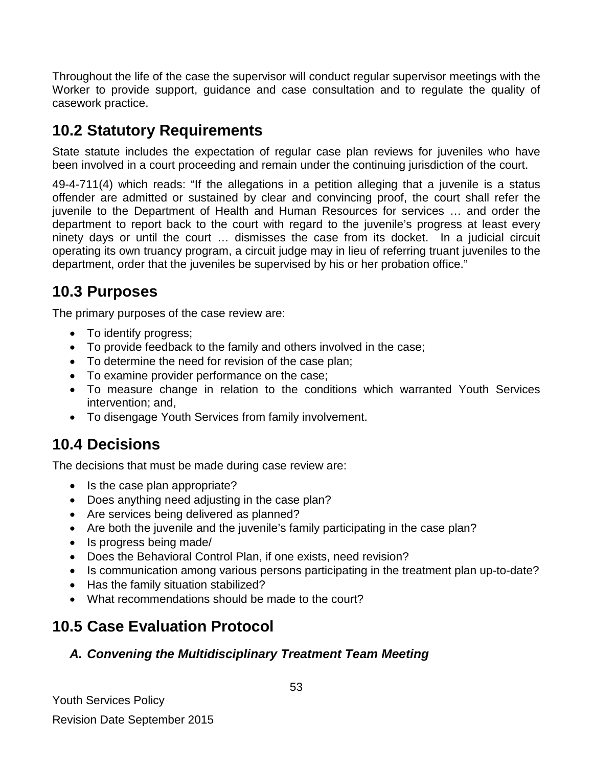Throughout the life of the case the supervisor will conduct regular supervisor meetings with the Worker to provide support, guidance and case consultation and to regulate the quality of casework practice.

## 10.2 Statutory Requirements

State statute includes the expectation of regular case plan reviews for juveniles who have been involved in a court proceeding and remain under the continuing jurisdiction of the court.

49-4-711(4) which reads: "If the allegations in a petition alleging that a juvenile is a status offender are admitted or sustained by clear and convincing proof, the court shall refer the juvenile to the Department of Health and Human Resources for services … and order the department to report back to the court with regard to the juvenile's progress at least every ninety days or until the court … dismisses the case from its docket. In a judicial circuit operating its own truancy program, a circuit judge may in lieu of referring truant juveniles to the department, order that the juveniles be supervised by his or her probation office."

## 10.3 Purposes

The primary purposes of the case review are:

- To identify progress;
- To provide feedback to the family and others involved in the case;
- To determine the need for revision of the case plan;
- To examine provider performance on the case;
- To measure change in relation to the conditions which warranted Youth Services intervention; and,
- To disengage Youth Services from family involvement.

## 10.4 Decisions

The decisions that must be made during case review are:

- Is the case plan appropriate?
- Does anything need adjusting in the case plan?
- Are services being delivered as planned?
- Are both the juvenile and the juvenile's family participating in the case plan?
- Is progress being made/
- Does the Behavioral Control Plan, if one exists, need revision?
- Is communication among various persons participating in the treatment plan up-to-date?
- Has the family situation stabilized?
- What recommendations should be made to the court?

## 10.5 Case Evaluation Protocol

### *A. Convening the Multidisciplinary Treatment Team Meeting*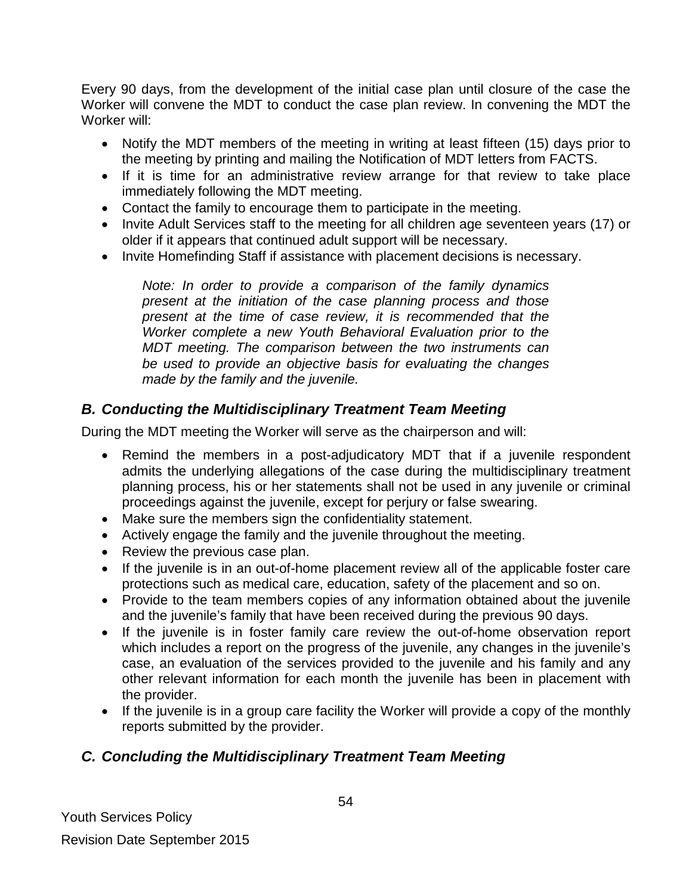Every 90 days, from the development of the initial case plan until closure of the case the Worker will convene the MDT to conduct the case plan review. In convening the MDT the Worker will:

- Notify the MDT members of the meeting in writing at least fifteen (15) days prior to the meeting by printing and mailing the Notification of MDT letters from FACTS.
- If it is time for an administrative review arrange for that review to take place immediately following the MDT meeting.
- Contact the family to encourage them to participate in the meeting.
- Invite Adult Services staff to the meeting for all children age seventeen years (17) or older if it appears that continued adult support will be necessary.
- Invite Homefinding Staff if assistance with placement decisions is necessary.

> *Note: In order to provide a comparison of the family dynamics present at the initiation of the case planning process and those present at the time of case review, it is recommended that the Worker complete a new Youth Behavioral Evaluation prior to the MDT meeting. The comparison between the two instruments can be used to provide an objective basis for evaluating the changes made by the family and the juvenile.*

### *B. Conducting the Multidisciplinary Treatment Team Meeting*

During the MDT meeting the Worker will serve as the chairperson and will:

- Remind the members in a post-adjudicatory MDT that if a juvenile respondent admits the underlying allegations of the case during the multidisciplinary treatment planning process, his or her statements shall not be used in any juvenile or criminal proceedings against the juvenile, except for perjury or false swearing.
- Make sure the members sign the confidentiality statement.
- Actively engage the family and the juvenile throughout the meeting.
- Review the previous case plan.
- If the juvenile is in an out-of-home placement review all of the applicable foster care protections such as medical care, education, safety of the placement and so on.
- Provide to the team members copies of any information obtained about the juvenile and the juvenile's family that have been received during the previous 90 days.
- If the juvenile is in foster family care review the out-of-home observation report which includes a report on the progress of the juvenile, any changes in the juvenile's case, an evaluation of the services provided to the juvenile and his family and any other relevant information for each month the juvenile has been in placement with the provider.
- If the juvenile is in a group care facility the Worker will provide a copy of the monthly reports submitted by the provider.

### *C. Concluding the Multidisciplinary Treatment Team Meeting*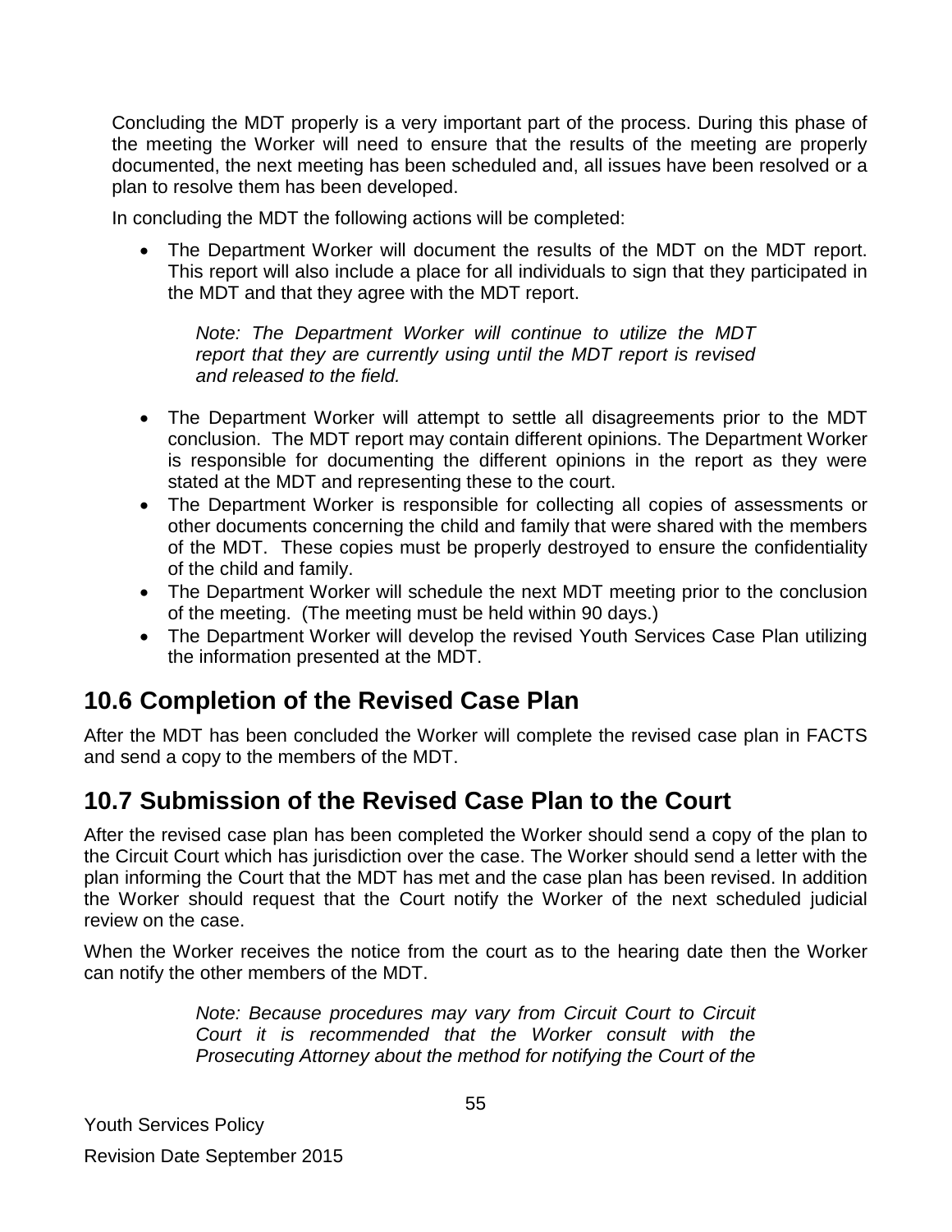Concluding the MDT properly is a very important part of the process. During this phase of the meeting the Worker will need to ensure that the results of the meeting are properly documented, the next meeting has been scheduled and, all issues have been resolved or a plan to resolve them has been developed.

In concluding the MDT the following actions will be completed:

- The Department Worker will document the results of the MDT on the MDT report. This report will also include a place for all individuals to sign that they participated in the MDT and that they agree with the MDT report.

  *Note: The Department Worker will continue to utilize the MDT report that they are currently using until the MDT report is revised and released to the field.*

- The Department Worker will attempt to settle all disagreements prior to the MDT conclusion. The MDT report may contain different opinions. The Department Worker is responsible for documenting the different opinions in the report as they were stated at the MDT and representing these to the court.
- The Department Worker is responsible for collecting all copies of assessments or other documents concerning the child and family that were shared with the members of the MDT. These copies must be properly destroyed to ensure the confidentiality of the child and family.
- The Department Worker will schedule the next MDT meeting prior to the conclusion of the meeting. (The meeting must be held within 90 days.)
- The Department Worker will develop the revised Youth Services Case Plan utilizing the information presented at the MDT.

## 10.6 Completion of the Revised Case Plan

After the MDT has been concluded the Worker will complete the revised case plan in FACTS and send a copy to the members of the MDT.

## 10.7 Submission of the Revised Case Plan to the Court

After the revised case plan has been completed the Worker should send a copy of the plan to the Circuit Court which has jurisdiction over the case. The Worker should send a letter with the plan informing the Court that the MDT has met and the case plan has been revised. In addition the Worker should request that the Court notify the Worker of the next scheduled judicial review on the case.

When the Worker receives the notice from the court as to the hearing date then the Worker can notify the other members of the MDT.

*Note: Because procedures may vary from Circuit Court to Circuit Court it is recommended that the Worker consult with the Prosecuting Attorney about the method for notifying the Court of the*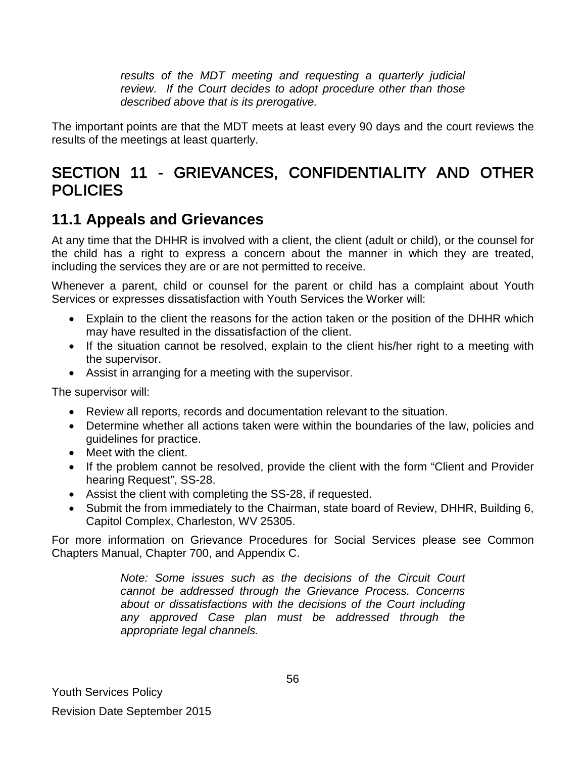*results of the MDT meeting and requesting a quarterly judicial review. If the Court decides to adopt procedure other than those described above that is its prerogative.*

The important points are that the MDT meets at least every 90 days and the court reviews the results of the meetings at least quarterly.

# SECTION 11 - GRIEVANCES, CONFIDENTIALITY AND OTHER POLICIES

## 11.1 Appeals and Grievances

At any time that the DHHR is involved with a client, the client (adult or child), or the counsel for the child has a right to express a concern about the manner in which they are treated, including the services they are or are not permitted to receive.

Whenever a parent, child or counsel for the parent or child has a complaint about Youth Services or expresses dissatisfaction with Youth Services the Worker will:

- Explain to the client the reasons for the action taken or the position of the DHHR which may have resulted in the dissatisfaction of the client.
- If the situation cannot be resolved, explain to the client his/her right to a meeting with the supervisor.
- Assist in arranging for a meeting with the supervisor.

The supervisor will:

- Review all reports, records and documentation relevant to the situation.
- Determine whether all actions taken were within the boundaries of the law, policies and guidelines for practice.
- Meet with the client.
- If the problem cannot be resolved, provide the client with the form "Client and Provider hearing Request", SS-28.
- Assist the client with completing the SS-28, if requested.
- Submit the from immediately to the Chairman, state board of Review, DHHR, Building 6, Capitol Complex, Charleston, WV 25305.

For more information on Grievance Procedures for Social Services please see Common Chapters Manual, Chapter 700, and Appendix C.

*Note: Some issues such as the decisions of the Circuit Court cannot be addressed through the Grievance Process. Concerns about or dissatisfactions with the decisions of the Court including any approved Case plan must be addressed through the appropriate legal channels.*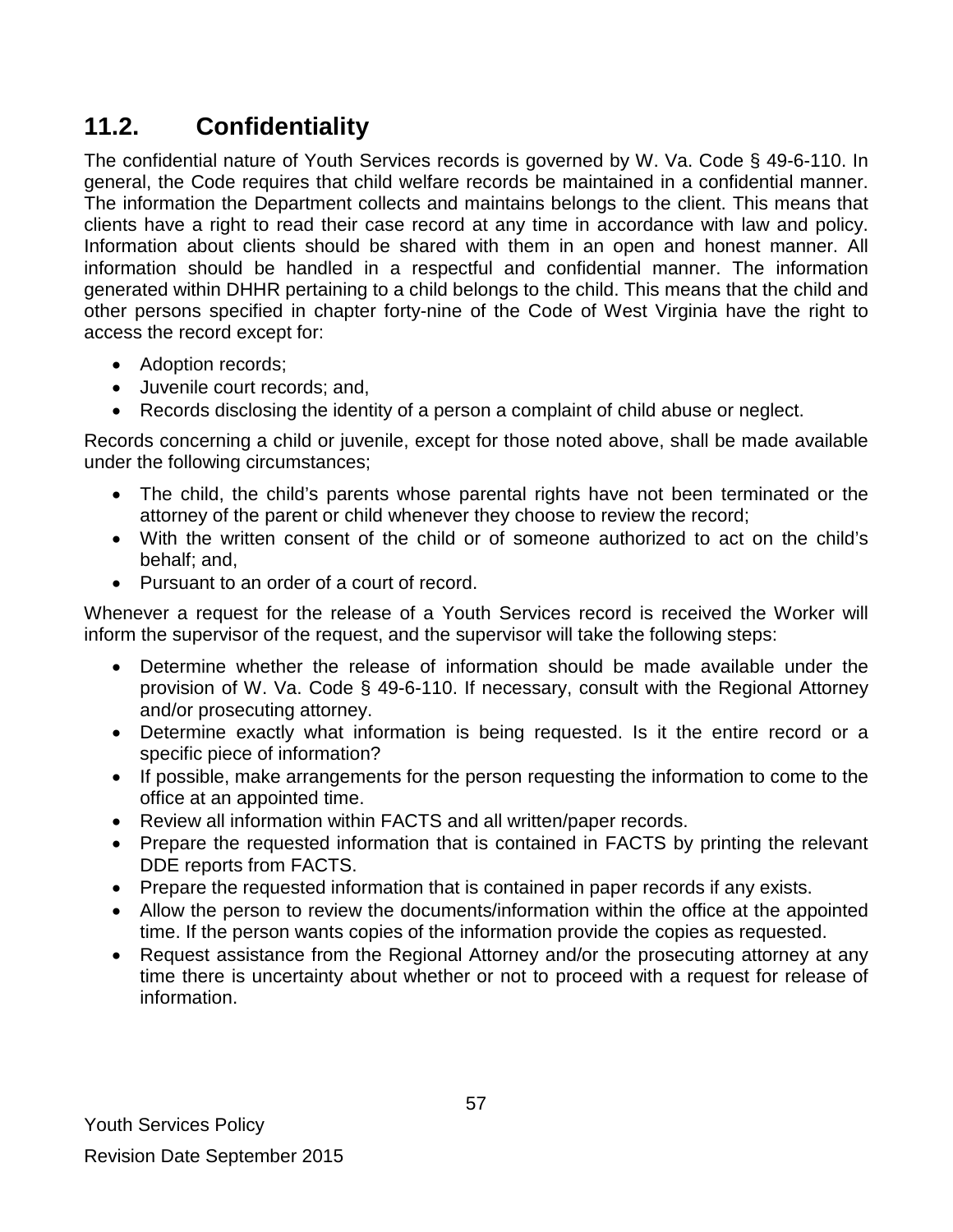## 11.2. Confidentiality

The confidential nature of Youth Services records is governed by W. Va. Code § 49-6-110. In general, the Code requires that child welfare records be maintained in a confidential manner. The information the Department collects and maintains belongs to the client. This means that clients have a right to read their case record at any time in accordance with law and policy. Information about clients should be shared with them in an open and honest manner. All information should be handled in a respectful and confidential manner. The information generated within DHHR pertaining to a child belongs to the child. This means that the child and other persons specified in chapter forty-nine of the Code of West Virginia have the right to access the record except for:

- Adoption records;
- Juvenile court records; and,
- Records disclosing the identity of a person a complaint of child abuse or neglect.

Records concerning a child or juvenile, except for those noted above, shall be made available under the following circumstances;

- The child, the child's parents whose parental rights have not been terminated or the attorney of the parent or child whenever they choose to review the record;
- With the written consent of the child or of someone authorized to act on the child's behalf; and,
- Pursuant to an order of a court of record.

Whenever a request for the release of a Youth Services record is received the Worker will inform the supervisor of the request, and the supervisor will take the following steps:

- Determine whether the release of information should be made available under the provision of W. Va. Code § 49-6-110. If necessary, consult with the Regional Attorney and/or prosecuting attorney.
- Determine exactly what information is being requested. Is it the entire record or a specific piece of information?
- If possible, make arrangements for the person requesting the information to come to the office at an appointed time.
- Review all information within FACTS and all written/paper records.
- Prepare the requested information that is contained in FACTS by printing the relevant DDE reports from FACTS.
- Prepare the requested information that is contained in paper records if any exists.
- Allow the person to review the documents/information within the office at the appointed time. If the person wants copies of the information provide the copies as requested.
- Request assistance from the Regional Attorney and/or the prosecuting attorney at any time there is uncertainty about whether or not to proceed with a request for release of information.